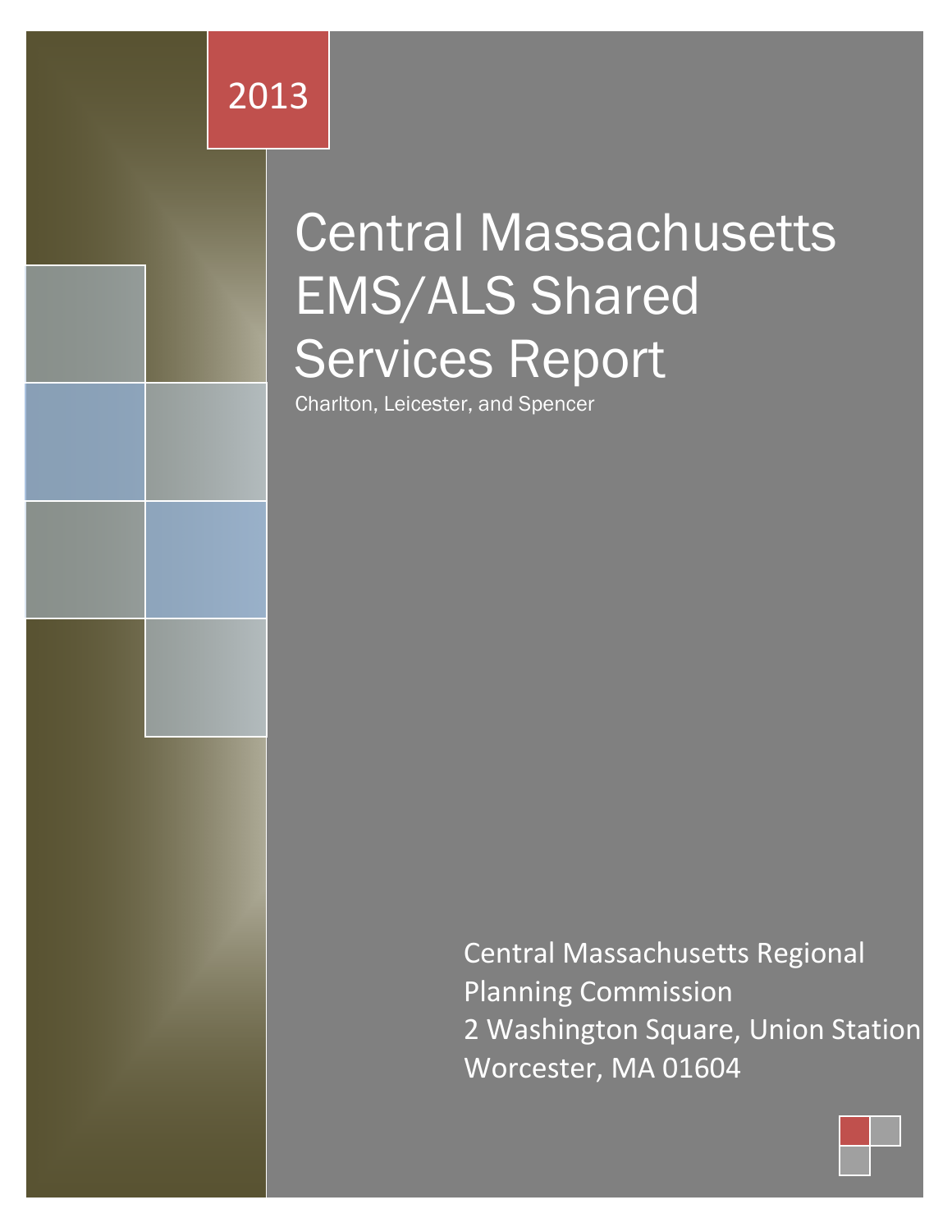2013

# Central Massachusetts EMS/ALS Shared Services Report

Charlton, Leicester, and Spencer

Central Massachusetts Regional Planning Commission
2 Washington Square, Union Station
Worcester, MA 01604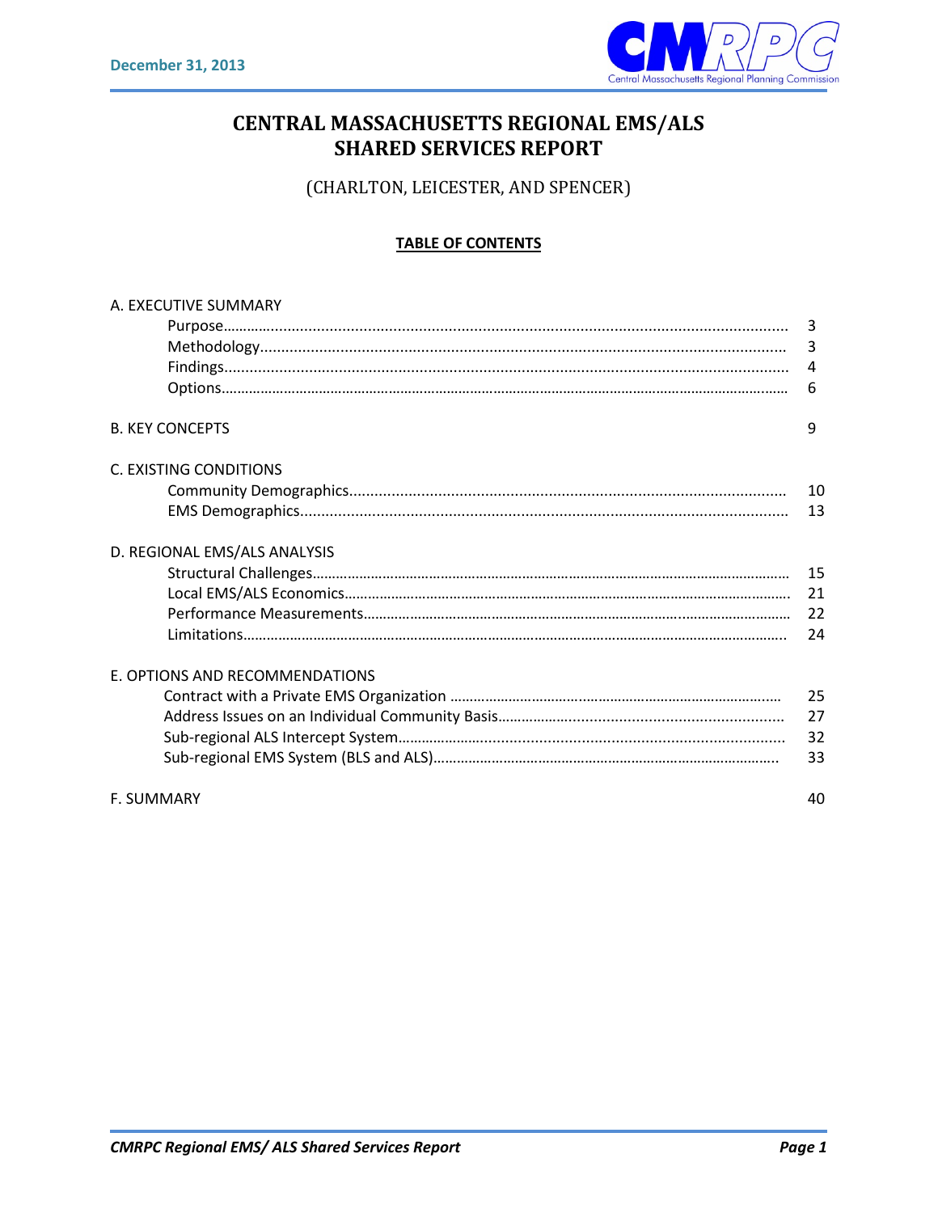December 31, 2013

# CENTRAL MASSACHUSETTS REGIONAL EMS/ALS SHARED SERVICES REPORT

(CHARLTON, LEICESTER, AND SPENCER)

**TABLE OF CONTENTS**

A. EXECUTIVE SUMMARY
- Purpose ........ 3
- Methodology ........ 3
- Findings ........ 4
- Options ........ 6

B. KEY CONCEPTS ........ 9

C. EXISTING CONDITIONS
- Community Demographics ........ 10
- EMS Demographics ........ 13

D. REGIONAL EMS/ALS ANALYSIS
- Structural Challenges ........ 15
- Local EMS/ALS Economics ........ 21
- Performance Measurements ........ 22
- Limitations ........ 24

E. OPTIONS AND RECOMMENDATIONS
- Contract with a Private EMS Organization ........ 25
- Address Issues on an Individual Community Basis ........ 27
- Sub-regional ALS Intercept System ........ 32
- Sub-regional EMS System (BLS and ALS) ........ 33

F. SUMMARY ........ 40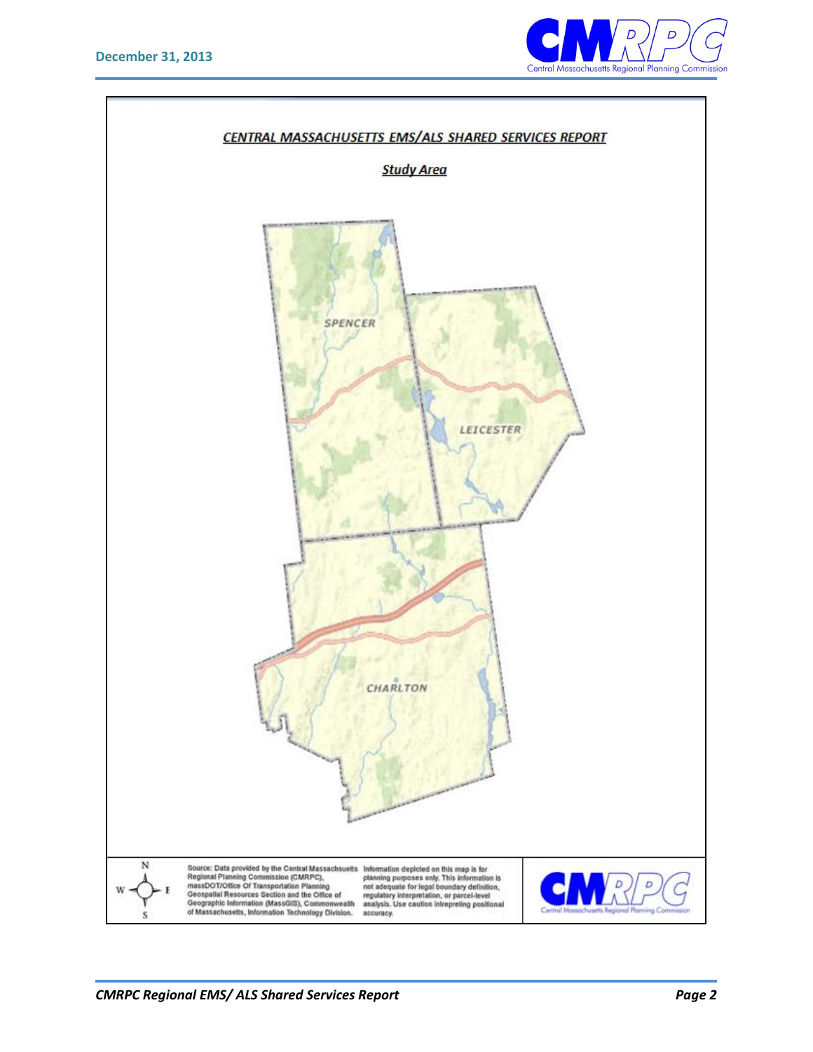## CENTRAL MASSACHUSETTS EMS/ALS SHARED SERVICES REPORT

### Study Area

SPENCER

LEICESTER

CHARLTON

Source: Data provided by the Central Massachusetts Regional Planning Commission (CMRPC), massDOT/Office Of Transportation Planning Geospatial Resources Section and the Office of Geographic Information (MassGIS), Commonwealth of Massachusetts, Information Technology Division.

Information depicted on this map is for planning purposes only. This information is not adequate for legal boundary definition, regulatory interpretation, or parcel-level analysis. Use caution intrepreting positional accuracy.

CMRPC Central Massachusetts Regional Planning Commission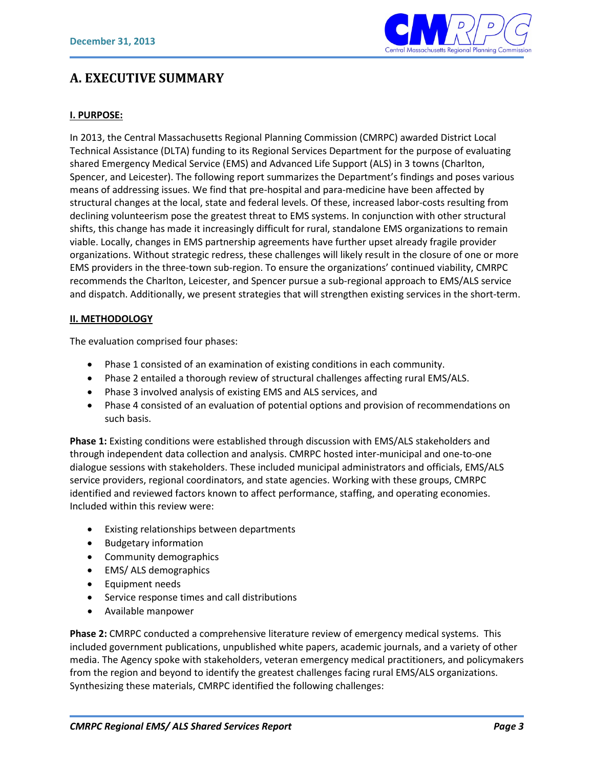# A. EXECUTIVE SUMMARY

**I. PURPOSE:**

In 2013, the Central Massachusetts Regional Planning Commission (CMRPC) awarded District Local Technical Assistance (DLTA) funding to its Regional Services Department for the purpose of evaluating shared Emergency Medical Service (EMS) and Advanced Life Support (ALS) in 3 towns (Charlton, Spencer, and Leicester). The following report summarizes the Department's findings and poses various means of addressing issues. We find that pre-hospital and para-medicine have been affected by structural changes at the local, state and federal levels. Of these, increased labor-costs resulting from declining volunteerism pose the greatest threat to EMS systems. In conjunction with other structural shifts, this change has made it increasingly difficult for rural, standalone EMS organizations to remain viable. Locally, changes in EMS partnership agreements have further upset already fragile provider organizations. Without strategic redress, these challenges will likely result in the closure of one or more EMS providers in the three-town sub-region. To ensure the organizations' continued viability, CMRPC recommends the Charlton, Leicester, and Spencer pursue a sub-regional approach to EMS/ALS service and dispatch. Additionally, we present strategies that will strengthen existing services in the short-term.

**II. METHODOLOGY**

The evaluation comprised four phases:

- Phase 1 consisted of an examination of existing conditions in each community.
- Phase 2 entailed a thorough review of structural challenges affecting rural EMS/ALS.
- Phase 3 involved analysis of existing EMS and ALS services, and
- Phase 4 consisted of an evaluation of potential options and provision of recommendations on such basis.

**Phase 1:** Existing conditions were established through discussion with EMS/ALS stakeholders and through independent data collection and analysis. CMRPC hosted inter-municipal and one-to-one dialogue sessions with stakeholders. These included municipal administrators and officials, EMS/ALS service providers, regional coordinators, and state agencies. Working with these groups, CMRPC identified and reviewed factors known to affect performance, staffing, and operating economies. Included within this review were:

- Existing relationships between departments
- Budgetary information
- Community demographics
- EMS/ ALS demographics
- Equipment needs
- Service response times and call distributions
- Available manpower

**Phase 2:** CMRPC conducted a comprehensive literature review of emergency medical systems. This included government publications, unpublished white papers, academic journals, and a variety of other media. The Agency spoke with stakeholders, veteran emergency medical practitioners, and policymakers from the region and beyond to identify the greatest challenges facing rural EMS/ALS organizations. Synthesizing these materials, CMRPC identified the following challenges: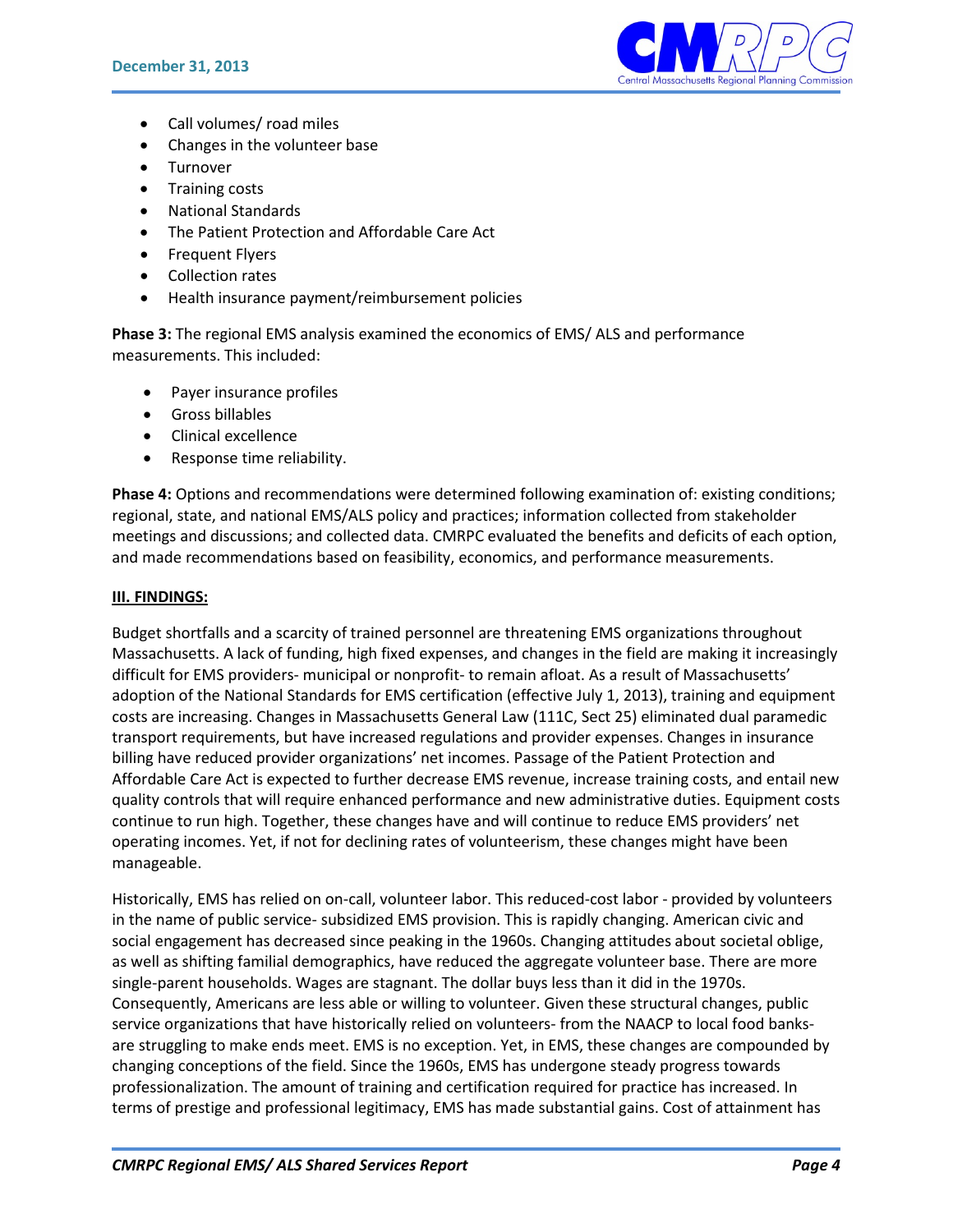- Call volumes/ road miles
- Changes in the volunteer base
- Turnover
- Training costs
- National Standards
- The Patient Protection and Affordable Care Act
- Frequent Flyers
- Collection rates
- Health insurance payment/reimbursement policies

**Phase 3:** The regional EMS analysis examined the economics of EMS/ ALS and performance measurements. This included:

- Payer insurance profiles
- Gross billables
- Clinical excellence
- Response time reliability.

**Phase 4:** Options and recommendations were determined following examination of: existing conditions; regional, state, and national EMS/ALS policy and practices; information collected from stakeholder meetings and discussions; and collected data. CMRPC evaluated the benefits and deficits of each option, and made recommendations based on feasibility, economics, and performance measurements.

## III. FINDINGS:

Budget shortfalls and a scarcity of trained personnel are threatening EMS organizations throughout Massachusetts. A lack of funding, high fixed expenses, and changes in the field are making it increasingly difficult for EMS providers- municipal or nonprofit- to remain afloat. As a result of Massachusetts' adoption of the National Standards for EMS certification (effective July 1, 2013), training and equipment costs are increasing. Changes in Massachusetts General Law (111C, Sect 25) eliminated dual paramedic transport requirements, but have increased regulations and provider expenses. Changes in insurance billing have reduced provider organizations' net incomes. Passage of the Patient Protection and Affordable Care Act is expected to further decrease EMS revenue, increase training costs, and entail new quality controls that will require enhanced performance and new administrative duties. Equipment costs continue to run high. Together, these changes have and will continue to reduce EMS providers' net operating incomes. Yet, if not for declining rates of volunteerism, these changes might have been manageable.

Historically, EMS has relied on on-call, volunteer labor. This reduced-cost labor - provided by volunteers in the name of public service- subsidized EMS provision. This is rapidly changing. American civic and social engagement has decreased since peaking in the 1960s. Changing attitudes about societal oblige, as well as shifting familial demographics, have reduced the aggregate volunteer base. There are more single-parent households. Wages are stagnant. The dollar buys less than it did in the 1970s. Consequently, Americans are less able or willing to volunteer. Given these structural changes, public service organizations that have historically relied on volunteers- from the NAACP to local food banks- are struggling to make ends meet. EMS is no exception. Yet, in EMS, these changes are compounded by changing conceptions of the field. Since the 1960s, EMS has undergone steady progress towards professionalization. The amount of training and certification required for practice has increased. In terms of prestige and professional legitimacy, EMS has made substantial gains. Cost of attainment has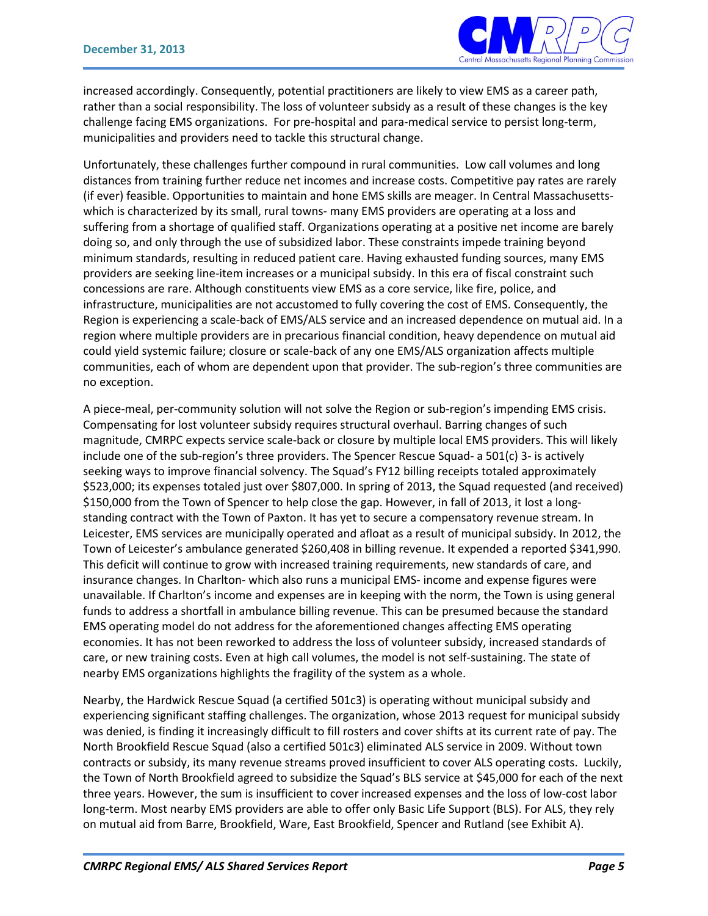increased accordingly. Consequently, potential practitioners are likely to view EMS as a career path, rather than a social responsibility. The loss of volunteer subsidy as a result of these changes is the key challenge facing EMS organizations. For pre-hospital and para-medical service to persist long-term, municipalities and providers need to tackle this structural change.

Unfortunately, these challenges further compound in rural communities. Low call volumes and long distances from training further reduce net incomes and increase costs. Competitive pay rates are rarely (if ever) feasible. Opportunities to maintain and hone EMS skills are meager. In Central Massachusetts- which is characterized by its small, rural towns- many EMS providers are operating at a loss and suffering from a shortage of qualified staff. Organizations operating at a positive net income are barely doing so, and only through the use of subsidized labor. These constraints impede training beyond minimum standards, resulting in reduced patient care. Having exhausted funding sources, many EMS providers are seeking line-item increases or a municipal subsidy. In this era of fiscal constraint such concessions are rare. Although constituents view EMS as a core service, like fire, police, and infrastructure, municipalities are not accustomed to fully covering the cost of EMS. Consequently, the Region is experiencing a scale-back of EMS/ALS service and an increased dependence on mutual aid. In a region where multiple providers are in precarious financial condition, heavy dependence on mutual aid could yield systemic failure; closure or scale-back of any one EMS/ALS organization affects multiple communities, each of whom are dependent upon that provider. The sub-region's three communities are no exception.

A piece-meal, per-community solution will not solve the Region or sub-region's impending EMS crisis. Compensating for lost volunteer subsidy requires structural overhaul. Barring changes of such magnitude, CMRPC expects service scale-back or closure by multiple local EMS providers. This will likely include one of the sub-region's three providers. The Spencer Rescue Squad- a 501(c) 3- is actively seeking ways to improve financial solvency. The Squad's FY12 billing receipts totaled approximately $523,000; its expenses totaled just over $807,000. In spring of 2013, the Squad requested (and received) $150,000 from the Town of Spencer to help close the gap. However, in fall of 2013, it lost a long-standing contract with the Town of Paxton. It has yet to secure a compensatory revenue stream. In Leicester, EMS services are municipally operated and afloat as a result of municipal subsidy. In 2012, the Town of Leicester's ambulance generated $260,408 in billing revenue. It expended a reported $341,990. This deficit will continue to grow with increased training requirements, new standards of care, and insurance changes. In Charlton- which also runs a municipal EMS- income and expense figures were unavailable. If Charlton's income and expenses are in keeping with the norm, the Town is using general funds to address a shortfall in ambulance billing revenue. This can be presumed because the standard EMS operating model do not address for the aforementioned changes affecting EMS operating economies. It has not been reworked to address the loss of volunteer subsidy, increased standards of care, or new training costs. Even at high call volumes, the model is not self-sustaining. The state of nearby EMS organizations highlights the fragility of the system as a whole.

Nearby, the Hardwick Rescue Squad (a certified 501c3) is operating without municipal subsidy and experiencing significant staffing challenges. The organization, whose 2013 request for municipal subsidy was denied, is finding it increasingly difficult to fill rosters and cover shifts at its current rate of pay. The North Brookfield Rescue Squad (also a certified 501c3) eliminated ALS service in 2009. Without town contracts or subsidy, its many revenue streams proved insufficient to cover ALS operating costs. Luckily, the Town of North Brookfield agreed to subsidize the Squad's BLS service at $45,000 for each of the next three years. However, the sum is insufficient to cover increased expenses and the loss of low-cost labor long-term. Most nearby EMS providers are able to offer only Basic Life Support (BLS). For ALS, they rely on mutual aid from Barre, Brookfield, Ware, East Brookfield, Spencer and Rutland (see Exhibit A).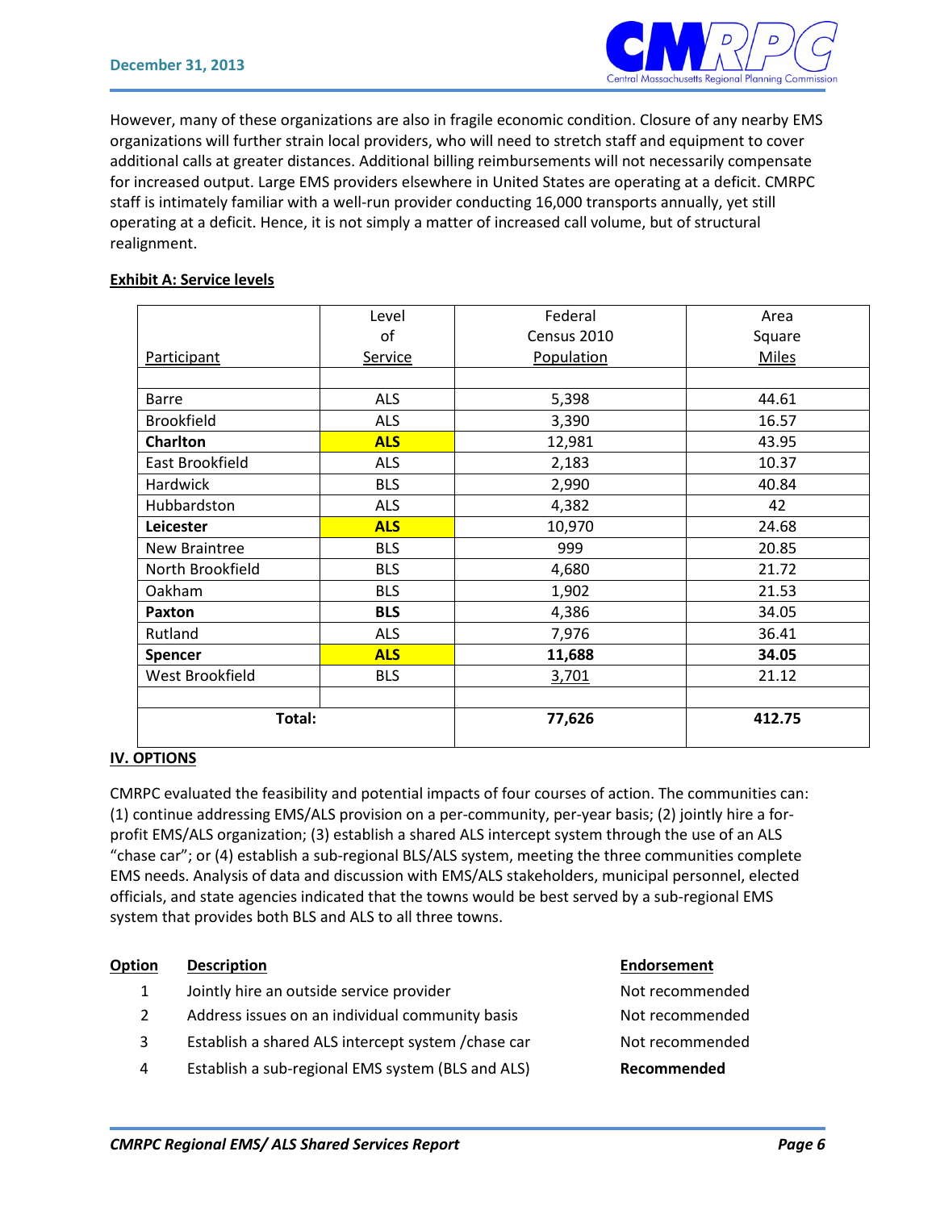However, many of these organizations are also in fragile economic condition. Closure of any nearby EMS organizations will further strain local providers, who will need to stretch staff and equipment to cover additional calls at greater distances. Additional billing reimbursements will not necessarily compensate for increased output. Large EMS providers elsewhere in United States are operating at a deficit. CMRPC staff is intimately familiar with a well-run provider conducting 16,000 transports annually, yet still operating at a deficit. Hence, it is not simply a matter of increased call volume, but of structural realignment.

**Exhibit A: Service levels**

| Participant | Level of Service | Federal Census 2010 Population | Area Square Miles |
|---|---|---|---|
| | | | |
| Barre | ALS | 5,398 | 44.61 |
| Brookfield | ALS | 3,390 | 16.57 |
| **Charlton** | **ALS** | 12,981 | 43.95 |
| East Brookfield | ALS | 2,183 | 10.37 |
| Hardwick | BLS | 2,990 | 40.84 |
| Hubbardston | ALS | 4,382 | 42 |
| **Leicester** | **ALS** | 10,970 | 24.68 |
| New Braintree | BLS | 999 | 20.85 |
| North Brookfield | BLS | 4,680 | 21.72 |
| Oakham | BLS | 1,902 | 21.53 |
| **Paxton** | **BLS** | 4,386 | 34.05 |
| Rutland | ALS | 7,976 | 36.41 |
| **Spencer** | **ALS** | **11,688** | **34.05** |
| West Brookfield | BLS | 3,701 | 21.12 |
| | | | |
| **Total:** | | **77,626** | **412.75** |

## IV. OPTIONS

CMRPC evaluated the feasibility and potential impacts of four courses of action. The communities can: (1) continue addressing EMS/ALS provision on a per-community, per-year basis; (2) jointly hire a for-profit EMS/ALS organization; (3) establish a shared ALS intercept system through the use of an ALS "chase car"; or (4) establish a sub-regional BLS/ALS system, meeting the three communities complete EMS needs. Analysis of data and discussion with EMS/ALS stakeholders, municipal personnel, elected officials, and state agencies indicated that the towns would be best served by a sub-regional EMS system that provides both BLS and ALS to all three towns.

| Option | Description | Endorsement |
|---|---|---|
| 1 | Jointly hire an outside service provider | Not recommended |
| 2 | Address issues on an individual community basis | Not recommended |
| 3 | Establish a shared ALS intercept system /chase car | Not recommended |
| 4 | Establish a sub-regional EMS system (BLS and ALS) | **Recommended** |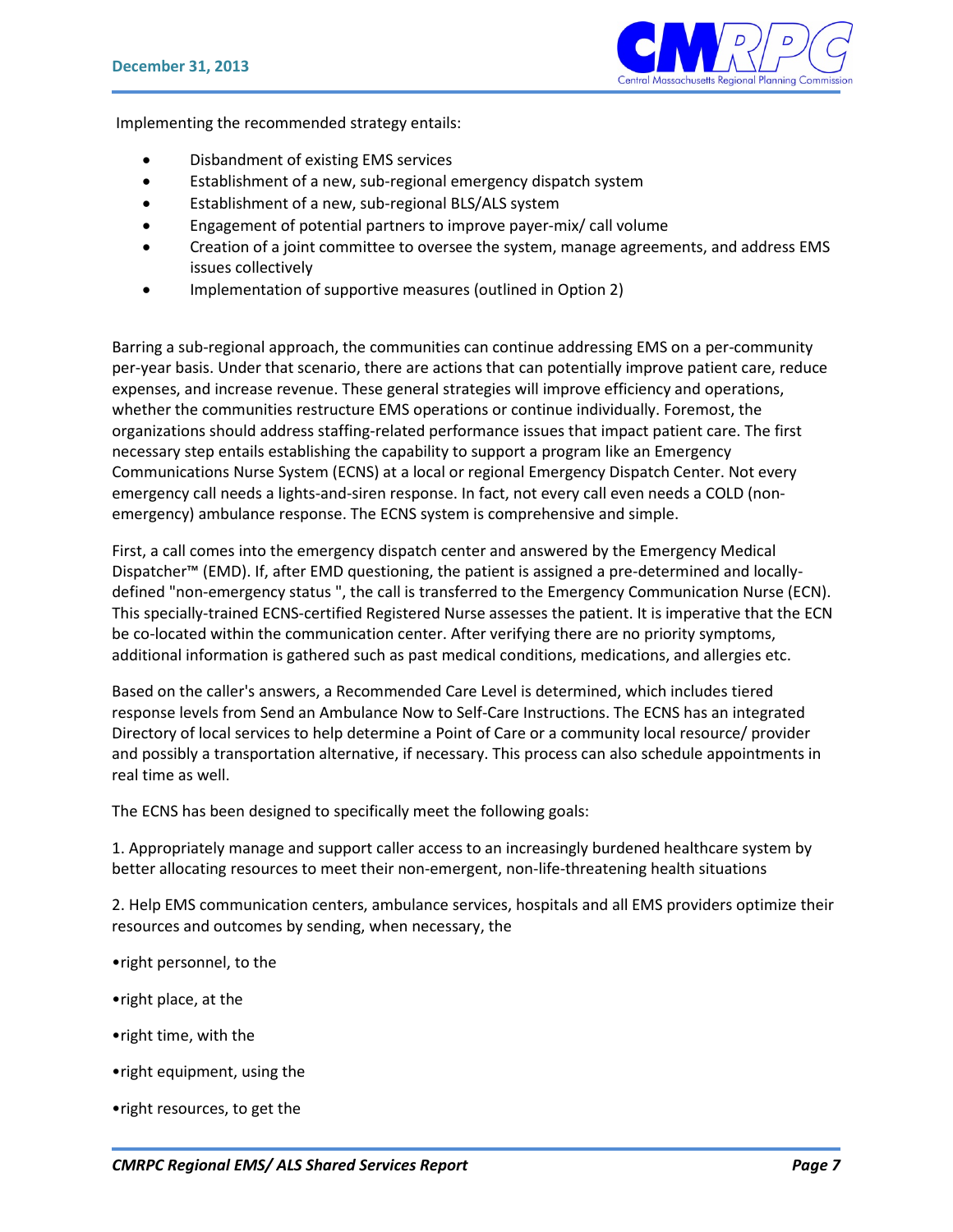Implementing the recommended strategy entails:

- Disbandment of existing EMS services
- Establishment of a new, sub-regional emergency dispatch system
- Establishment of a new, sub-regional BLS/ALS system
- Engagement of potential partners to improve payer-mix/ call volume
- Creation of a joint committee to oversee the system, manage agreements, and address EMS issues collectively
- Implementation of supportive measures (outlined in Option 2)

Barring a sub-regional approach, the communities can continue addressing EMS on a per-community per-year basis. Under that scenario, there are actions that can potentially improve patient care, reduce expenses, and increase revenue. These general strategies will improve efficiency and operations, whether the communities restructure EMS operations or continue individually. Foremost, the organizations should address staffing-related performance issues that impact patient care. The first necessary step entails establishing the capability to support a program like an Emergency Communications Nurse System (ECNS) at a local or regional Emergency Dispatch Center. Not every emergency call needs a lights-and-siren response. In fact, not every call even needs a COLD (non-emergency) ambulance response. The ECNS system is comprehensive and simple.

First, a call comes into the emergency dispatch center and answered by the Emergency Medical Dispatcher™ (EMD). If, after EMD questioning, the patient is assigned a pre-determined and locally-defined "non-emergency status ", the call is transferred to the Emergency Communication Nurse (ECN). This specially-trained ECNS-certified Registered Nurse assesses the patient. It is imperative that the ECN be co-located within the communication center. After verifying there are no priority symptoms, additional information is gathered such as past medical conditions, medications, and allergies etc.

Based on the caller's answers, a Recommended Care Level is determined, which includes tiered response levels from Send an Ambulance Now to Self-Care Instructions. The ECNS has an integrated Directory of local services to help determine a Point of Care or a community local resource/ provider and possibly a transportation alternative, if necessary. This process can also schedule appointments in real time as well.

The ECNS has been designed to specifically meet the following goals:

1. Appropriately manage and support caller access to an increasingly burdened healthcare system by better allocating resources to meet their non-emergent, non-life-threatening health situations

2. Help EMS communication centers, ambulance services, hospitals and all EMS providers optimize their resources and outcomes by sending, when necessary, the

•right personnel, to the

•right place, at the

•right time, with the

•right equipment, using the

•right resources, to get the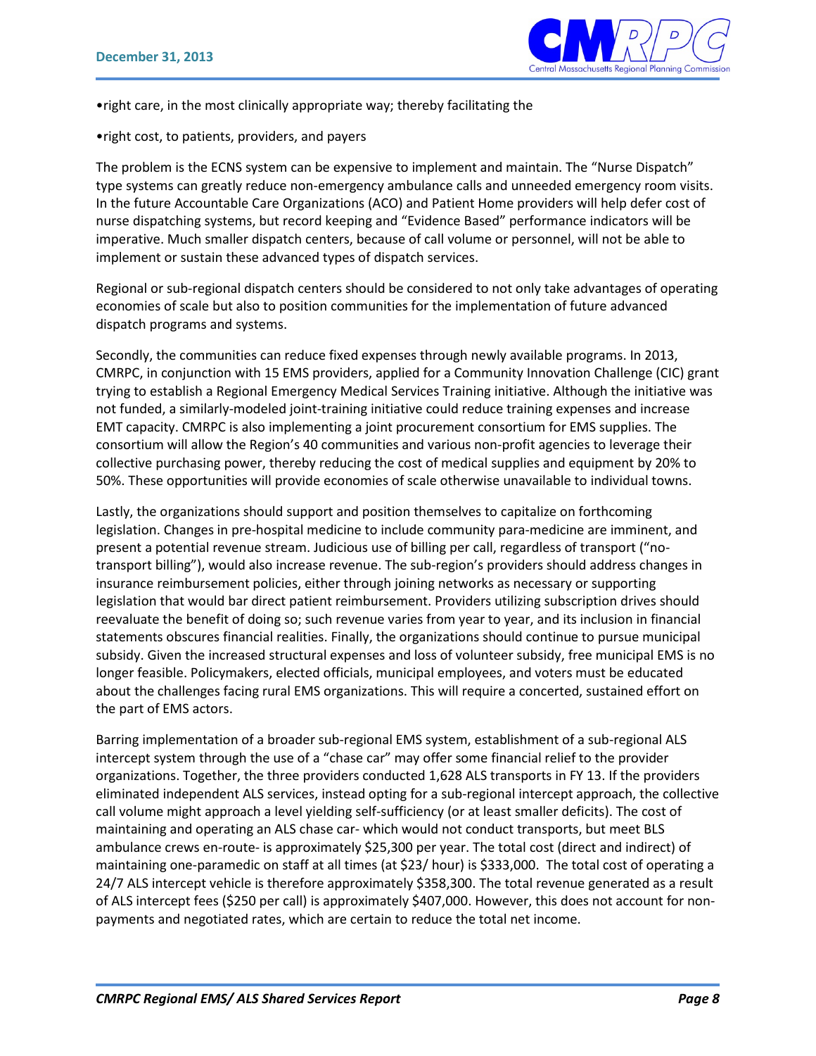•right care, in the most clinically appropriate way; thereby facilitating the

•right cost, to patients, providers, and payers

The problem is the ECNS system can be expensive to implement and maintain. The "Nurse Dispatch" type systems can greatly reduce non-emergency ambulance calls and unneeded emergency room visits. In the future Accountable Care Organizations (ACO) and Patient Home providers will help defer cost of nurse dispatching systems, but record keeping and "Evidence Based" performance indicators will be imperative. Much smaller dispatch centers, because of call volume or personnel, will not be able to implement or sustain these advanced types of dispatch services.

Regional or sub-regional dispatch centers should be considered to not only take advantages of operating economies of scale but also to position communities for the implementation of future advanced dispatch programs and systems.

Secondly, the communities can reduce fixed expenses through newly available programs. In 2013, CMRPC, in conjunction with 15 EMS providers, applied for a Community Innovation Challenge (CIC) grant trying to establish a Regional Emergency Medical Services Training initiative. Although the initiative was not funded, a similarly-modeled joint-training initiative could reduce training expenses and increase EMT capacity. CMRPC is also implementing a joint procurement consortium for EMS supplies. The consortium will allow the Region's 40 communities and various non-profit agencies to leverage their collective purchasing power, thereby reducing the cost of medical supplies and equipment by 20% to 50%. These opportunities will provide economies of scale otherwise unavailable to individual towns.

Lastly, the organizations should support and position themselves to capitalize on forthcoming legislation. Changes in pre-hospital medicine to include community para-medicine are imminent, and present a potential revenue stream. Judicious use of billing per call, regardless of transport ("no-transport billing"), would also increase revenue. The sub-region's providers should address changes in insurance reimbursement policies, either through joining networks as necessary or supporting legislation that would bar direct patient reimbursement. Providers utilizing subscription drives should reevaluate the benefit of doing so; such revenue varies from year to year, and its inclusion in financial statements obscures financial realities. Finally, the organizations should continue to pursue municipal subsidy. Given the increased structural expenses and loss of volunteer subsidy, free municipal EMS is no longer feasible. Policymakers, elected officials, municipal employees, and voters must be educated about the challenges facing rural EMS organizations. This will require a concerted, sustained effort on the part of EMS actors.

Barring implementation of a broader sub-regional EMS system, establishment of a sub-regional ALS intercept system through the use of a "chase car" may offer some financial relief to the provider organizations. Together, the three providers conducted 1,628 ALS transports in FY 13. If the providers eliminated independent ALS services, instead opting for a sub-regional intercept approach, the collective call volume might approach a level yielding self-sufficiency (or at least smaller deficits). The cost of maintaining and operating an ALS chase car- which would not conduct transports, but meet BLS ambulance crews en-route- is approximately $25,300 per year. The total cost (direct and indirect) of maintaining one-paramedic on staff at all times (at $23/ hour) is $333,000. The total cost of operating a 24/7 ALS intercept vehicle is therefore approximately $358,300. The total revenue generated as a result of ALS intercept fees ($250 per call) is approximately $407,000. However, this does not account for non-payments and negotiated rates, which are certain to reduce the total net income.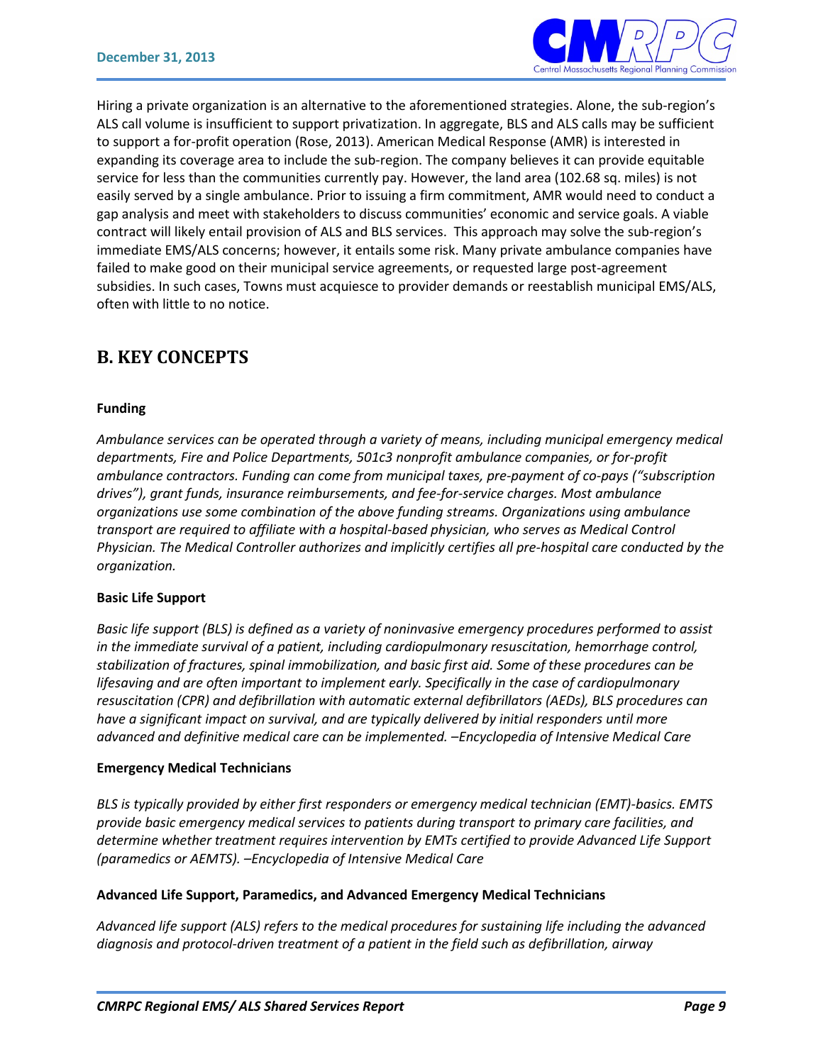Hiring a private organization is an alternative to the aforementioned strategies. Alone, the sub-region's ALS call volume is insufficient to support privatization. In aggregate, BLS and ALS calls may be sufficient to support a for-profit operation (Rose, 2013). American Medical Response (AMR) is interested in expanding its coverage area to include the sub-region. The company believes it can provide equitable service for less than the communities currently pay. However, the land area (102.68 sq. miles) is not easily served by a single ambulance. Prior to issuing a firm commitment, AMR would need to conduct a gap analysis and meet with stakeholders to discuss communities' economic and service goals. A viable contract will likely entail provision of ALS and BLS services. This approach may solve the sub-region's immediate EMS/ALS concerns; however, it entails some risk. Many private ambulance companies have failed to make good on their municipal service agreements, or requested large post-agreement subsidies. In such cases, Towns must acquiesce to provider demands or reestablish municipal EMS/ALS, often with little to no notice.

## B. KEY CONCEPTS

**Funding**

*Ambulance services can be operated through a variety of means, including municipal emergency medical departments, Fire and Police Departments, 501c3 nonprofit ambulance companies, or for-profit ambulance contractors. Funding can come from municipal taxes, pre-payment of co-pays ("subscription drives"), grant funds, insurance reimbursements, and fee-for-service charges. Most ambulance organizations use some combination of the above funding streams. Organizations using ambulance transport are required to affiliate with a hospital-based physician, who serves as Medical Control Physician. The Medical Controller authorizes and implicitly certifies all pre-hospital care conducted by the organization.*

**Basic Life Support**

*Basic life support (BLS) is defined as a variety of noninvasive emergency procedures performed to assist in the immediate survival of a patient, including cardiopulmonary resuscitation, hemorrhage control, stabilization of fractures, spinal immobilization, and basic first aid. Some of these procedures can be lifesaving and are often important to implement early. Specifically in the case of cardiopulmonary resuscitation (CPR) and defibrillation with automatic external defibrillators (AEDs), BLS procedures can have a significant impact on survival, and are typically delivered by initial responders until more advanced and definitive medical care can be implemented. –Encyclopedia of Intensive Medical Care*

**Emergency Medical Technicians**

*BLS is typically provided by either first responders or emergency medical technician (EMT)-basics. EMTS provide basic emergency medical services to patients during transport to primary care facilities, and determine whether treatment requires intervention by EMTs certified to provide Advanced Life Support (paramedics or AEMTS). –Encyclopedia of Intensive Medical Care*

**Advanced Life Support, Paramedics, and Advanced Emergency Medical Technicians**

*Advanced life support (ALS) refers to the medical procedures for sustaining life including the advanced diagnosis and protocol-driven treatment of a patient in the field such as defibrillation, airway*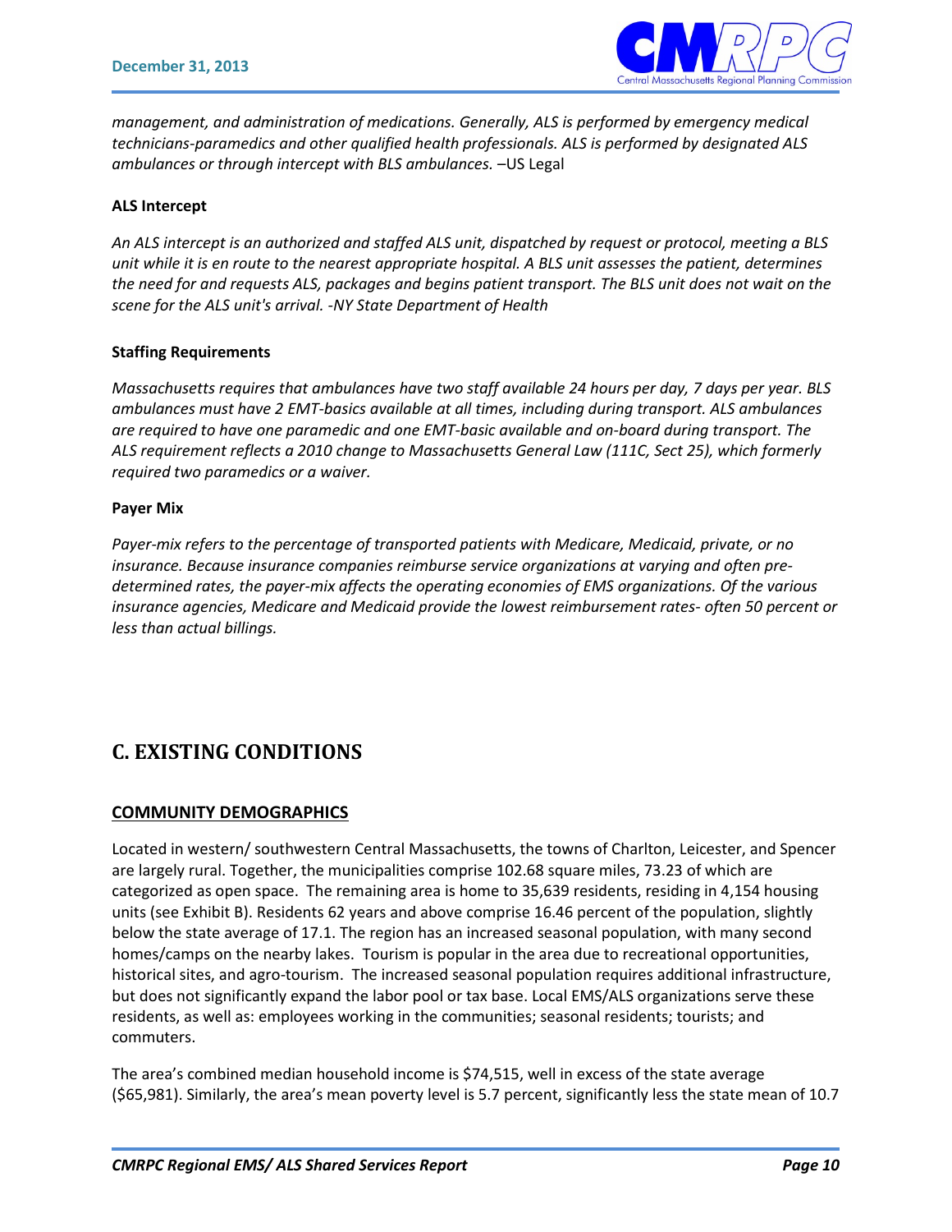*management, and administration of medications. Generally, ALS is performed by emergency medical technicians-paramedics and other qualified health professionals. ALS is performed by designated ALS ambulances or through intercept with BLS ambulances.* –US Legal

**ALS Intercept**

*An ALS intercept is an authorized and staffed ALS unit, dispatched by request or protocol, meeting a BLS unit while it is en route to the nearest appropriate hospital. A BLS unit assesses the patient, determines the need for and requests ALS, packages and begins patient transport. The BLS unit does not wait on the scene for the ALS unit's arrival. -NY State Department of Health*

**Staffing Requirements**

*Massachusetts requires that ambulances have two staff available 24 hours per day, 7 days per year. BLS ambulances must have 2 EMT-basics available at all times, including during transport. ALS ambulances are required to have one paramedic and one EMT-basic available and on-board during transport. The ALS requirement reflects a 2010 change to Massachusetts General Law (111C, Sect 25), which formerly required two paramedics or a waiver.*

**Payer Mix**

*Payer-mix refers to the percentage of transported patients with Medicare, Medicaid, private, or no insurance. Because insurance companies reimburse service organizations at varying and often pre-determined rates, the payer-mix affects the operating economies of EMS organizations. Of the various insurance agencies, Medicare and Medicaid provide the lowest reimbursement rates- often 50 percent or less than actual billings.*

# C. EXISTING CONDITIONS

## COMMUNITY DEMOGRAPHICS

Located in western/ southwestern Central Massachusetts, the towns of Charlton, Leicester, and Spencer are largely rural. Together, the municipalities comprise 102.68 square miles, 73.23 of which are categorized as open space. The remaining area is home to 35,639 residents, residing in 4,154 housing units (see Exhibit B). Residents 62 years and above comprise 16.46 percent of the population, slightly below the state average of 17.1. The region has an increased seasonal population, with many second homes/camps on the nearby lakes. Tourism is popular in the area due to recreational opportunities, historical sites, and agro-tourism. The increased seasonal population requires additional infrastructure, but does not significantly expand the labor pool or tax base. Local EMS/ALS organizations serve these residents, as well as: employees working in the communities; seasonal residents; tourists; and commuters.

The area's combined median household income is $74,515, well in excess of the state average ($65,981). Similarly, the area's mean poverty level is 5.7 percent, significantly less the state mean of 10.7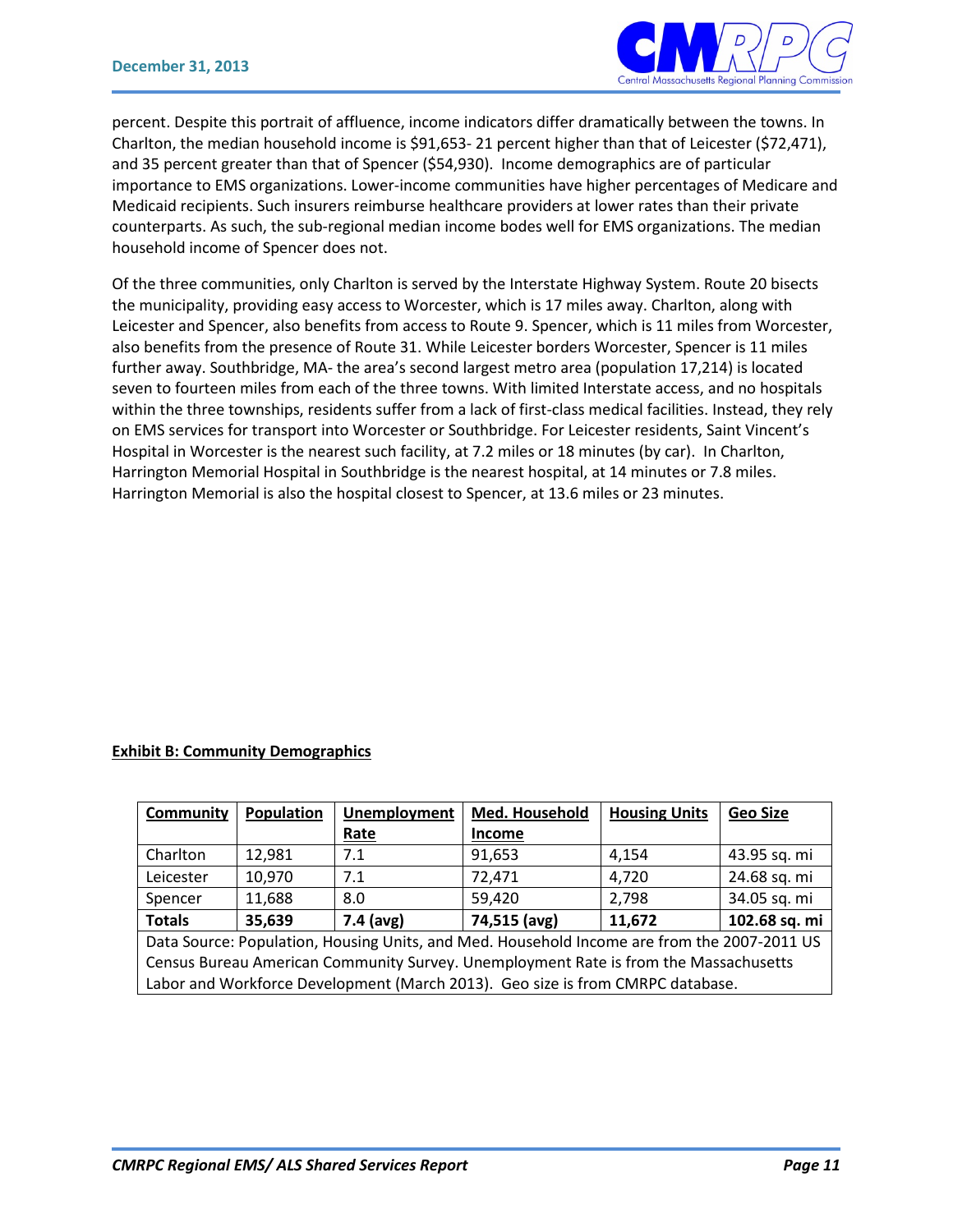percent. Despite this portrait of affluence, income indicators differ dramatically between the towns. In Charlton, the median household income is $91,653- 21 percent higher than that of Leicester ($72,471), and 35 percent greater than that of Spencer ($54,930). Income demographics are of particular importance to EMS organizations. Lower-income communities have higher percentages of Medicare and Medicaid recipients. Such insurers reimburse healthcare providers at lower rates than their private counterparts. As such, the sub-regional median income bodes well for EMS organizations. The median household income of Spencer does not.

Of the three communities, only Charlton is served by the Interstate Highway System. Route 20 bisects the municipality, providing easy access to Worcester, which is 17 miles away. Charlton, along with Leicester and Spencer, also benefits from access to Route 9. Spencer, which is 11 miles from Worcester, also benefits from the presence of Route 31. While Leicester borders Worcester, Spencer is 11 miles further away. Southbridge, MA- the area's second largest metro area (population 17,214) is located seven to fourteen miles from each of the three towns. With limited Interstate access, and no hospitals within the three townships, residents suffer from a lack of first-class medical facilities. Instead, they rely on EMS services for transport into Worcester or Southbridge. For Leicester residents, Saint Vincent's Hospital in Worcester is the nearest such facility, at 7.2 miles or 18 minutes (by car). In Charlton, Harrington Memorial Hospital in Southbridge is the nearest hospital, at 14 minutes or 7.8 miles. Harrington Memorial is also the hospital closest to Spencer, at 13.6 miles or 23 minutes.

**Exhibit B: Community Demographics**

| Community | Population | Unemployment Rate | Med. Household Income | Housing Units | Geo Size |
|---|---|---|---|---|---|
| Charlton | 12,981 | 7.1 | 91,653 | 4,154 | 43.95 sq. mi |
| Leicester | 10,970 | 7.1 | 72,471 | 4,720 | 24.68 sq. mi |
| Spencer | 11,688 | 8.0 | 59,420 | 2,798 | 34.05 sq. mi |
| **Totals** | **35,639** | **7.4 (avg)** | **74,515 (avg)** | **11,672** | **102.68 sq. mi** |
| Data Source: Population, Housing Units, and Med. Household Income are from the 2007-2011 US Census Bureau American Community Survey. Unemployment Rate is from the Massachusetts Labor and Workforce Development (March 2013). Geo size is from CMRPC database. | | | | | |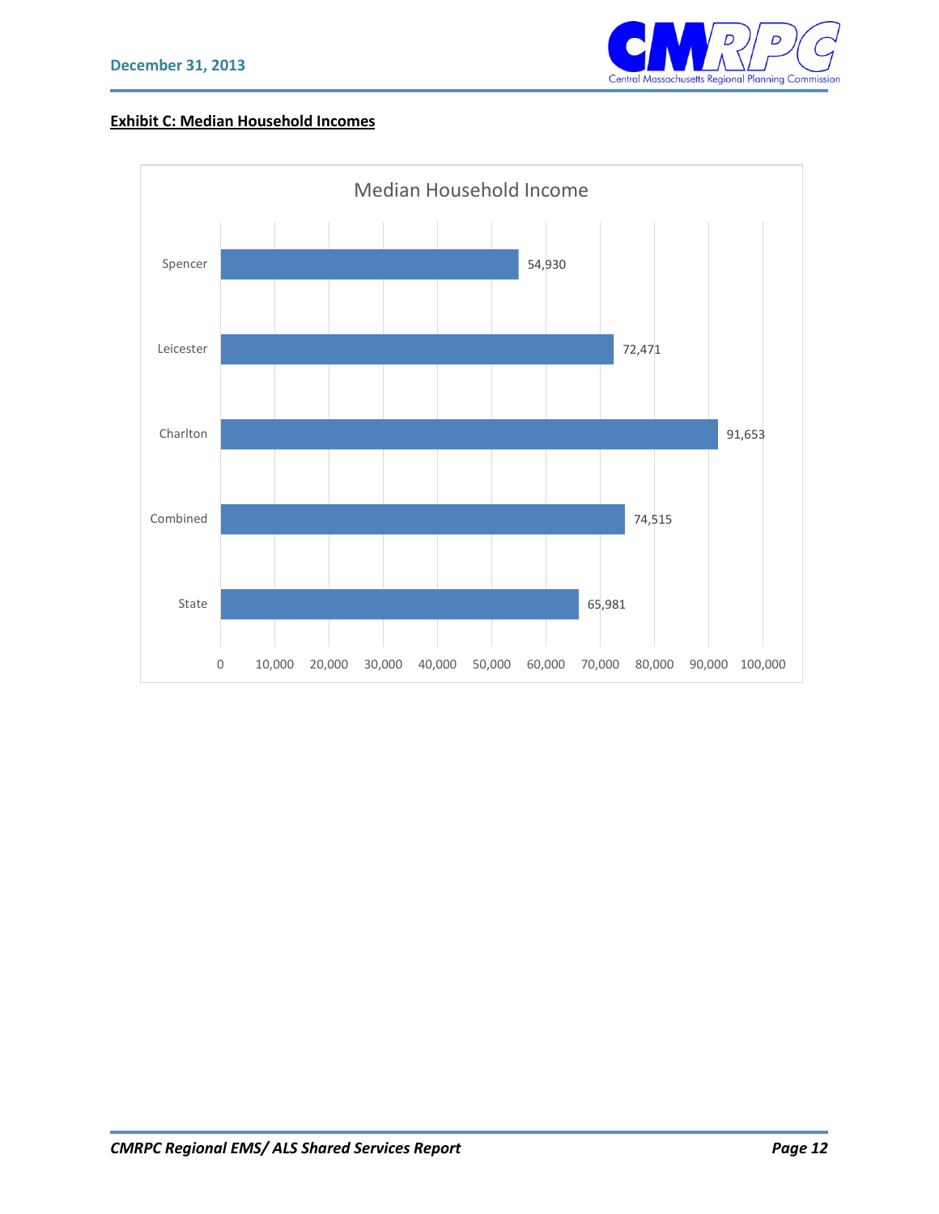**Exhibit C: Median Household Incomes**

Median Household Income

| | Median Household Income |
|---|---|
| Spencer | 54,930 |
| Leicester | 72,471 |
| Charlton | 91,653 |
| Combined | 74,515 |
| State | 65,981 |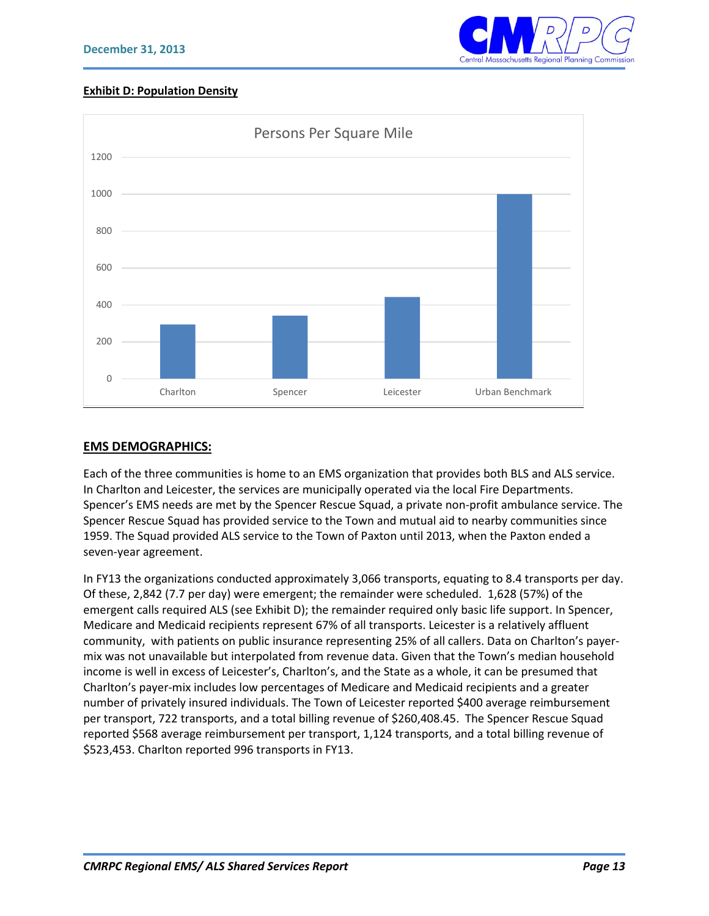**Exhibit D: Population Density**

Persons Per Square Mile

| | Persons Per Square Mile |
|---|---|
| Charlton | ~295 |
| Spencer | ~343 |
| Leicester | ~443 |
| Urban Benchmark | 1000 |

## EMS DEMOGRAPHICS:

Each of the three communities is home to an EMS organization that provides both BLS and ALS service. In Charlton and Leicester, the services are municipally operated via the local Fire Departments. Spencer's EMS needs are met by the Spencer Rescue Squad, a private non-profit ambulance service. The Spencer Rescue Squad has provided service to the Town and mutual aid to nearby communities since 1959. The Squad provided ALS service to the Town of Paxton until 2013, when the Paxton ended a seven-year agreement.

In FY13 the organizations conducted approximately 3,066 transports, equating to 8.4 transports per day. Of these, 2,842 (7.7 per day) were emergent; the remainder were scheduled. 1,628 (57%) of the emergent calls required ALS (see Exhibit D); the remainder required only basic life support. In Spencer, Medicare and Medicaid recipients represent 67% of all transports. Leicester is a relatively affluent community, with patients on public insurance representing 25% of all callers. Data on Charlton's payer-mix was not unavailable but interpolated from revenue data. Given that the Town's median household income is well in excess of Leicester's, Charlton's, and the State as a whole, it can be presumed that Charlton's payer-mix includes low percentages of Medicare and Medicaid recipients and a greater number of privately insured individuals. The Town of Leicester reported $400 average reimbursement per transport, 722 transports, and a total billing revenue of $260,408.45. The Spencer Rescue Squad reported $568 average reimbursement per transport, 1,124 transports, and a total billing revenue of $523,453. Charlton reported 996 transports in FY13.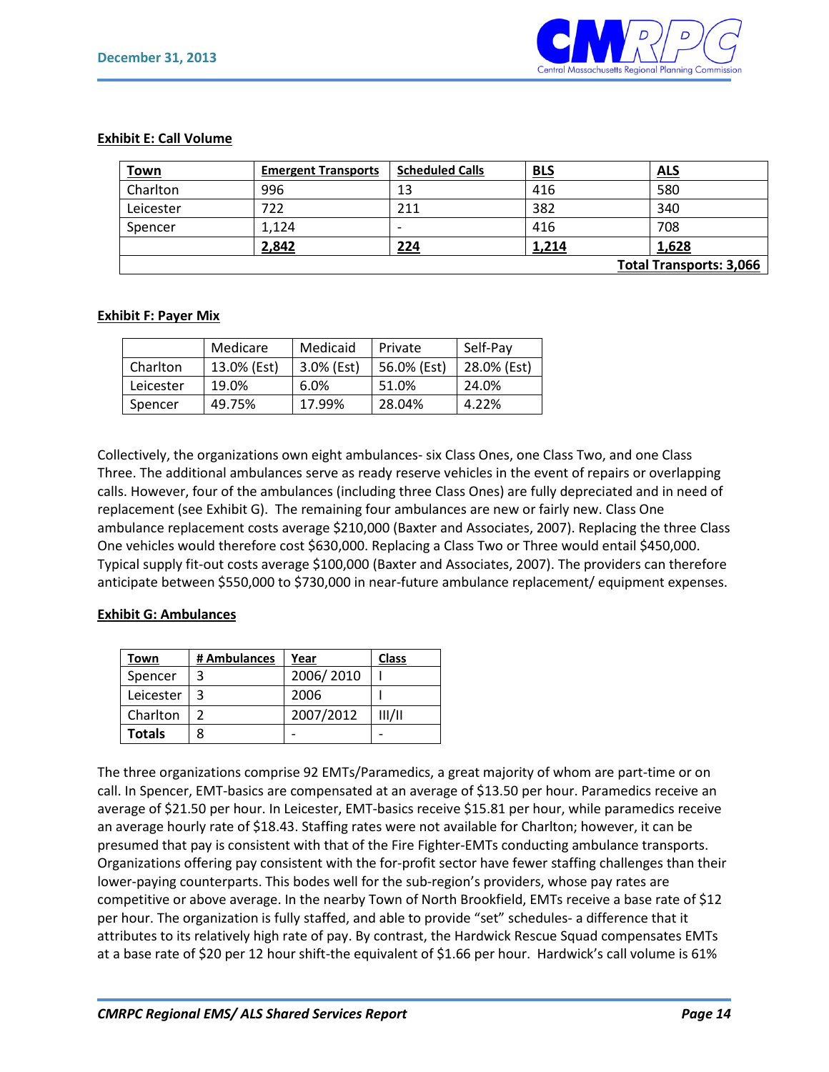**Exhibit E: Call Volume**

| Town | Emergent Transports | Scheduled Calls | BLS | ALS |
|---|---|---|---|---|
| Charlton | 996 | 13 | 416 | 580 |
| Leicester | 722 | 211 | 382 | 340 |
| Spencer | 1,124 | - | 416 | 708 |
| | **2,842** | **224** | **1,214** | **1,628** |
| | | | | **Total Transports: 3,066** |

**Exhibit F: Payer Mix**

| | Medicare | Medicaid | Private | Self-Pay |
|---|---|---|---|---|
| Charlton | 13.0% (Est) | 3.0% (Est) | 56.0% (Est) | 28.0% (Est) |
| Leicester | 19.0% | 6.0% | 51.0% | 24.0% |
| Spencer | 49.75% | 17.99% | 28.04% | 4.22% |

Collectively, the organizations own eight ambulances- six Class Ones, one Class Two, and one Class Three. The additional ambulances serve as ready reserve vehicles in the event of repairs or overlapping calls. However, four of the ambulances (including three Class Ones) are fully depreciated and in need of replacement (see Exhibit G). The remaining four ambulances are new or fairly new. Class One ambulance replacement costs average $210,000 (Baxter and Associates, 2007). Replacing the three Class One vehicles would therefore cost $630,000. Replacing a Class Two or Three would entail $450,000. Typical supply fit-out costs average $100,000 (Baxter and Associates, 2007). The providers can therefore anticipate between $550,000 to $730,000 in near-future ambulance replacement/ equipment expenses.

**Exhibit G: Ambulances**

| Town | # Ambulances | Year | Class |
|---|---|---|---|
| Spencer | 3 | 2006/ 2010 | I |
| Leicester | 3 | 2006 | I |
| Charlton | 2 | 2007/2012 | III/II |
| **Totals** | 8 | - | - |

The three organizations comprise 92 EMTs/Paramedics, a great majority of whom are part-time or on call. In Spencer, EMT-basics are compensated at an average of $13.50 per hour. Paramedics receive an average of $21.50 per hour. In Leicester, EMT-basics receive $15.81 per hour, while paramedics receive an average hourly rate of $18.43. Staffing rates were not available for Charlton; however, it can be presumed that pay is consistent with that of the Fire Fighter-EMTs conducting ambulance transports. Organizations offering pay consistent with the for-profit sector have fewer staffing challenges than their lower-paying counterparts. This bodes well for the sub-region's providers, whose pay rates are competitive or above average. In the nearby Town of North Brookfield, EMTs receive a base rate of $12 per hour. The organization is fully staffed, and able to provide "set" schedules- a difference that it attributes to its relatively high rate of pay. By contrast, the Hardwick Rescue Squad compensates EMTs at a base rate of $20 per 12 hour shift-the equivalent of $1.66 per hour. Hardwick's call volume is 61%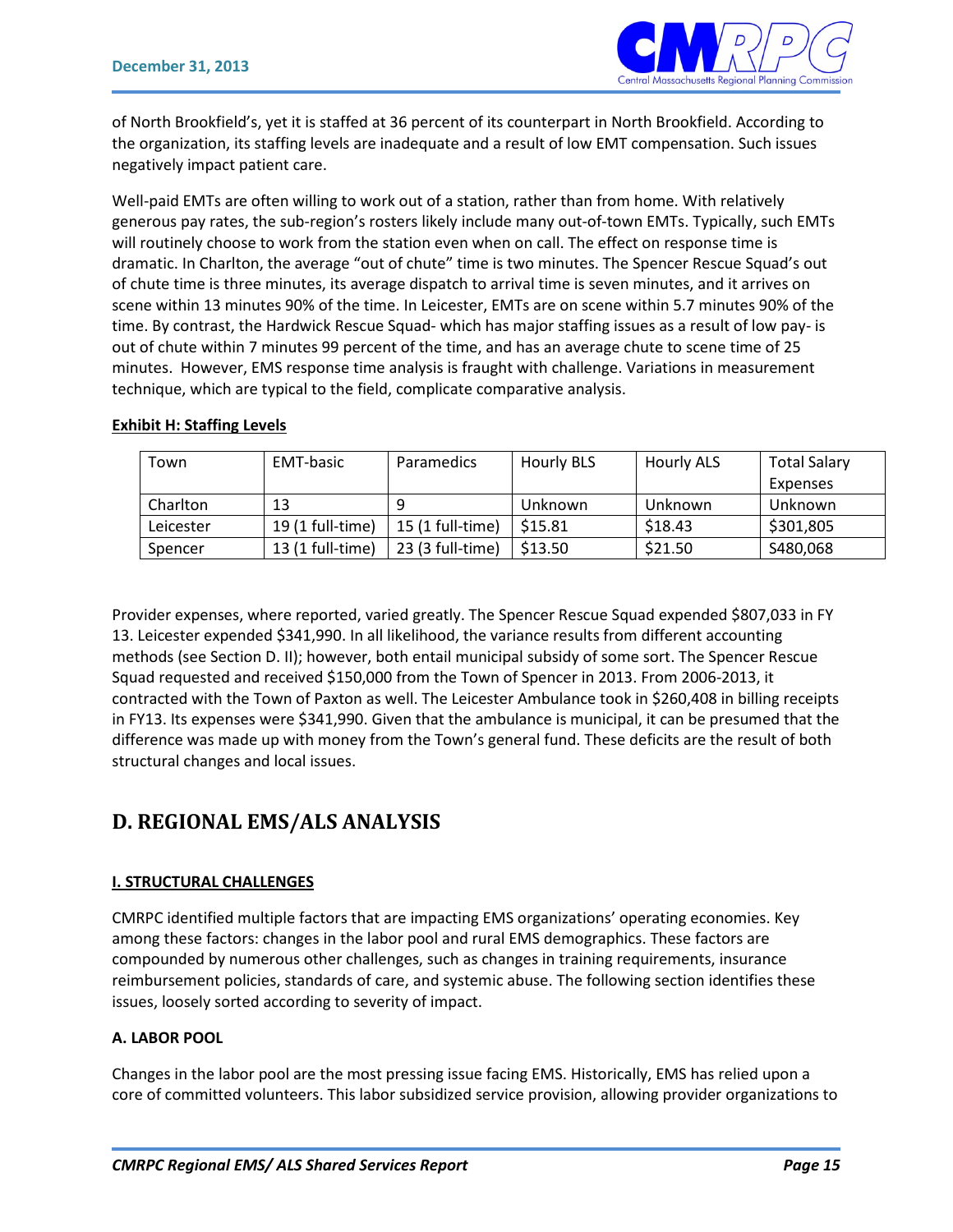of North Brookfield's, yet it is staffed at 36 percent of its counterpart in North Brookfield. According to the organization, its staffing levels are inadequate and a result of low EMT compensation. Such issues negatively impact patient care.

Well-paid EMTs are often willing to work out of a station, rather than from home. With relatively generous pay rates, the sub-region's rosters likely include many out-of-town EMTs. Typically, such EMTs will routinely choose to work from the station even when on call. The effect on response time is dramatic. In Charlton, the average "out of chute" time is two minutes. The Spencer Rescue Squad's out of chute time is three minutes, its average dispatch to arrival time is seven minutes, and it arrives on scene within 13 minutes 90% of the time. In Leicester, EMTs are on scene within 5.7 minutes 90% of the time. By contrast, the Hardwick Rescue Squad- which has major staffing issues as a result of low pay- is out of chute within 7 minutes 99 percent of the time, and has an average chute to scene time of 25 minutes. However, EMS response time analysis is fraught with challenge. Variations in measurement technique, which are typical to the field, complicate comparative analysis.

**Exhibit H: Staffing Levels**

| Town | EMT-basic | Paramedics | Hourly BLS | Hourly ALS | Total Salary Expenses |
|---|---|---|---|---|---|
| Charlton | 13 | 9 | Unknown | Unknown | Unknown |
| Leicester | 19 (1 full-time) | 15 (1 full-time) | $15.81 | $18.43 | $301,805 |
| Spencer | 13 (1 full-time) | 23 (3 full-time) | $13.50 | $21.50 | S480,068 |

Provider expenses, where reported, varied greatly. The Spencer Rescue Squad expended $807,033 in FY 13. Leicester expended $341,990. In all likelihood, the variance results from different accounting methods (see Section D. II); however, both entail municipal subsidy of some sort. The Spencer Rescue Squad requested and received $150,000 from the Town of Spencer in 2013. From 2006-2013, it contracted with the Town of Paxton as well. The Leicester Ambulance took in $260,408 in billing receipts in FY13. Its expenses were $341,990. Given that the ambulance is municipal, it can be presumed that the difference was made up with money from the Town's general fund. These deficits are the result of both structural changes and local issues.

# D. REGIONAL EMS/ALS ANALYSIS

## I. STRUCTURAL CHALLENGES

CMRPC identified multiple factors that are impacting EMS organizations' operating economies. Key among these factors: changes in the labor pool and rural EMS demographics. These factors are compounded by numerous other challenges, such as changes in training requirements, insurance reimbursement policies, standards of care, and systemic abuse. The following section identifies these issues, loosely sorted according to severity of impact.

### A. LABOR POOL

Changes in the labor pool are the most pressing issue facing EMS. Historically, EMS has relied upon a core of committed volunteers. This labor subsidized service provision, allowing provider organizations to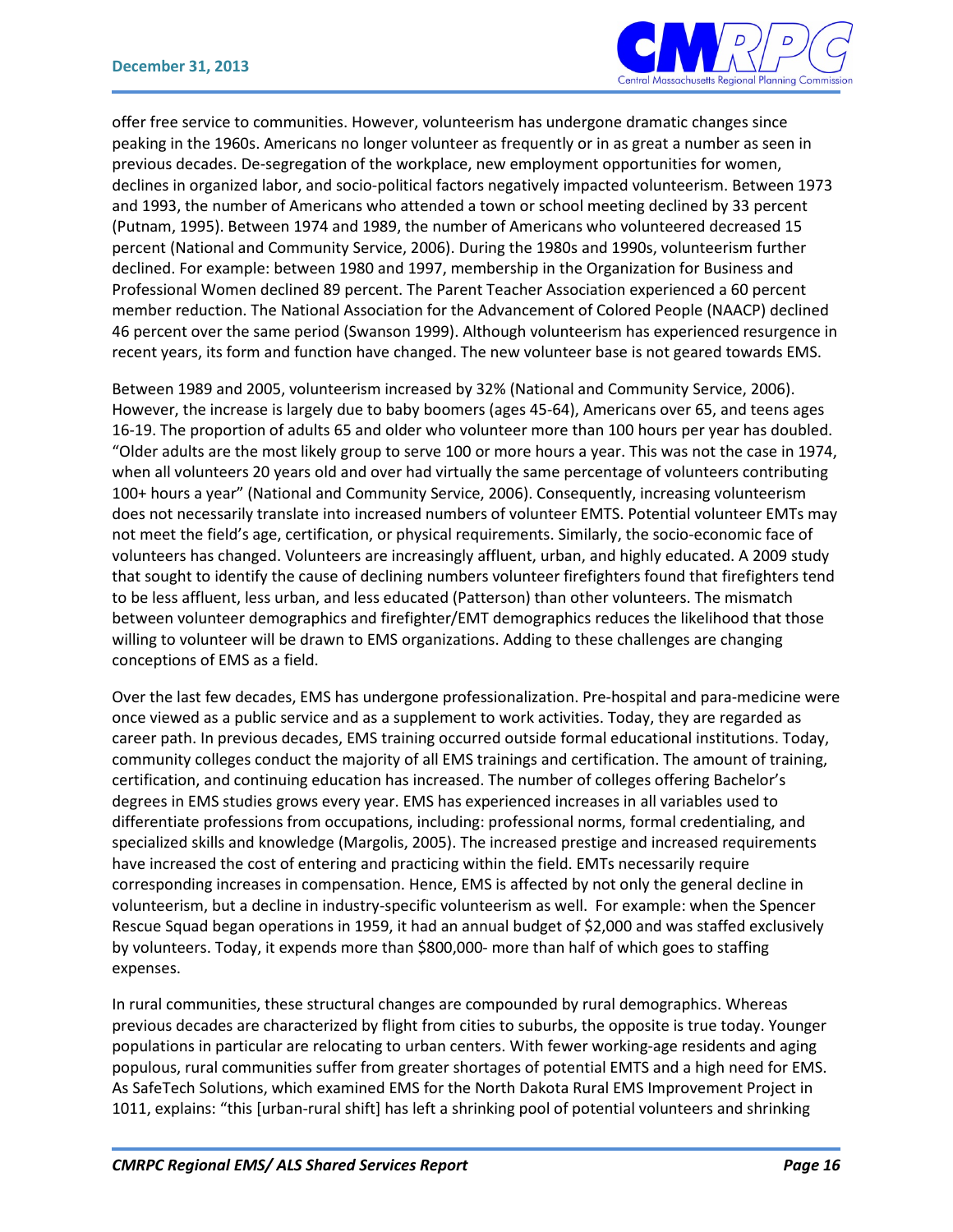offer free service to communities. However, volunteerism has undergone dramatic changes since peaking in the 1960s. Americans no longer volunteer as frequently or in as great a number as seen in previous decades. De-segregation of the workplace, new employment opportunities for women, declines in organized labor, and socio-political factors negatively impacted volunteerism. Between 1973 and 1993, the number of Americans who attended a town or school meeting declined by 33 percent (Putnam, 1995). Between 1974 and 1989, the number of Americans who volunteered decreased 15 percent (National and Community Service, 2006). During the 1980s and 1990s, volunteerism further declined. For example: between 1980 and 1997, membership in the Organization for Business and Professional Women declined 89 percent. The Parent Teacher Association experienced a 60 percent member reduction. The National Association for the Advancement of Colored People (NAACP) declined 46 percent over the same period (Swanson 1999). Although volunteerism has experienced resurgence in recent years, its form and function have changed. The new volunteer base is not geared towards EMS.

Between 1989 and 2005, volunteerism increased by 32% (National and Community Service, 2006). However, the increase is largely due to baby boomers (ages 45-64), Americans over 65, and teens ages 16-19. The proportion of adults 65 and older who volunteer more than 100 hours per year has doubled. "Older adults are the most likely group to serve 100 or more hours a year. This was not the case in 1974, when all volunteers 20 years old and over had virtually the same percentage of volunteers contributing 100+ hours a year" (National and Community Service, 2006). Consequently, increasing volunteerism does not necessarily translate into increased numbers of volunteer EMTS. Potential volunteer EMTs may not meet the field's age, certification, or physical requirements. Similarly, the socio-economic face of volunteers has changed. Volunteers are increasingly affluent, urban, and highly educated. A 2009 study that sought to identify the cause of declining numbers volunteer firefighters found that firefighters tend to be less affluent, less urban, and less educated (Patterson) than other volunteers. The mismatch between volunteer demographics and firefighter/EMT demographics reduces the likelihood that those willing to volunteer will be drawn to EMS organizations. Adding to these challenges are changing conceptions of EMS as a field.

Over the last few decades, EMS has undergone professionalization. Pre-hospital and para-medicine were once viewed as a public service and as a supplement to work activities. Today, they are regarded as career path. In previous decades, EMS training occurred outside formal educational institutions. Today, community colleges conduct the majority of all EMS trainings and certification. The amount of training, certification, and continuing education has increased. The number of colleges offering Bachelor's degrees in EMS studies grows every year. EMS has experienced increases in all variables used to differentiate professions from occupations, including: professional norms, formal credentialing, and specialized skills and knowledge (Margolis, 2005). The increased prestige and increased requirements have increased the cost of entering and practicing within the field. EMTs necessarily require corresponding increases in compensation. Hence, EMS is affected by not only the general decline in volunteerism, but a decline in industry-specific volunteerism as well. For example: when the Spencer Rescue Squad began operations in 1959, it had an annual budget of $2,000 and was staffed exclusively by volunteers. Today, it expends more than $800,000- more than half of which goes to staffing expenses.

In rural communities, these structural changes are compounded by rural demographics. Whereas previous decades are characterized by flight from cities to suburbs, the opposite is true today. Younger populations in particular are relocating to urban centers. With fewer working-age residents and aging populous, rural communities suffer from greater shortages of potential EMTS and a high need for EMS. As SafeTech Solutions, which examined EMS for the North Dakota Rural EMS Improvement Project in 1011, explains: "this [urban-rural shift] has left a shrinking pool of potential volunteers and shrinking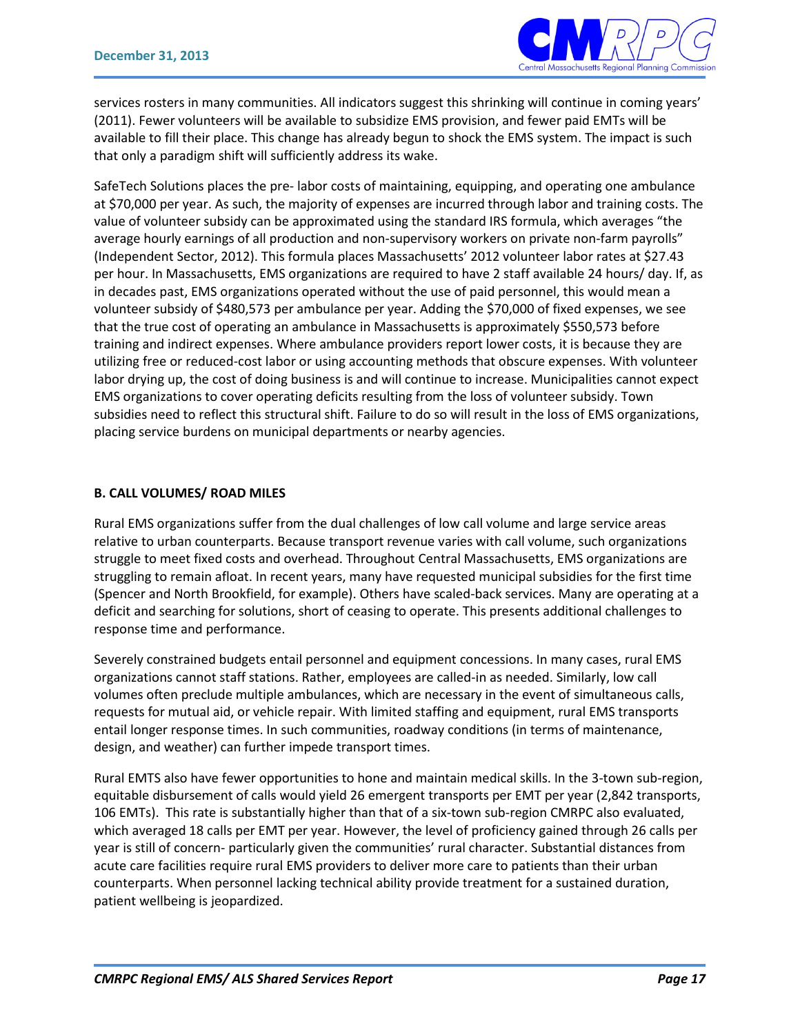services rosters in many communities. All indicators suggest this shrinking will continue in coming years' (2011). Fewer volunteers will be available to subsidize EMS provision, and fewer paid EMTs will be available to fill their place. This change has already begun to shock the EMS system. The impact is such that only a paradigm shift will sufficiently address its wake.

SafeTech Solutions places the pre- labor costs of maintaining, equipping, and operating one ambulance at $70,000 per year. As such, the majority of expenses are incurred through labor and training costs. The value of volunteer subsidy can be approximated using the standard IRS formula, which averages "the average hourly earnings of all production and non-supervisory workers on private non-farm payrolls" (Independent Sector, 2012). This formula places Massachusetts' 2012 volunteer labor rates at $27.43 per hour. In Massachusetts, EMS organizations are required to have 2 staff available 24 hours/ day. If, as in decades past, EMS organizations operated without the use of paid personnel, this would mean a volunteer subsidy of $480,573 per ambulance per year. Adding the $70,000 of fixed expenses, we see that the true cost of operating an ambulance in Massachusetts is approximately $550,573 before training and indirect expenses. Where ambulance providers report lower costs, it is because they are utilizing free or reduced-cost labor or using accounting methods that obscure expenses. With volunteer labor drying up, the cost of doing business is and will continue to increase. Municipalities cannot expect EMS organizations to cover operating deficits resulting from the loss of volunteer subsidy. Town subsidies need to reflect this structural shift. Failure to do so will result in the loss of EMS organizations, placing service burdens on municipal departments or nearby agencies.

### B. CALL VOLUMES/ ROAD MILES

Rural EMS organizations suffer from the dual challenges of low call volume and large service areas relative to urban counterparts. Because transport revenue varies with call volume, such organizations struggle to meet fixed costs and overhead. Throughout Central Massachusetts, EMS organizations are struggling to remain afloat. In recent years, many have requested municipal subsidies for the first time (Spencer and North Brookfield, for example). Others have scaled-back services. Many are operating at a deficit and searching for solutions, short of ceasing to operate. This presents additional challenges to response time and performance.

Severely constrained budgets entail personnel and equipment concessions. In many cases, rural EMS organizations cannot staff stations. Rather, employees are called-in as needed. Similarly, low call volumes often preclude multiple ambulances, which are necessary in the event of simultaneous calls, requests for mutual aid, or vehicle repair. With limited staffing and equipment, rural EMS transports entail longer response times. In such communities, roadway conditions (in terms of maintenance, design, and weather) can further impede transport times.

Rural EMTS also have fewer opportunities to hone and maintain medical skills. In the 3-town sub-region, equitable disbursement of calls would yield 26 emergent transports per EMT per year (2,842 transports, 106 EMTs). This rate is substantially higher than that of a six-town sub-region CMRPC also evaluated, which averaged 18 calls per EMT per year. However, the level of proficiency gained through 26 calls per year is still of concern- particularly given the communities' rural character. Substantial distances from acute care facilities require rural EMS providers to deliver more care to patients than their urban counterparts. When personnel lacking technical ability provide treatment for a sustained duration, patient wellbeing is jeopardized.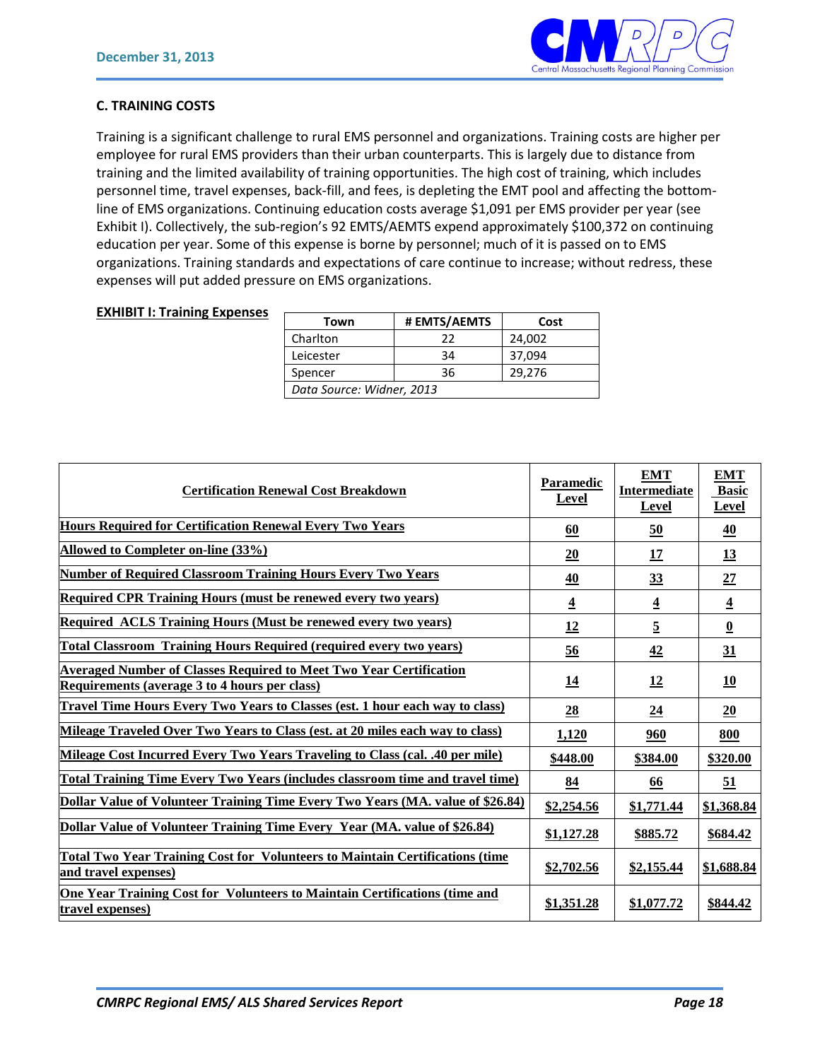### C. TRAINING COSTS

Training is a significant challenge to rural EMS personnel and organizations. Training costs are higher per employee for rural EMS providers than their urban counterparts. This is largely due to distance from training and the limited availability of training opportunities. The high cost of training, which includes personnel time, travel expenses, back-fill, and fees, is depleting the EMT pool and affecting the bottom-line of EMS organizations. Continuing education costs average $1,091 per EMS provider per year (see Exhibit I). Collectively, the sub-region's 92 EMTS/AEMTS expend approximately $100,372 on continuing education per year. Some of this expense is borne by personnel; much of it is passed on to EMS organizations. Training standards and expectations of care continue to increase; without redress, these expenses will put added pressure on EMS organizations.

**EXHIBIT I: Training Expenses**

| Town | # EMTS/AEMTS | Cost |
|---|---|---|
| Charlton | 22 | 24,002 |
| Leicester | 34 | 37,094 |
| Spencer | 36 | 29,276 |
| *Data Source: Widner, 2013* | | |

| Certification Renewal Cost Breakdown | Paramedic Level | EMT Intermediate Level | EMT Basic Level |
|---|---|---|---|
| Hours Required for Certification Renewal Every Two Years | 60 | 50 | 40 |
| Allowed to Completer on-line (33%) | 20 | 17 | 13 |
| Number of Required Classroom Training Hours Every Two Years | 40 | 33 | 27 |
| Required CPR Training Hours (must be renewed every two years) | 4 | 4 | 4 |
| Required ACLS Training Hours (Must be renewed every two years) | 12 | 5 | 0 |
| Total Classroom Training Hours Required (required every two years) | 56 | 42 | 31 |
| Averaged Number of Classes Required to Meet Two Year Certification Requirements (average 3 to 4 hours per class) | 14 | 12 | 10 |
| Travel Time Hours Every Two Years to Classes (est. 1 hour each way to class) | 28 | 24 | 20 |
| Mileage Traveled Over Two Years to Class (est. at 20 miles each way to class) | 1,120 | 960 | 800 |
| Mileage Cost Incurred Every Two Years Traveling to Class (cal. .40 per mile) | $448.00 | $384.00 | $320.00 |
| Total Training Time Every Two Years (includes classroom time and travel time) | 84 | 66 | 51 |
| Dollar Value of Volunteer Training Time Every Two Years (MA. value of $26.84) | $2,254.56 | $1,771.44 | $1,368.84 |
| Dollar Value of Volunteer Training Time Every Year (MA. value of $26.84) | $1,127.28 | $885.72 | $684.42 |
| Total Two Year Training Cost for Volunteers to Maintain Certifications (time and travel expenses) | $2,702.56 | $2,155.44 | $1,688.84 |
| One Year Training Cost for Volunteers to Maintain Certifications (time and travel expenses) | $1,351.28 | $1,077.72 | $844.42 |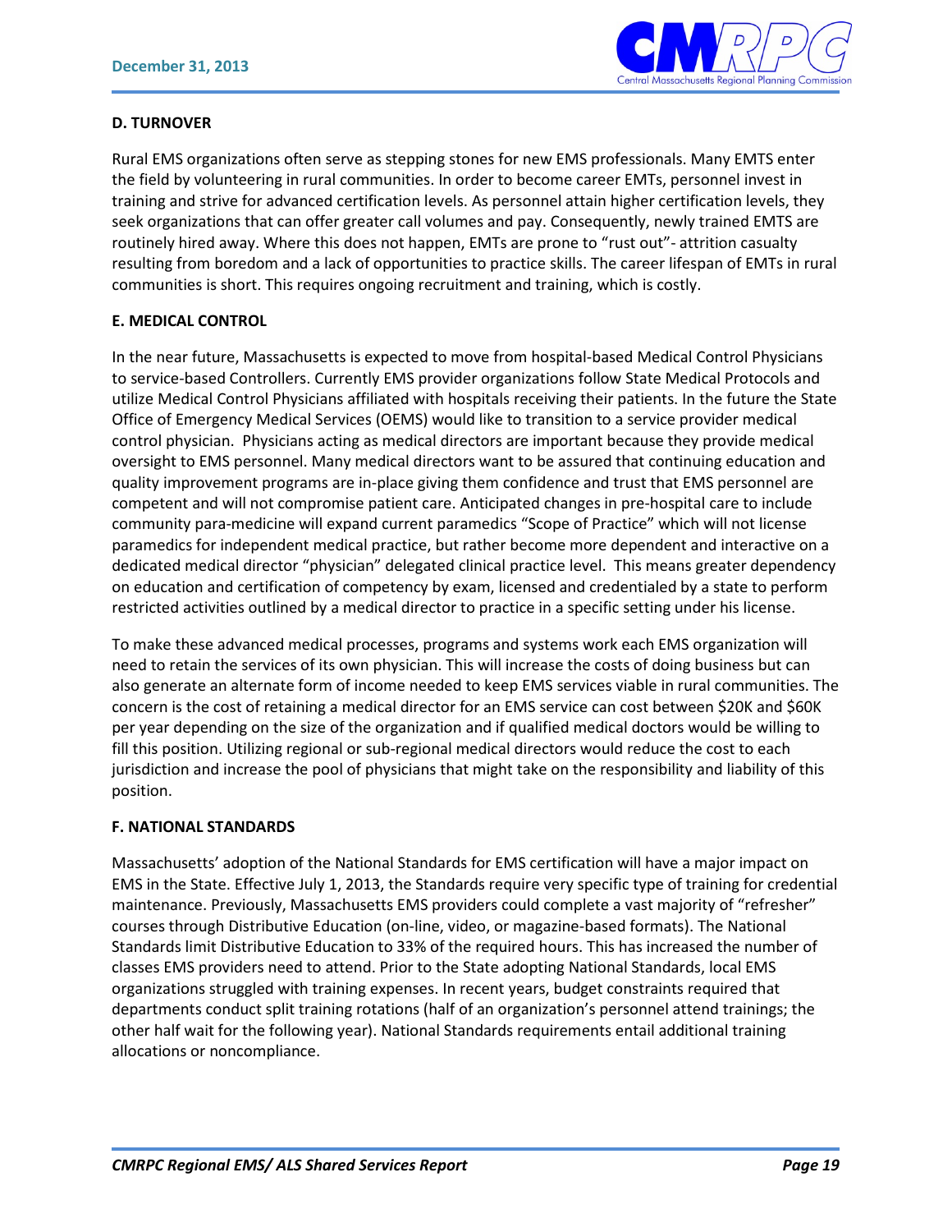**D. TURNOVER**

Rural EMS organizations often serve as stepping stones for new EMS professionals. Many EMTS enter the field by volunteering in rural communities. In order to become career EMTs, personnel invest in training and strive for advanced certification levels. As personnel attain higher certification levels, they seek organizations that can offer greater call volumes and pay. Consequently, newly trained EMTS are routinely hired away. Where this does not happen, EMTs are prone to "rust out"- attrition casualty resulting from boredom and a lack of opportunities to practice skills. The career lifespan of EMTs in rural communities is short. This requires ongoing recruitment and training, which is costly.

**E. MEDICAL CONTROL**

In the near future, Massachusetts is expected to move from hospital-based Medical Control Physicians to service-based Controllers. Currently EMS provider organizations follow State Medical Protocols and utilize Medical Control Physicians affiliated with hospitals receiving their patients. In the future the State Office of Emergency Medical Services (OEMS) would like to transition to a service provider medical control physician. Physicians acting as medical directors are important because they provide medical oversight to EMS personnel. Many medical directors want to be assured that continuing education and quality improvement programs are in-place giving them confidence and trust that EMS personnel are competent and will not compromise patient care. Anticipated changes in pre-hospital care to include community para-medicine will expand current paramedics "Scope of Practice" which will not license paramedics for independent medical practice, but rather become more dependent and interactive on a dedicated medical director "physician" delegated clinical practice level. This means greater dependency on education and certification of competency by exam, licensed and credentialed by a state to perform restricted activities outlined by a medical director to practice in a specific setting under his license.

To make these advanced medical processes, programs and systems work each EMS organization will need to retain the services of its own physician. This will increase the costs of doing business but can also generate an alternate form of income needed to keep EMS services viable in rural communities. The concern is the cost of retaining a medical director for an EMS service can cost between $20K and $60K per year depending on the size of the organization and if qualified medical doctors would be willing to fill this position. Utilizing regional or sub-regional medical directors would reduce the cost to each jurisdiction and increase the pool of physicians that might take on the responsibility and liability of this position.

**F. NATIONAL STANDARDS**

Massachusetts' adoption of the National Standards for EMS certification will have a major impact on EMS in the State. Effective July 1, 2013, the Standards require very specific type of training for credential maintenance. Previously, Massachusetts EMS providers could complete a vast majority of "refresher" courses through Distributive Education (on-line, video, or magazine-based formats). The National Standards limit Distributive Education to 33% of the required hours. This has increased the number of classes EMS providers need to attend. Prior to the State adopting National Standards, local EMS organizations struggled with training expenses. In recent years, budget constraints required that departments conduct split training rotations (half of an organization's personnel attend trainings; the other half wait for the following year). National Standards requirements entail additional training allocations or noncompliance.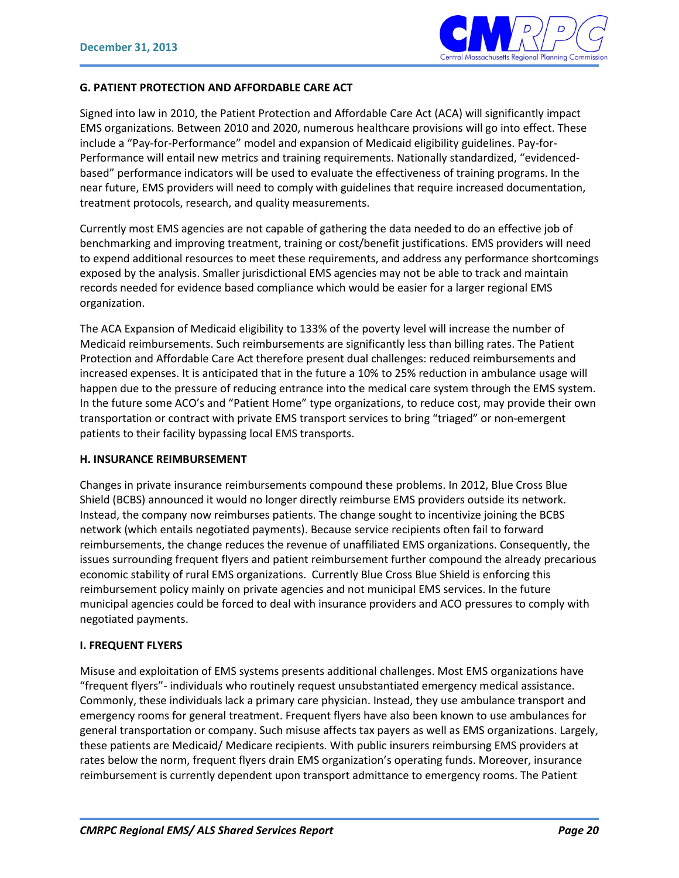**G. PATIENT PROTECTION AND AFFORDABLE CARE ACT**

Signed into law in 2010, the Patient Protection and Affordable Care Act (ACA) will significantly impact EMS organizations. Between 2010 and 2020, numerous healthcare provisions will go into effect. These include a "Pay-for-Performance" model and expansion of Medicaid eligibility guidelines. Pay-for-Performance will entail new metrics and training requirements. Nationally standardized, "evidenced-based" performance indicators will be used to evaluate the effectiveness of training programs. In the near future, EMS providers will need to comply with guidelines that require increased documentation, treatment protocols, research, and quality measurements.

Currently most EMS agencies are not capable of gathering the data needed to do an effective job of benchmarking and improving treatment, training or cost/benefit justifications. EMS providers will need to expend additional resources to meet these requirements, and address any performance shortcomings exposed by the analysis. Smaller jurisdictional EMS agencies may not be able to track and maintain records needed for evidence based compliance which would be easier for a larger regional EMS organization.

The ACA Expansion of Medicaid eligibility to 133% of the poverty level will increase the number of Medicaid reimbursements. Such reimbursements are significantly less than billing rates. The Patient Protection and Affordable Care Act therefore present dual challenges: reduced reimbursements and increased expenses. It is anticipated that in the future a 10% to 25% reduction in ambulance usage will happen due to the pressure of reducing entrance into the medical care system through the EMS system. In the future some ACO's and "Patient Home" type organizations, to reduce cost, may provide their own transportation or contract with private EMS transport services to bring "triaged" or non-emergent patients to their facility bypassing local EMS transports.

**H. INSURANCE REIMBURSEMENT**

Changes in private insurance reimbursements compound these problems. In 2012, Blue Cross Blue Shield (BCBS) announced it would no longer directly reimburse EMS providers outside its network. Instead, the company now reimburses patients. The change sought to incentivize joining the BCBS network (which entails negotiated payments). Because service recipients often fail to forward reimbursements, the change reduces the revenue of unaffiliated EMS organizations. Consequently, the issues surrounding frequent flyers and patient reimbursement further compound the already precarious economic stability of rural EMS organizations. Currently Blue Cross Blue Shield is enforcing this reimbursement policy mainly on private agencies and not municipal EMS services. In the future municipal agencies could be forced to deal with insurance providers and ACO pressures to comply with negotiated payments.

**I. FREQUENT FLYERS**

Misuse and exploitation of EMS systems presents additional challenges. Most EMS organizations have "frequent flyers"- individuals who routinely request unsubstantiated emergency medical assistance. Commonly, these individuals lack a primary care physician. Instead, they use ambulance transport and emergency rooms for general treatment. Frequent flyers have also been known to use ambulances for general transportation or company. Such misuse affects tax payers as well as EMS organizations. Largely, these patients are Medicaid/ Medicare recipients. With public insurers reimbursing EMS providers at rates below the norm, frequent flyers drain EMS organization's operating funds. Moreover, insurance reimbursement is currently dependent upon transport admittance to emergency rooms. The Patient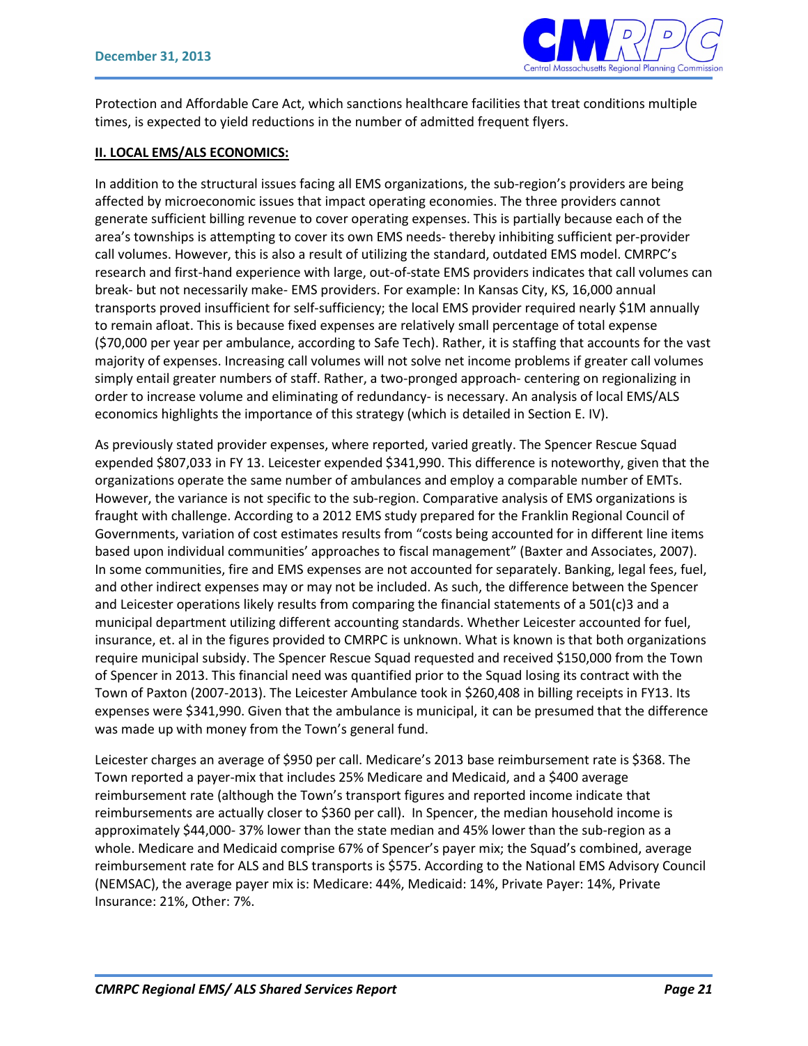Protection and Affordable Care Act, which sanctions healthcare facilities that treat conditions multiple times, is expected to yield reductions in the number of admitted frequent flyers.

**II. LOCAL EMS/ALS ECONOMICS:**

In addition to the structural issues facing all EMS organizations, the sub-region's providers are being affected by microeconomic issues that impact operating economies. The three providers cannot generate sufficient billing revenue to cover operating expenses. This is partially because each of the area's townships is attempting to cover its own EMS needs- thereby inhibiting sufficient per-provider call volumes. However, this is also a result of utilizing the standard, outdated EMS model. CMRPC's research and first-hand experience with large, out-of-state EMS providers indicates that call volumes can break- but not necessarily make- EMS providers. For example: In Kansas City, KS, 16,000 annual transports proved insufficient for self-sufficiency; the local EMS provider required nearly $1M annually to remain afloat. This is because fixed expenses are relatively small percentage of total expense ($70,000 per year per ambulance, according to Safe Tech). Rather, it is staffing that accounts for the vast majority of expenses. Increasing call volumes will not solve net income problems if greater call volumes simply entail greater numbers of staff. Rather, a two-pronged approach- centering on regionalizing in order to increase volume and eliminating of redundancy- is necessary. An analysis of local EMS/ALS economics highlights the importance of this strategy (which is detailed in Section E. IV).

As previously stated provider expenses, where reported, varied greatly. The Spencer Rescue Squad expended $807,033 in FY 13. Leicester expended $341,990. This difference is noteworthy, given that the organizations operate the same number of ambulances and employ a comparable number of EMTs. However, the variance is not specific to the sub-region. Comparative analysis of EMS organizations is fraught with challenge. According to a 2012 EMS study prepared for the Franklin Regional Council of Governments, variation of cost estimates results from "costs being accounted for in different line items based upon individual communities' approaches to fiscal management" (Baxter and Associates, 2007). In some communities, fire and EMS expenses are not accounted for separately. Banking, legal fees, fuel, and other indirect expenses may or may not be included. As such, the difference between the Spencer and Leicester operations likely results from comparing the financial statements of a 501(c)3 and a municipal department utilizing different accounting standards. Whether Leicester accounted for fuel, insurance, et. al in the figures provided to CMRPC is unknown. What is known is that both organizations require municipal subsidy. The Spencer Rescue Squad requested and received $150,000 from the Town of Spencer in 2013. This financial need was quantified prior to the Squad losing its contract with the Town of Paxton (2007-2013). The Leicester Ambulance took in $260,408 in billing receipts in FY13. Its expenses were $341,990. Given that the ambulance is municipal, it can be presumed that the difference was made up with money from the Town's general fund.

Leicester charges an average of $950 per call. Medicare's 2013 base reimbursement rate is $368. The Town reported a payer-mix that includes 25% Medicare and Medicaid, and a $400 average reimbursement rate (although the Town's transport figures and reported income indicate that reimbursements are actually closer to $360 per call). In Spencer, the median household income is approximately $44,000- 37% lower than the state median and 45% lower than the sub-region as a whole. Medicare and Medicaid comprise 67% of Spencer's payer mix; the Squad's combined, average reimbursement rate for ALS and BLS transports is $575. According to the National EMS Advisory Council (NEMSAC), the average payer mix is: Medicare: 44%, Medicaid: 14%, Private Payer: 14%, Private Insurance: 21%, Other: 7%.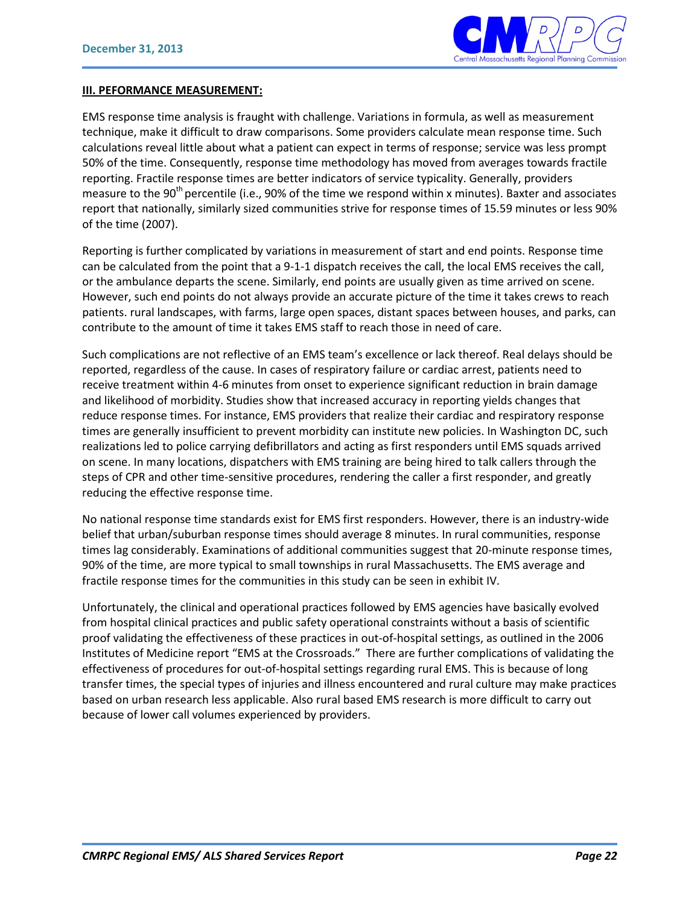**III. PEFORMANCE MEASUREMENT:**

EMS response time analysis is fraught with challenge. Variations in formula, as well as measurement technique, make it difficult to draw comparisons. Some providers calculate mean response time. Such calculations reveal little about what a patient can expect in terms of response; service was less prompt 50% of the time. Consequently, response time methodology has moved from averages towards fractile reporting. Fractile response times are better indicators of service typicality. Generally, providers measure to the 90th percentile (i.e., 90% of the time we respond within x minutes). Baxter and associates report that nationally, similarly sized communities strive for response times of 15.59 minutes or less 90% of the time (2007).

Reporting is further complicated by variations in measurement of start and end points. Response time can be calculated from the point that a 9-1-1 dispatch receives the call, the local EMS receives the call, or the ambulance departs the scene. Similarly, end points are usually given as time arrived on scene. However, such end points do not always provide an accurate picture of the time it takes crews to reach patients. rural landscapes, with farms, large open spaces, distant spaces between houses, and parks, can contribute to the amount of time it takes EMS staff to reach those in need of care.

Such complications are not reflective of an EMS team's excellence or lack thereof. Real delays should be reported, regardless of the cause. In cases of respiratory failure or cardiac arrest, patients need to receive treatment within 4-6 minutes from onset to experience significant reduction in brain damage and likelihood of morbidity. Studies show that increased accuracy in reporting yields changes that reduce response times. For instance, EMS providers that realize their cardiac and respiratory response times are generally insufficient to prevent morbidity can institute new policies. In Washington DC, such realizations led to police carrying defibrillators and acting as first responders until EMS squads arrived on scene. In many locations, dispatchers with EMS training are being hired to talk callers through the steps of CPR and other time-sensitive procedures, rendering the caller a first responder, and greatly reducing the effective response time.

No national response time standards exist for EMS first responders. However, there is an industry-wide belief that urban/suburban response times should average 8 minutes. In rural communities, response times lag considerably. Examinations of additional communities suggest that 20-minute response times, 90% of the time, are more typical to small townships in rural Massachusetts. The EMS average and fractile response times for the communities in this study can be seen in exhibit IV.

Unfortunately, the clinical and operational practices followed by EMS agencies have basically evolved from hospital clinical practices and public safety operational constraints without a basis of scientific proof validating the effectiveness of these practices in out-of-hospital settings, as outlined in the 2006 Institutes of Medicine report "EMS at the Crossroads." There are further complications of validating the effectiveness of procedures for out-of-hospital settings regarding rural EMS. This is because of long transfer times, the special types of injuries and illness encountered and rural culture may make practices based on urban research less applicable. Also rural based EMS research is more difficult to carry out because of lower call volumes experienced by providers.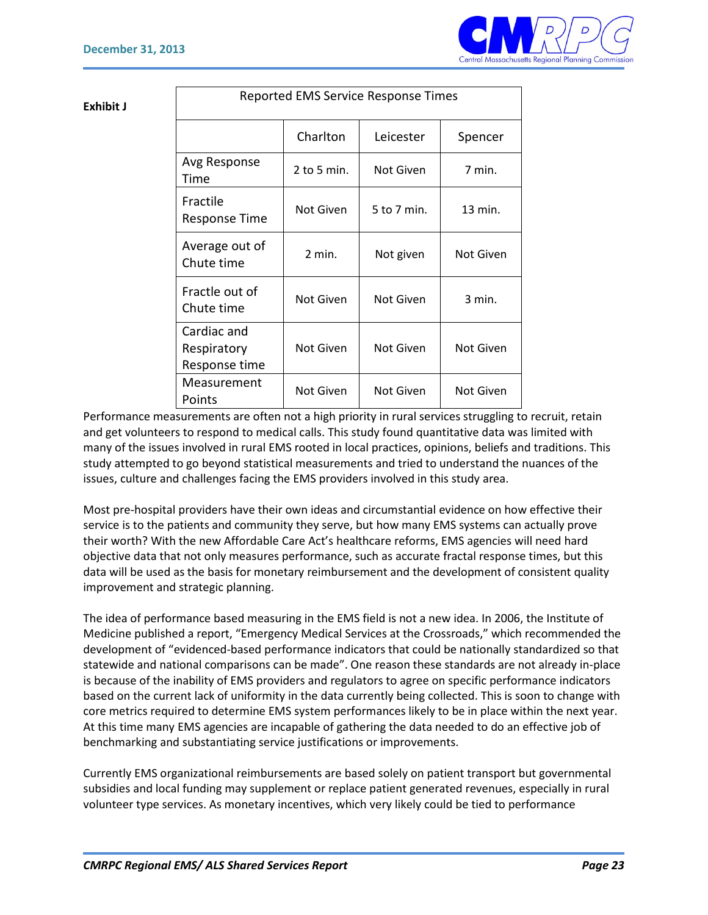**Exhibit J**

| Reported EMS Service Response Times | | | |
|---|---|---|---|
| | Charlton | Leicester | Spencer |
| Avg Response Time | 2 to 5 min. | Not Given | 7 min. |
| Fractile Response Time | Not Given | 5 to 7 min. | 13 min. |
| Average out of Chute time | 2 min. | Not given | Not Given |
| Fractle out of Chute time | Not Given | Not Given | 3 min. |
| Cardiac and Respiratory Response time | Not Given | Not Given | Not Given |
| Measurement Points | Not Given | Not Given | Not Given |

Performance measurements are often not a high priority in rural services struggling to recruit, retain and get volunteers to respond to medical calls. This study found quantitative data was limited with many of the issues involved in rural EMS rooted in local practices, opinions, beliefs and traditions. This study attempted to go beyond statistical measurements and tried to understand the nuances of the issues, culture and challenges facing the EMS providers involved in this study area.

Most pre-hospital providers have their own ideas and circumstantial evidence on how effective their service is to the patients and community they serve, but how many EMS systems can actually prove their worth? With the new Affordable Care Act's healthcare reforms, EMS agencies will need hard objective data that not only measures performance, such as accurate fractal response times, but this data will be used as the basis for monetary reimbursement and the development of consistent quality improvement and strategic planning.

The idea of performance based measuring in the EMS field is not a new idea. In 2006, the Institute of Medicine published a report, "Emergency Medical Services at the Crossroads," which recommended the development of "evidenced-based performance indicators that could be nationally standardized so that statewide and national comparisons can be made". One reason these standards are not already in-place is because of the inability of EMS providers and regulators to agree on specific performance indicators based on the current lack of uniformity in the data currently being collected. This is soon to change with core metrics required to determine EMS system performances likely to be in place within the next year. At this time many EMS agencies are incapable of gathering the data needed to do an effective job of benchmarking and substantiating service justifications or improvements.

Currently EMS organizational reimbursements are based solely on patient transport but governmental subsidies and local funding may supplement or replace patient generated revenues, especially in rural volunteer type services. As monetary incentives, which very likely could be tied to performance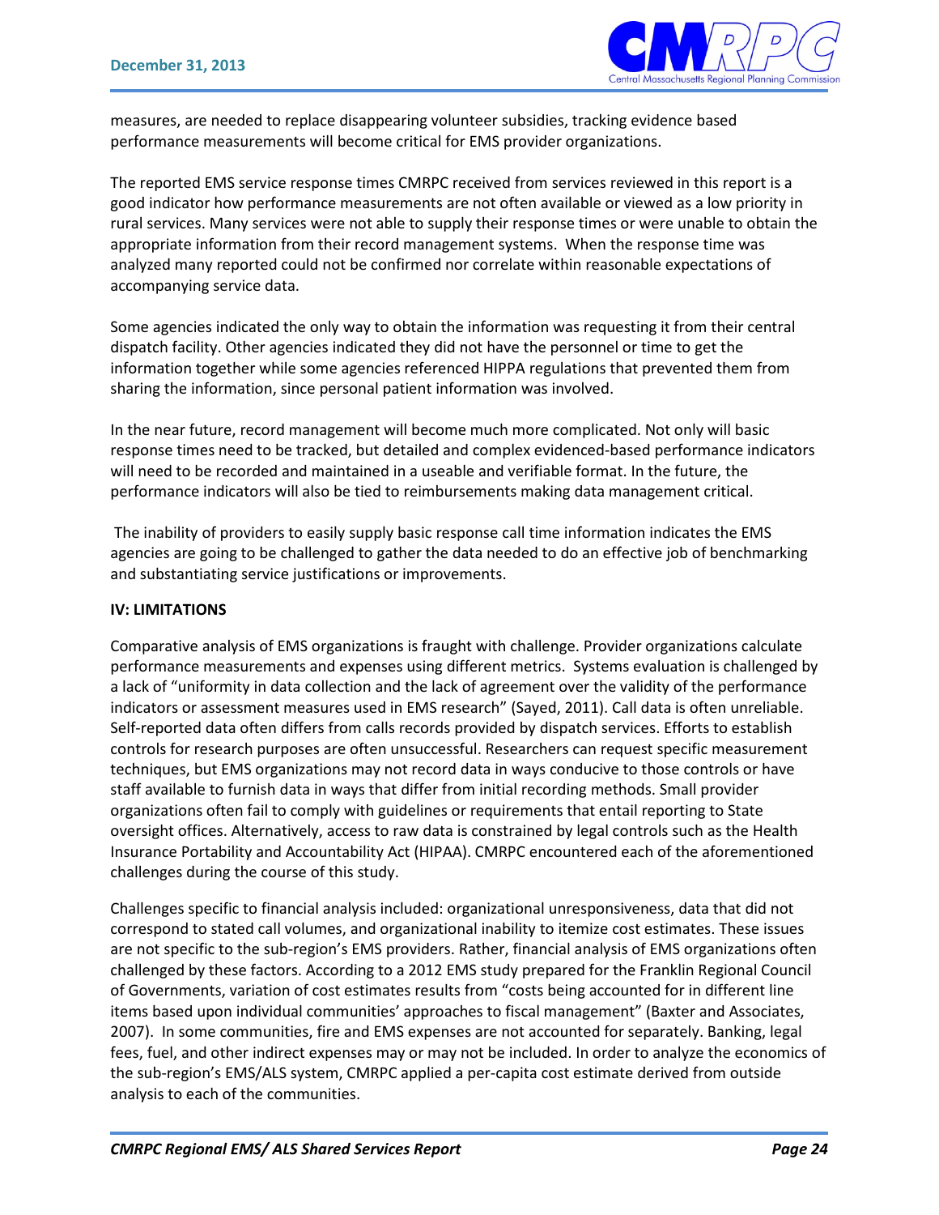measures, are needed to replace disappearing volunteer subsidies, tracking evidence based performance measurements will become critical for EMS provider organizations.

The reported EMS service response times CMRPC received from services reviewed in this report is a good indicator how performance measurements are not often available or viewed as a low priority in rural services. Many services were not able to supply their response times or were unable to obtain the appropriate information from their record management systems. When the response time was analyzed many reported could not be confirmed nor correlate within reasonable expectations of accompanying service data.

Some agencies indicated the only way to obtain the information was requesting it from their central dispatch facility. Other agencies indicated they did not have the personnel or time to get the information together while some agencies referenced HIPPA regulations that prevented them from sharing the information, since personal patient information was involved.

In the near future, record management will become much more complicated. Not only will basic response times need to be tracked, but detailed and complex evidenced-based performance indicators will need to be recorded and maintained in a useable and verifiable format. In the future, the performance indicators will also be tied to reimbursements making data management critical.

The inability of providers to easily supply basic response call time information indicates the EMS agencies are going to be challenged to gather the data needed to do an effective job of benchmarking and substantiating service justifications or improvements.

**IV: LIMITATIONS**

Comparative analysis of EMS organizations is fraught with challenge. Provider organizations calculate performance measurements and expenses using different metrics. Systems evaluation is challenged by a lack of "uniformity in data collection and the lack of agreement over the validity of the performance indicators or assessment measures used in EMS research" (Sayed, 2011). Call data is often unreliable. Self-reported data often differs from calls records provided by dispatch services. Efforts to establish controls for research purposes are often unsuccessful. Researchers can request specific measurement techniques, but EMS organizations may not record data in ways conducive to those controls or have staff available to furnish data in ways that differ from initial recording methods. Small provider organizations often fail to comply with guidelines or requirements that entail reporting to State oversight offices. Alternatively, access to raw data is constrained by legal controls such as the Health Insurance Portability and Accountability Act (HIPAA). CMRPC encountered each of the aforementioned challenges during the course of this study.

Challenges specific to financial analysis included: organizational unresponsiveness, data that did not correspond to stated call volumes, and organizational inability to itemize cost estimates. These issues are not specific to the sub-region's EMS providers. Rather, financial analysis of EMS organizations often challenged by these factors. According to a 2012 EMS study prepared for the Franklin Regional Council of Governments, variation of cost estimates results from "costs being accounted for in different line items based upon individual communities' approaches to fiscal management" (Baxter and Associates, 2007). In some communities, fire and EMS expenses are not accounted for separately. Banking, legal fees, fuel, and other indirect expenses may or may not be included. In order to analyze the economics of the sub-region's EMS/ALS system, CMRPC applied a per-capita cost estimate derived from outside analysis to each of the communities.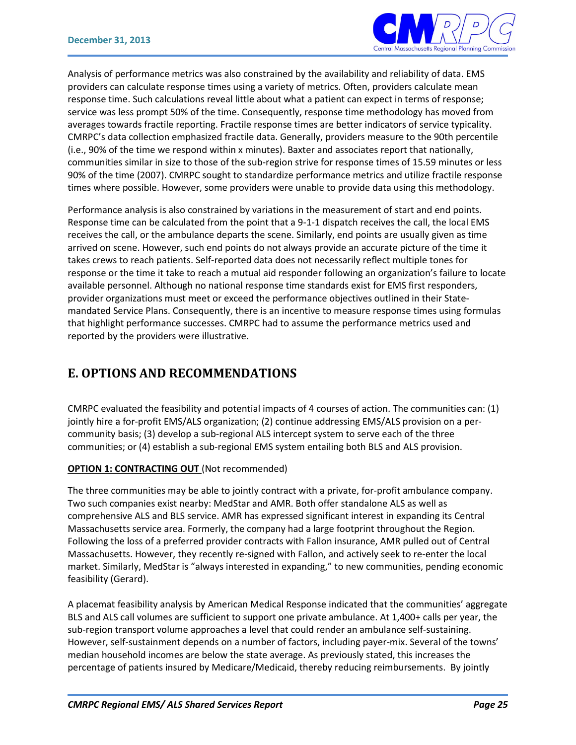Analysis of performance metrics was also constrained by the availability and reliability of data. EMS providers can calculate response times using a variety of metrics. Often, providers calculate mean response time. Such calculations reveal little about what a patient can expect in terms of response; service was less prompt 50% of the time. Consequently, response time methodology has moved from averages towards fractile reporting. Fractile response times are better indicators of service typicality. CMRPC's data collection emphasized fractile data. Generally, providers measure to the 90th percentile (i.e., 90% of the time we respond within x minutes). Baxter and associates report that nationally, communities similar in size to those of the sub-region strive for response times of 15.59 minutes or less 90% of the time (2007). CMRPC sought to standardize performance metrics and utilize fractile response times where possible. However, some providers were unable to provide data using this methodology.

Performance analysis is also constrained by variations in the measurement of start and end points. Response time can be calculated from the point that a 9-1-1 dispatch receives the call, the local EMS receives the call, or the ambulance departs the scene. Similarly, end points are usually given as time arrived on scene. However, such end points do not always provide an accurate picture of the time it takes crews to reach patients. Self-reported data does not necessarily reflect multiple tones for response or the time it take to reach a mutual aid responder following an organization's failure to locate available personnel. Although no national response time standards exist for EMS first responders, provider organizations must meet or exceed the performance objectives outlined in their State-mandated Service Plans. Consequently, there is an incentive to measure response times using formulas that highlight performance successes. CMRPC had to assume the performance metrics used and reported by the providers were illustrative.

## E. OPTIONS AND RECOMMENDATIONS

CMRPC evaluated the feasibility and potential impacts of 4 courses of action. The communities can: (1) jointly hire a for-profit EMS/ALS organization; (2) continue addressing EMS/ALS provision on a per-community basis; (3) develop a sub-regional ALS intercept system to serve each of the three communities; or (4) establish a sub-regional EMS system entailing both BLS and ALS provision.

**OPTION 1: CONTRACTING OUT** (Not recommended)

The three communities may be able to jointly contract with a private, for-profit ambulance company. Two such companies exist nearby: MedStar and AMR. Both offer standalone ALS as well as comprehensive ALS and BLS service. AMR has expressed significant interest in expanding its Central Massachusetts service area. Formerly, the company had a large footprint throughout the Region. Following the loss of a preferred provider contracts with Fallon insurance, AMR pulled out of Central Massachusetts. However, they recently re-signed with Fallon, and actively seek to re-enter the local market. Similarly, MedStar is "always interested in expanding," to new communities, pending economic feasibility (Gerard).

A placemat feasibility analysis by American Medical Response indicated that the communities' aggregate BLS and ALS call volumes are sufficient to support one private ambulance. At 1,400+ calls per year, the sub-region transport volume approaches a level that could render an ambulance self-sustaining. However, self-sustainment depends on a number of factors, including payer-mix. Several of the towns' median household incomes are below the state average. As previously stated, this increases the percentage of patients insured by Medicare/Medicaid, thereby reducing reimbursements. By jointly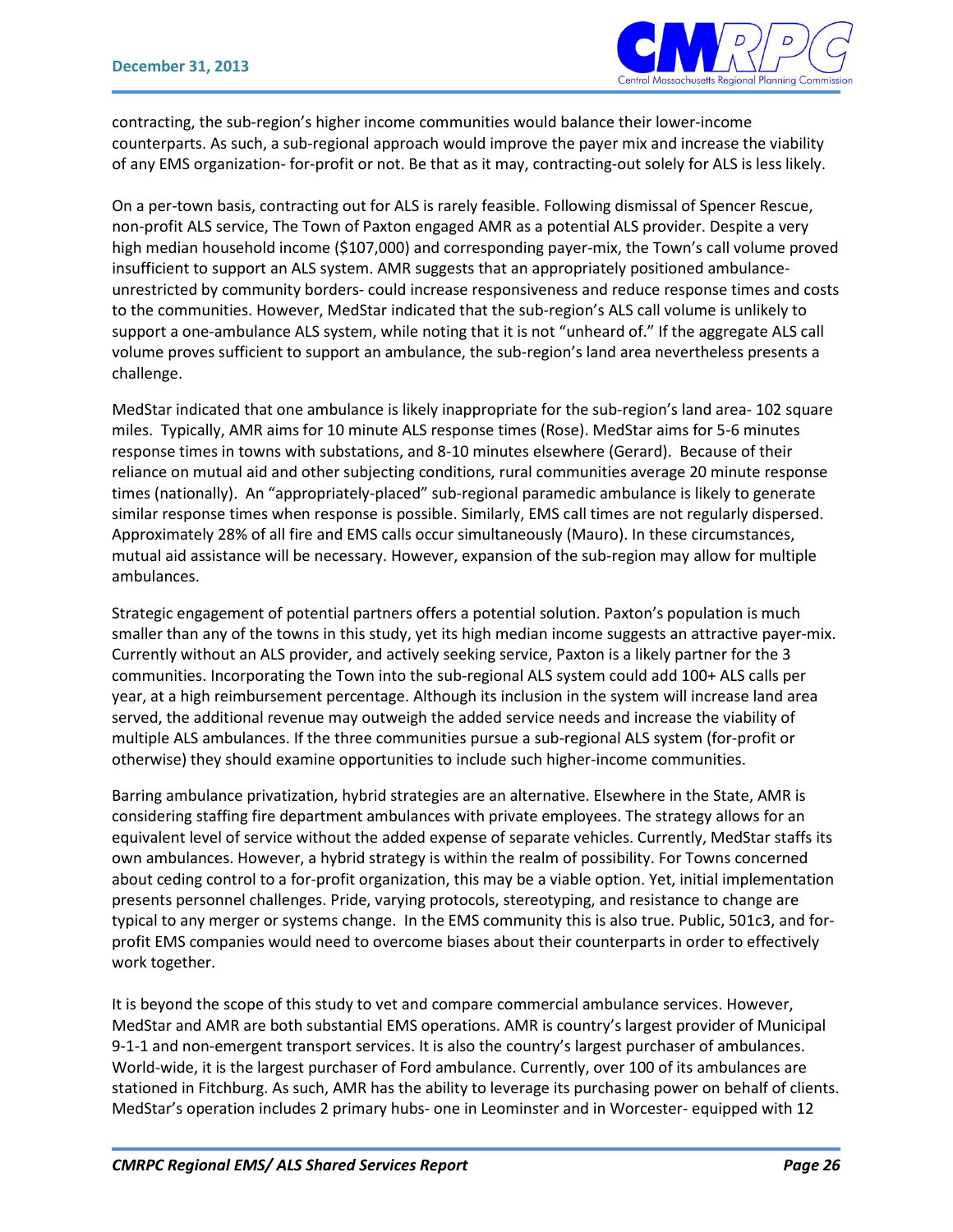contracting, the sub-region's higher income communities would balance their lower-income counterparts. As such, a sub-regional approach would improve the payer mix and increase the viability of any EMS organization- for-profit or not. Be that as it may, contracting-out solely for ALS is less likely.

On a per-town basis, contracting out for ALS is rarely feasible. Following dismissal of Spencer Rescue, non-profit ALS service, The Town of Paxton engaged AMR as a potential ALS provider. Despite a very high median household income ($107,000) and corresponding payer-mix, the Town's call volume proved insufficient to support an ALS system. AMR suggests that an appropriately positioned ambulance- unrestricted by community borders- could increase responsiveness and reduce response times and costs to the communities. However, MedStar indicated that the sub-region's ALS call volume is unlikely to support a one-ambulance ALS system, while noting that it is not "unheard of." If the aggregate ALS call volume proves sufficient to support an ambulance, the sub-region's land area nevertheless presents a challenge.

MedStar indicated that one ambulance is likely inappropriate for the sub-region's land area- 102 square miles. Typically, AMR aims for 10 minute ALS response times (Rose). MedStar aims for 5-6 minutes response times in towns with substations, and 8-10 minutes elsewhere (Gerard). Because of their reliance on mutual aid and other subjecting conditions, rural communities average 20 minute response times (nationally). An "appropriately-placed" sub-regional paramedic ambulance is likely to generate similar response times when response is possible. Similarly, EMS call times are not regularly dispersed. Approximately 28% of all fire and EMS calls occur simultaneously (Mauro). In these circumstances, mutual aid assistance will be necessary. However, expansion of the sub-region may allow for multiple ambulances.

Strategic engagement of potential partners offers a potential solution. Paxton's population is much smaller than any of the towns in this study, yet its high median income suggests an attractive payer-mix. Currently without an ALS provider, and actively seeking service, Paxton is a likely partner for the 3 communities. Incorporating the Town into the sub-regional ALS system could add 100+ ALS calls per year, at a high reimbursement percentage. Although its inclusion in the system will increase land area served, the additional revenue may outweigh the added service needs and increase the viability of multiple ALS ambulances. If the three communities pursue a sub-regional ALS system (for-profit or otherwise) they should examine opportunities to include such higher-income communities.

Barring ambulance privatization, hybrid strategies are an alternative. Elsewhere in the State, AMR is considering staffing fire department ambulances with private employees. The strategy allows for an equivalent level of service without the added expense of separate vehicles. Currently, MedStar staffs its own ambulances. However, a hybrid strategy is within the realm of possibility. For Towns concerned about ceding control to a for-profit organization, this may be a viable option. Yet, initial implementation presents personnel challenges. Pride, varying protocols, stereotyping, and resistance to change are typical to any merger or systems change. In the EMS community this is also true. Public, 501c3, and for-profit EMS companies would need to overcome biases about their counterparts in order to effectively work together.

It is beyond the scope of this study to vet and compare commercial ambulance services. However, MedStar and AMR are both substantial EMS operations. AMR is country's largest provider of Municipal 9-1-1 and non-emergent transport services. It is also the country's largest purchaser of ambulances. World-wide, it is the largest purchaser of Ford ambulance. Currently, over 100 of its ambulances are stationed in Fitchburg. As such, AMR has the ability to leverage its purchasing power on behalf of clients. MedStar's operation includes 2 primary hubs- one in Leominster and in Worcester- equipped with 12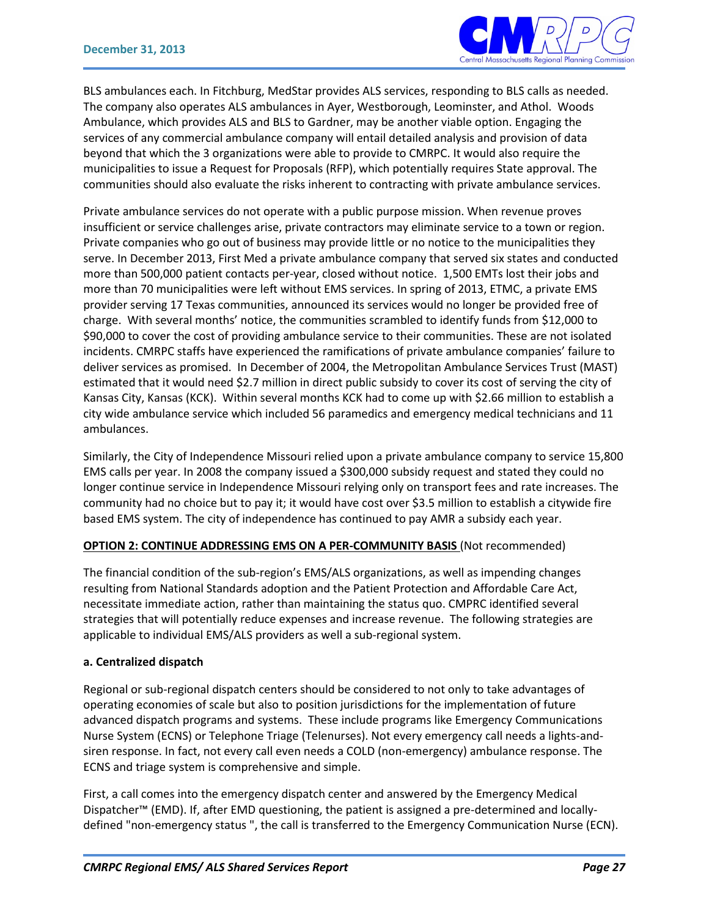BLS ambulances each. In Fitchburg, MedStar provides ALS services, responding to BLS calls as needed. The company also operates ALS ambulances in Ayer, Westborough, Leominster, and Athol. Woods Ambulance, which provides ALS and BLS to Gardner, may be another viable option. Engaging the services of any commercial ambulance company will entail detailed analysis and provision of data beyond that which the 3 organizations were able to provide to CMRPC. It would also require the municipalities to issue a Request for Proposals (RFP), which potentially requires State approval. The communities should also evaluate the risks inherent to contracting with private ambulance services.

Private ambulance services do not operate with a public purpose mission. When revenue proves insufficient or service challenges arise, private contractors may eliminate service to a town or region. Private companies who go out of business may provide little or no notice to the municipalities they serve. In December 2013, First Med a private ambulance company that served six states and conducted more than 500,000 patient contacts per-year, closed without notice. 1,500 EMTs lost their jobs and more than 70 municipalities were left without EMS services. In spring of 2013, ETMC, a private EMS provider serving 17 Texas communities, announced its services would no longer be provided free of charge. With several months' notice, the communities scrambled to identify funds from $12,000 to $90,000 to cover the cost of providing ambulance service to their communities. These are not isolated incidents. CMRPC staffs have experienced the ramifications of private ambulance companies' failure to deliver services as promised. In December of 2004, the Metropolitan Ambulance Services Trust (MAST) estimated that it would need $2.7 million in direct public subsidy to cover its cost of serving the city of Kansas City, Kansas (KCK). Within several months KCK had to come up with $2.66 million to establish a city wide ambulance service which included 56 paramedics and emergency medical technicians and 11 ambulances.

Similarly, the City of Independence Missouri relied upon a private ambulance company to service 15,800 EMS calls per year. In 2008 the company issued a $300,000 subsidy request and stated they could no longer continue service in Independence Missouri relying only on transport fees and rate increases. The community had no choice but to pay it; it would have cost over $3.5 million to establish a citywide fire based EMS system. The city of independence has continued to pay AMR a subsidy each year.

**OPTION 2: CONTINUE ADDRESSING EMS ON A PER-COMMUNITY BASIS** (Not recommended)

The financial condition of the sub-region's EMS/ALS organizations, as well as impending changes resulting from National Standards adoption and the Patient Protection and Affordable Care Act, necessitate immediate action, rather than maintaining the status quo. CMPRC identified several strategies that will potentially reduce expenses and increase revenue. The following strategies are applicable to individual EMS/ALS providers as well a sub-regional system.

**a. Centralized dispatch**

Regional or sub-regional dispatch centers should be considered to not only to take advantages of operating economies of scale but also to position jurisdictions for the implementation of future advanced dispatch programs and systems. These include programs like Emergency Communications Nurse System (ECNS) or Telephone Triage (Telenurses). Not every emergency call needs a lights-and-siren response. In fact, not every call even needs a COLD (non-emergency) ambulance response. The ECNS and triage system is comprehensive and simple.

First, a call comes into the emergency dispatch center and answered by the Emergency Medical Dispatcher™ (EMD). If, after EMD questioning, the patient is assigned a pre-determined and locally-defined "non-emergency status ", the call is transferred to the Emergency Communication Nurse (ECN).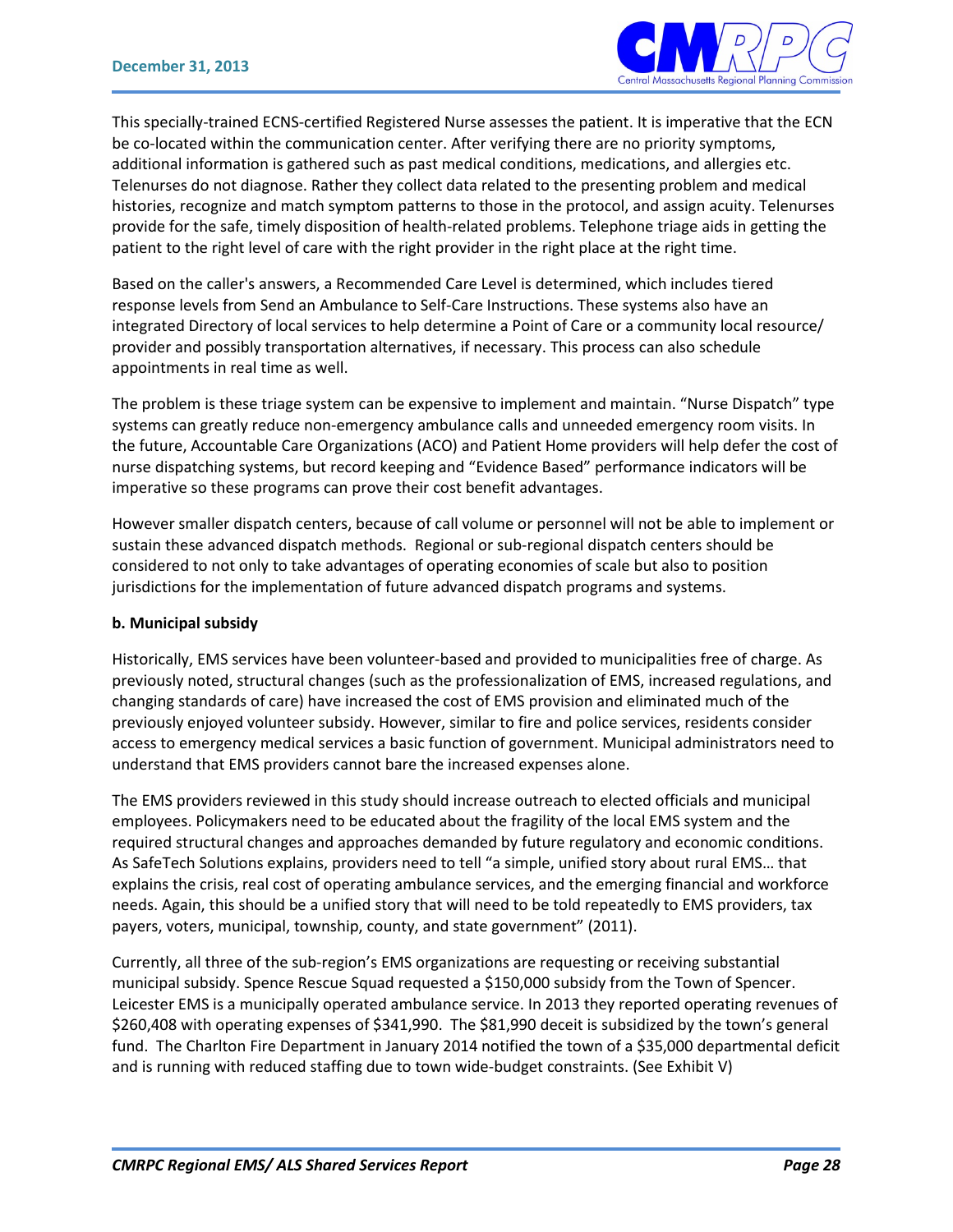This specially-trained ECNS-certified Registered Nurse assesses the patient. It is imperative that the ECN be co-located within the communication center. After verifying there are no priority symptoms, additional information is gathered such as past medical conditions, medications, and allergies etc. Telenurses do not diagnose. Rather they collect data related to the presenting problem and medical histories, recognize and match symptom patterns to those in the protocol, and assign acuity. Telenurses provide for the safe, timely disposition of health-related problems. Telephone triage aids in getting the patient to the right level of care with the right provider in the right place at the right time.

Based on the caller's answers, a Recommended Care Level is determined, which includes tiered response levels from Send an Ambulance to Self-Care Instructions. These systems also have an integrated Directory of local services to help determine a Point of Care or a community local resource/ provider and possibly transportation alternatives, if necessary. This process can also schedule appointments in real time as well.

The problem is these triage system can be expensive to implement and maintain. "Nurse Dispatch" type systems can greatly reduce non-emergency ambulance calls and unneeded emergency room visits. In the future, Accountable Care Organizations (ACO) and Patient Home providers will help defer the cost of nurse dispatching systems, but record keeping and "Evidence Based" performance indicators will be imperative so these programs can prove their cost benefit advantages.

However smaller dispatch centers, because of call volume or personnel will not be able to implement or sustain these advanced dispatch methods. Regional or sub-regional dispatch centers should be considered to not only to take advantages of operating economies of scale but also to position jurisdictions for the implementation of future advanced dispatch programs and systems.

**b. Municipal subsidy**

Historically, EMS services have been volunteer-based and provided to municipalities free of charge. As previously noted, structural changes (such as the professionalization of EMS, increased regulations, and changing standards of care) have increased the cost of EMS provision and eliminated much of the previously enjoyed volunteer subsidy. However, similar to fire and police services, residents consider access to emergency medical services a basic function of government. Municipal administrators need to understand that EMS providers cannot bare the increased expenses alone.

The EMS providers reviewed in this study should increase outreach to elected officials and municipal employees. Policymakers need to be educated about the fragility of the local EMS system and the required structural changes and approaches demanded by future regulatory and economic conditions. As SafeTech Solutions explains, providers need to tell "a simple, unified story about rural EMS… that explains the crisis, real cost of operating ambulance services, and the emerging financial and workforce needs. Again, this should be a unified story that will need to be told repeatedly to EMS providers, tax payers, voters, municipal, township, county, and state government" (2011).

Currently, all three of the sub-region's EMS organizations are requesting or receiving substantial municipal subsidy. Spence Rescue Squad requested a $150,000 subsidy from the Town of Spencer. Leicester EMS is a municipally operated ambulance service. In 2013 they reported operating revenues of $260,408 with operating expenses of $341,990. The $81,990 deceit is subsidized by the town's general fund. The Charlton Fire Department in January 2014 notified the town of a $35,000 departmental deficit and is running with reduced staffing due to town wide-budget constraints. (See Exhibit V)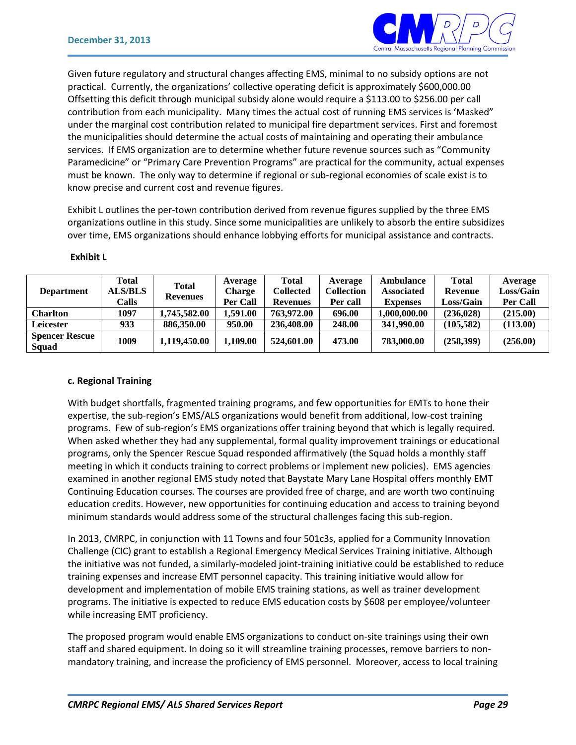Given future regulatory and structural changes affecting EMS, minimal to no subsidy options are not practical. Currently, the organizations' collective operating deficit is approximately $600,000.00 Offsetting this deficit through municipal subsidy alone would require a $113.00 to $256.00 per call contribution from each municipality. Many times the actual cost of running EMS services is 'Masked" under the marginal cost contribution related to municipal fire department services. First and foremost the municipalities should determine the actual costs of maintaining and operating their ambulance services. If EMS organization are to determine whether future revenue sources such as "Community Paramedicine" or "Primary Care Prevention Programs" are practical for the community, actual expenses must be known. The only way to determine if regional or sub-regional economies of scale exist is to know precise and current cost and revenue figures.

Exhibit L outlines the per-town contribution derived from revenue figures supplied by the three EMS organizations outline in this study. Since some municipalities are unlikely to absorb the entire subsidizes over time, EMS organizations should enhance lobbying efforts for municipal assistance and contracts.

**Exhibit L**

| Department | Total ALS/BLS Calls | Total Revenues | Average Charge Per Call | Total Collected Revenues | Average Collection Per call | Ambulance Associated Expenses | Total Revenue Loss/Gain | Average Loss/Gain Per Call |
|---|---|---|---|---|---|---|---|---|
| **Charlton** | **1097** | **1,745,582.00** | **1,591.00** | **763,972.00** | **696.00** | **1,000,000.00** | **(236,028)** | **(215.00)** |
| **Leicester** | **933** | **886,350.00** | **950.00** | **236,408.00** | **248.00** | **341,990.00** | **(105,582)** | **(113.00)** |
| **Spencer Rescue Squad** | **1009** | **1,119,450.00** | **1,109.00** | **524,601.00** | **473.00** | **783,000.00** | **(258,399)** | **(256.00)** |

**c. Regional Training**

With budget shortfalls, fragmented training programs, and few opportunities for EMTs to hone their expertise, the sub-region's EMS/ALS organizations would benefit from additional, low-cost training programs. Few of sub-region's EMS organizations offer training beyond that which is legally required. When asked whether they had any supplemental, formal quality improvement trainings or educational programs, only the Spencer Rescue Squad responded affirmatively (the Squad holds a monthly staff meeting in which it conducts training to correct problems or implement new policies). EMS agencies examined in another regional EMS study noted that Baystate Mary Lane Hospital offers monthly EMT Continuing Education courses. The courses are provided free of charge, and are worth two continuing education credits. However, new opportunities for continuing education and access to training beyond minimum standards would address some of the structural challenges facing this sub-region.

In 2013, CMRPC, in conjunction with 11 Towns and four 501c3s, applied for a Community Innovation Challenge (CIC) grant to establish a Regional Emergency Medical Services Training initiative. Although the initiative was not funded, a similarly-modeled joint-training initiative could be established to reduce training expenses and increase EMT personnel capacity. This training initiative would allow for development and implementation of mobile EMS training stations, as well as trainer development programs. The initiative is expected to reduce EMS education costs by $608 per employee/volunteer while increasing EMT proficiency.

The proposed program would enable EMS organizations to conduct on-site trainings using their own staff and shared equipment. In doing so it will streamline training processes, remove barriers to non-mandatory training, and increase the proficiency of EMS personnel. Moreover, access to local training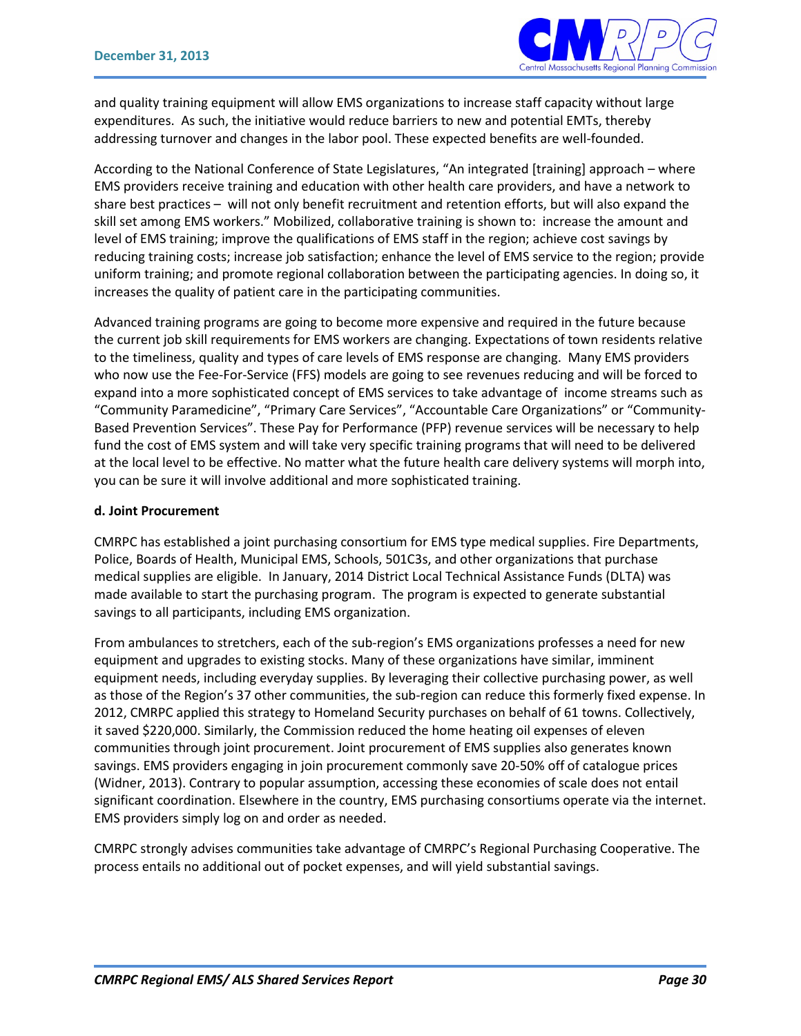and quality training equipment will allow EMS organizations to increase staff capacity without large expenditures. As such, the initiative would reduce barriers to new and potential EMTs, thereby addressing turnover and changes in the labor pool. These expected benefits are well-founded.

According to the National Conference of State Legislatures, "An integrated [training] approach – where EMS providers receive training and education with other health care providers, and have a network to share best practices – will not only benefit recruitment and retention efforts, but will also expand the skill set among EMS workers." Mobilized, collaborative training is shown to: increase the amount and level of EMS training; improve the qualifications of EMS staff in the region; achieve cost savings by reducing training costs; increase job satisfaction; enhance the level of EMS service to the region; provide uniform training; and promote regional collaboration between the participating agencies. In doing so, it increases the quality of patient care in the participating communities.

Advanced training programs are going to become more expensive and required in the future because the current job skill requirements for EMS workers are changing. Expectations of town residents relative to the timeliness, quality and types of care levels of EMS response are changing. Many EMS providers who now use the Fee-For-Service (FFS) models are going to see revenues reducing and will be forced to expand into a more sophisticated concept of EMS services to take advantage of income streams such as "Community Paramedicine", "Primary Care Services", "Accountable Care Organizations" or "Community-Based Prevention Services". These Pay for Performance (PFP) revenue services will be necessary to help fund the cost of EMS system and will take very specific training programs that will need to be delivered at the local level to be effective. No matter what the future health care delivery systems will morph into, you can be sure it will involve additional and more sophisticated training.

**d. Joint Procurement**

CMRPC has established a joint purchasing consortium for EMS type medical supplies. Fire Departments, Police, Boards of Health, Municipal EMS, Schools, 501C3s, and other organizations that purchase medical supplies are eligible. In January, 2014 District Local Technical Assistance Funds (DLTA) was made available to start the purchasing program. The program is expected to generate substantial savings to all participants, including EMS organization.

From ambulances to stretchers, each of the sub-region's EMS organizations professes a need for new equipment and upgrades to existing stocks. Many of these organizations have similar, imminent equipment needs, including everyday supplies. By leveraging their collective purchasing power, as well as those of the Region's 37 other communities, the sub-region can reduce this formerly fixed expense. In 2012, CMRPC applied this strategy to Homeland Security purchases on behalf of 61 towns. Collectively, it saved $220,000. Similarly, the Commission reduced the home heating oil expenses of eleven communities through joint procurement. Joint procurement of EMS supplies also generates known savings. EMS providers engaging in join procurement commonly save 20-50% off of catalogue prices (Widner, 2013). Contrary to popular assumption, accessing these economies of scale does not entail significant coordination. Elsewhere in the country, EMS purchasing consortiums operate via the internet. EMS providers simply log on and order as needed.

CMRPC strongly advises communities take advantage of CMRPC's Regional Purchasing Cooperative. The process entails no additional out of pocket expenses, and will yield substantial savings.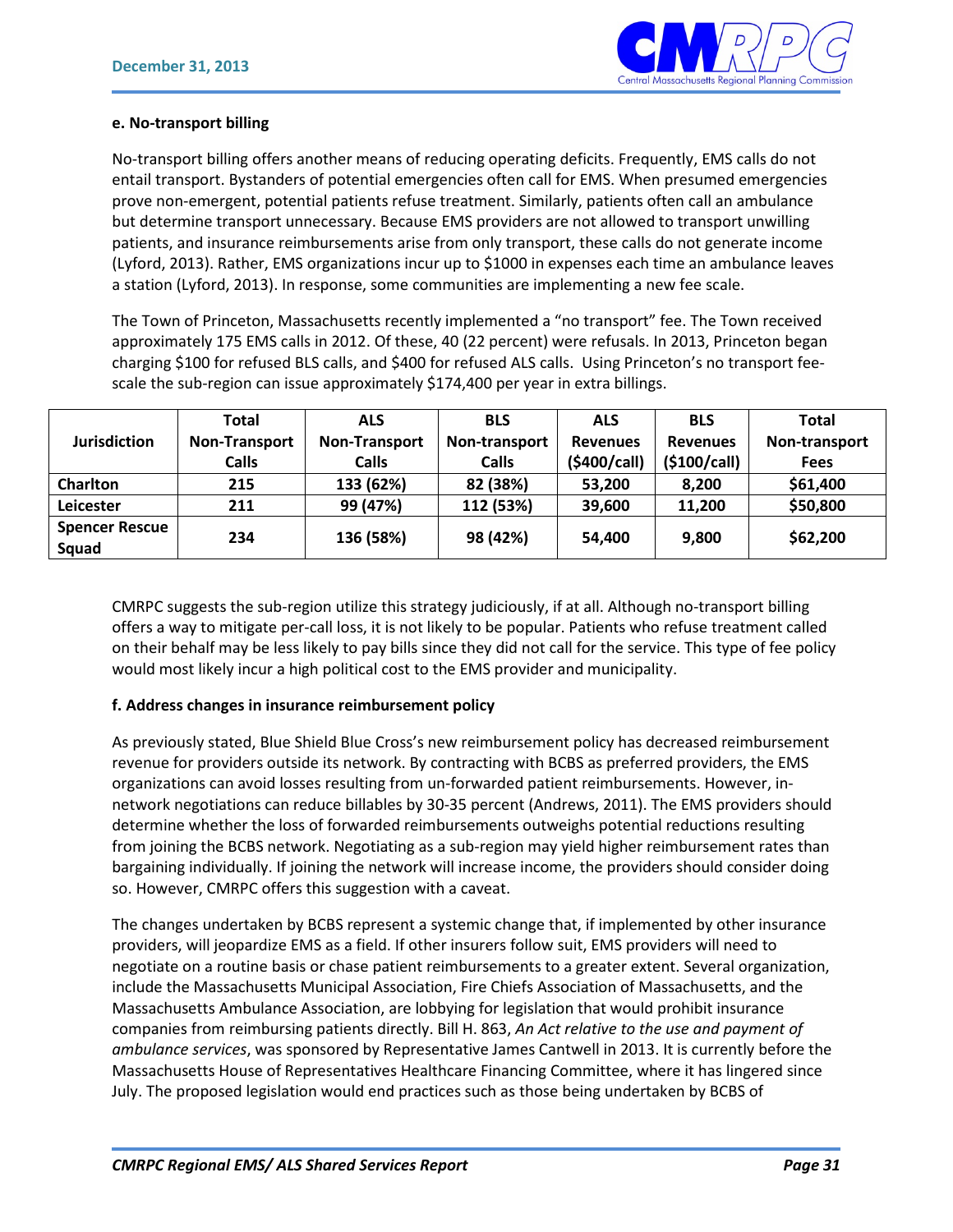### e. No-transport billing

No-transport billing offers another means of reducing operating deficits. Frequently, EMS calls do not entail transport. Bystanders of potential emergencies often call for EMS. When presumed emergencies prove non-emergent, potential patients refuse treatment. Similarly, patients often call an ambulance but determine transport unnecessary. Because EMS providers are not allowed to transport unwilling patients, and insurance reimbursements arise from only transport, these calls do not generate income (Lyford, 2013). Rather, EMS organizations incur up to $1000 in expenses each time an ambulance leaves a station (Lyford, 2013). In response, some communities are implementing a new fee scale.

The Town of Princeton, Massachusetts recently implemented a "no transport" fee. The Town received approximately 175 EMS calls in 2012. Of these, 40 (22 percent) were refusals. In 2013, Princeton began charging $100 for refused BLS calls, and $400 for refused ALS calls. Using Princeton's no transport fee-scale the sub-region can issue approximately $174,400 per year in extra billings.

| Jurisdiction | Total Non-Transport Calls | ALS Non-Transport Calls | BLS Non-transport Calls | ALS Revenues ($400/call) | BLS Revenues ($100/call) | Total Non-transport Fees |
|---|---|---|---|---|---|---|
| **Charlton** | **215** | **133 (62%)** | **82 (38%)** | **53,200** | **8,200** | **$61,400** |
| **Leicester** | **211** | **99 (47%)** | **112 (53%)** | **39,600** | **11,200** | **$50,800** |
| **Spencer Rescue Squad** | **234** | **136 (58%)** | **98 (42%)** | **54,400** | **9,800** | **$62,200** |

CMRPC suggests the sub-region utilize this strategy judiciously, if at all. Although no-transport billing offers a way to mitigate per-call loss, it is not likely to be popular. Patients who refuse treatment called on their behalf may be less likely to pay bills since they did not call for the service. This type of fee policy would most likely incur a high political cost to the EMS provider and municipality.

### f. Address changes in insurance reimbursement policy

As previously stated, Blue Shield Blue Cross's new reimbursement policy has decreased reimbursement revenue for providers outside its network. By contracting with BCBS as preferred providers, the EMS organizations can avoid losses resulting from un-forwarded patient reimbursements. However, in-network negotiations can reduce billables by 30-35 percent (Andrews, 2011). The EMS providers should determine whether the loss of forwarded reimbursements outweighs potential reductions resulting from joining the BCBS network. Negotiating as a sub-region may yield higher reimbursement rates than bargaining individually. If joining the network will increase income, the providers should consider doing so. However, CMRPC offers this suggestion with a caveat.

The changes undertaken by BCBS represent a systemic change that, if implemented by other insurance providers, will jeopardize EMS as a field. If other insurers follow suit, EMS providers will need to negotiate on a routine basis or chase patient reimbursements to a greater extent. Several organization, include the Massachusetts Municipal Association, Fire Chiefs Association of Massachusetts, and the Massachusetts Ambulance Association, are lobbying for legislation that would prohibit insurance companies from reimbursing patients directly. Bill H. 863, *An Act relative to the use and payment of ambulance services*, was sponsored by Representative James Cantwell in 2013. It is currently before the Massachusetts House of Representatives Healthcare Financing Committee, where it has lingered since July. The proposed legislation would end practices such as those being undertaken by BCBS of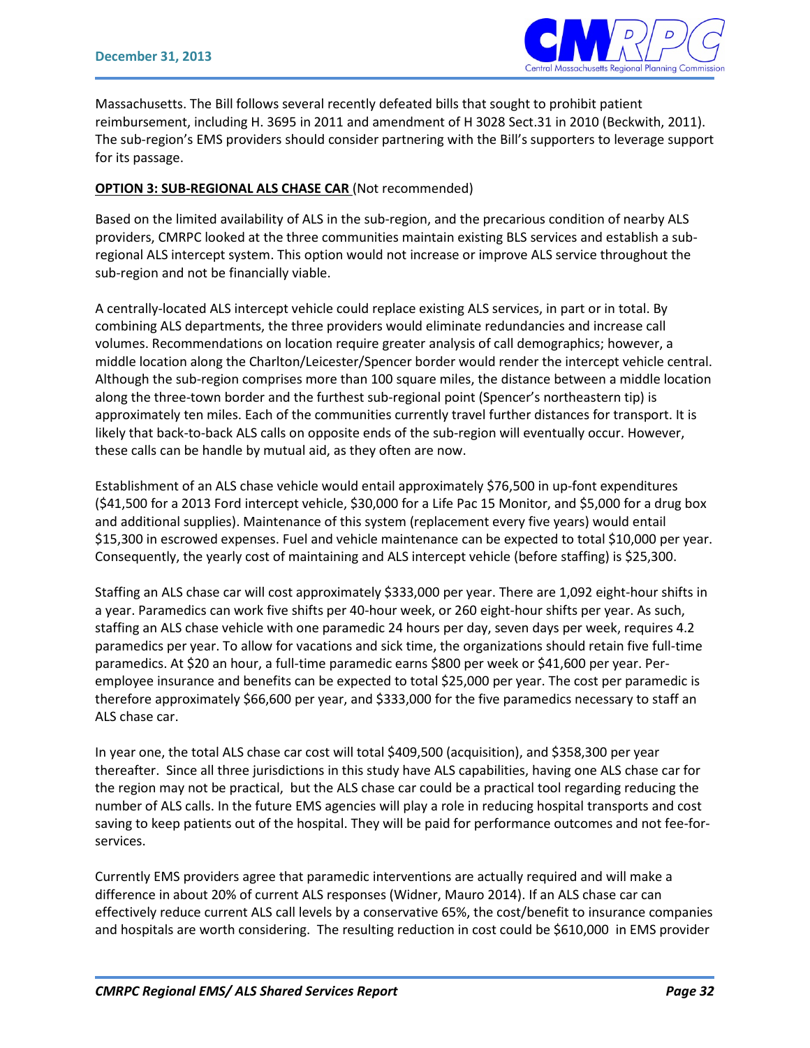Massachusetts. The Bill follows several recently defeated bills that sought to prohibit patient reimbursement, including H. 3695 in 2011 and amendment of H 3028 Sect.31 in 2010 (Beckwith, 2011). The sub-region's EMS providers should consider partnering with the Bill's supporters to leverage support for its passage.

**OPTION 3: SUB-REGIONAL ALS CHASE CAR** (Not recommended)

Based on the limited availability of ALS in the sub-region, and the precarious condition of nearby ALS providers, CMRPC looked at the three communities maintain existing BLS services and establish a sub-regional ALS intercept system. This option would not increase or improve ALS service throughout the sub-region and not be financially viable.

A centrally-located ALS intercept vehicle could replace existing ALS services, in part or in total. By combining ALS departments, the three providers would eliminate redundancies and increase call volumes. Recommendations on location require greater analysis of call demographics; however, a middle location along the Charlton/Leicester/Spencer border would render the intercept vehicle central. Although the sub-region comprises more than 100 square miles, the distance between a middle location along the three-town border and the furthest sub-regional point (Spencer's northeastern tip) is approximately ten miles. Each of the communities currently travel further distances for transport. It is likely that back-to-back ALS calls on opposite ends of the sub-region will eventually occur. However, these calls can be handle by mutual aid, as they often are now.

Establishment of an ALS chase vehicle would entail approximately $76,500 in up-font expenditures ($41,500 for a 2013 Ford intercept vehicle, $30,000 for a Life Pac 15 Monitor, and $5,000 for a drug box and additional supplies). Maintenance of this system (replacement every five years) would entail $15,300 in escrowed expenses. Fuel and vehicle maintenance can be expected to total $10,000 per year. Consequently, the yearly cost of maintaining and ALS intercept vehicle (before staffing) is $25,300.

Staffing an ALS chase car will cost approximately $333,000 per year. There are 1,092 eight-hour shifts in a year. Paramedics can work five shifts per 40-hour week, or 260 eight-hour shifts per year. As such, staffing an ALS chase vehicle with one paramedic 24 hours per day, seven days per week, requires 4.2 paramedics per year. To allow for vacations and sick time, the organizations should retain five full-time paramedics. At $20 an hour, a full-time paramedic earns $800 per week or $41,600 per year. Per-employee insurance and benefits can be expected to total $25,000 per year. The cost per paramedic is therefore approximately $66,600 per year, and $333,000 for the five paramedics necessary to staff an ALS chase car.

In year one, the total ALS chase car cost will total $409,500 (acquisition), and $358,300 per year thereafter. Since all three jurisdictions in this study have ALS capabilities, having one ALS chase car for the region may not be practical, but the ALS chase car could be a practical tool regarding reducing the number of ALS calls. In the future EMS agencies will play a role in reducing hospital transports and cost saving to keep patients out of the hospital. They will be paid for performance outcomes and not fee-for-services.

Currently EMS providers agree that paramedic interventions are actually required and will make a difference in about 20% of current ALS responses (Widner, Mauro 2014). If an ALS chase car can effectively reduce current ALS call levels by a conservative 65%, the cost/benefit to insurance companies and hospitals are worth considering. The resulting reduction in cost could be $610,000 in EMS provider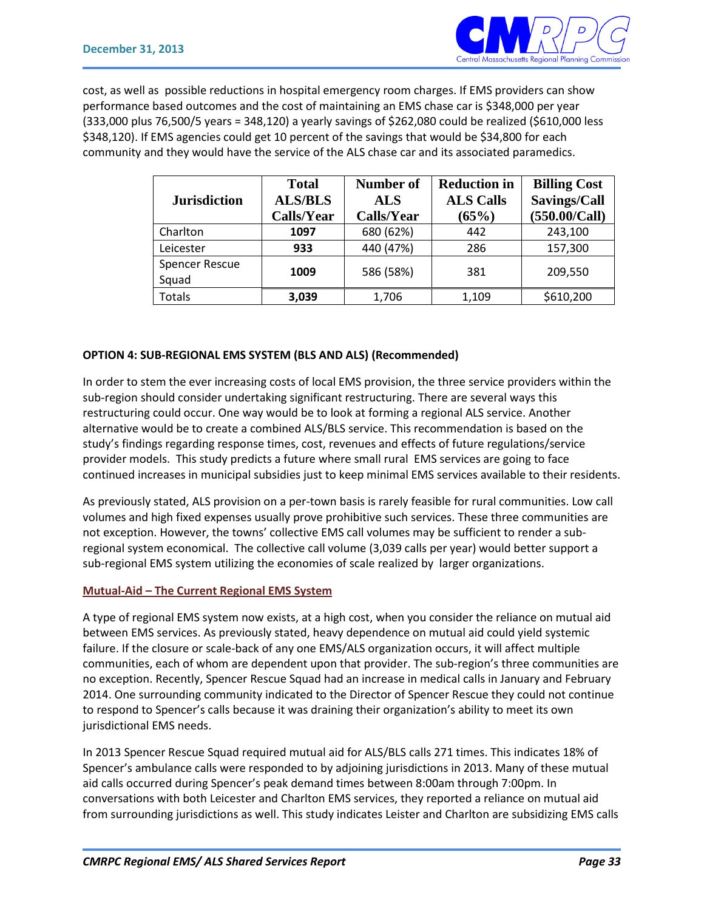cost, as well as possible reductions in hospital emergency room charges. If EMS providers can show performance based outcomes and the cost of maintaining an EMS chase car is $348,000 per year (333,000 plus 76,500/5 years = 348,120) a yearly savings of $262,080 could be realized ($610,000 less $348,120). If EMS agencies could get 10 percent of the savings that would be $34,800 for each community and they would have the service of the ALS chase car and its associated paramedics.

| Jurisdiction | Total ALS/BLS Calls/Year | Number of ALS Calls/Year | Reduction in ALS Calls (65%) | Billing Cost Savings/Call (550.00/Call) |
|---|---|---|---|---|
| Charlton | **1097** | 680 (62%) | 442 | 243,100 |
| Leicester | **933** | 440 (47%) | 286 | 157,300 |
| Spencer Rescue Squad | **1009** | 586 (58%) | 381 | 209,550 |
| Totals | **3,039** | 1,706 | 1,109 | $610,200 |

**OPTION 4: SUB-REGIONAL EMS SYSTEM (BLS AND ALS) (Recommended)**

In order to stem the ever increasing costs of local EMS provision, the three service providers within the sub-region should consider undertaking significant restructuring. There are several ways this restructuring could occur. One way would be to look at forming a regional ALS service. Another alternative would be to create a combined ALS/BLS service. This recommendation is based on the study's findings regarding response times, cost, revenues and effects of future regulations/service provider models. This study predicts a future where small rural EMS services are going to face continued increases in municipal subsidies just to keep minimal EMS services available to their residents.

As previously stated, ALS provision on a per-town basis is rarely feasible for rural communities. Low call volumes and high fixed expenses usually prove prohibitive such services. These three communities are not exception. However, the towns' collective EMS call volumes may be sufficient to render a sub-regional system economical. The collective call volume (3,039 calls per year) would better support a sub-regional EMS system utilizing the economies of scale realized by larger organizations.

**Mutual-Aid – The Current Regional EMS System**

A type of regional EMS system now exists, at a high cost, when you consider the reliance on mutual aid between EMS services. As previously stated, heavy dependence on mutual aid could yield systemic failure. If the closure or scale-back of any one EMS/ALS organization occurs, it will affect multiple communities, each of whom are dependent upon that provider. The sub-region's three communities are no exception. Recently, Spencer Rescue Squad had an increase in medical calls in January and February 2014. One surrounding community indicated to the Director of Spencer Rescue they could not continue to respond to Spencer's calls because it was draining their organization's ability to meet its own jurisdictional EMS needs.

In 2013 Spencer Rescue Squad required mutual aid for ALS/BLS calls 271 times. This indicates 18% of Spencer's ambulance calls were responded to by adjoining jurisdictions in 2013. Many of these mutual aid calls occurred during Spencer's peak demand times between 8:00am through 7:00pm. In conversations with both Leicester and Charlton EMS services, they reported a reliance on mutual aid from surrounding jurisdictions as well. This study indicates Leister and Charlton are subsidizing EMS calls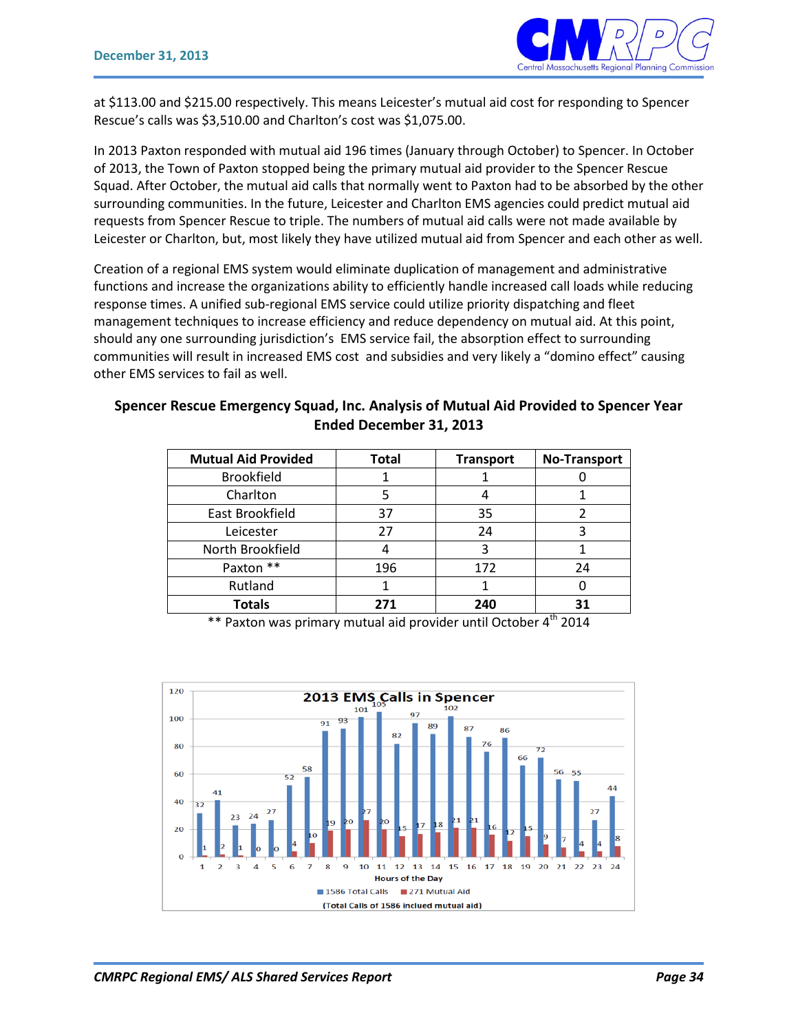at $113.00 and $215.00 respectively. This means Leicester's mutual aid cost for responding to Spencer Rescue's calls was $3,510.00 and Charlton's cost was $1,075.00.

In 2013 Paxton responded with mutual aid 196 times (January through October) to Spencer. In October of 2013, the Town of Paxton stopped being the primary mutual aid provider to the Spencer Rescue Squad. After October, the mutual aid calls that normally went to Paxton had to be absorbed by the other surrounding communities. In the future, Leicester and Charlton EMS agencies could predict mutual aid requests from Spencer Rescue to triple. The numbers of mutual aid calls were not made available by Leicester or Charlton, but, most likely they have utilized mutual aid from Spencer and each other as well.

Creation of a regional EMS system would eliminate duplication of management and administrative functions and increase the organizations ability to efficiently handle increased call loads while reducing response times. A unified sub-regional EMS service could utilize priority dispatching and fleet management techniques to increase efficiency and reduce dependency on mutual aid. At this point, should any one surrounding jurisdiction's EMS service fail, the absorption effect to surrounding communities will result in increased EMS cost and subsidies and very likely a "domino effect" causing other EMS services to fail as well.

**Spencer Rescue Emergency Squad, Inc. Analysis of Mutual Aid Provided to Spencer Year Ended December 31, 2013**

| Mutual Aid Provided | Total | Transport | No-Transport |
|---|---|---|---|
| Brookfield | 1 | 1 | 0 |
| Charlton | 5 | 4 | 1 |
| East Brookfield | 37 | 35 | 2 |
| Leicester | 27 | 24 | 3 |
| North Brookfield | 4 | 3 | 1 |
| Paxton ** | 196 | 172 | 24 |
| Rutland | 1 | 1 | 0 |
| **Totals** | **271** | **240** | **31** |

** Paxton was primary mutual aid provider until October 4th 2014

**2013 EMS Calls in Spencer**

| Hours of the Day | 1 | 2 | 3 | 4 | 5 | 6 | 7 | 8 | 9 | 10 | 11 | 12 | 13 | 14 | 15 | 16 | 17 | 18 | 19 | 20 | 21 | 22 | 23 | 24 |
|---|---|---|---|---|---|---|---|---|---|---|---|---|---|---|---|---|---|---|---|---|---|---|---|---|
| 1586 Total Calls | 32 | 41 | 23 | 24 | 27 | 52 | 58 | 91 | 93 | 101 | 105 | 82 | 97 | 89 | 102 | 87 | 76 | 86 | 66 | 72 | 56 | 55 | 27 | 44 |
| 271 Mutual Aid | 1 | 2 | 1 | 0 | 0 | 4 | 10 | 19 | 20 | 27 | 20 | 15 | 17 | 18 | 21 | 21 | 16 | 12 | 15 | 9 | 7 | 4 | 4 | 8 |

(Total Calls of 1586 inclued mutual aid)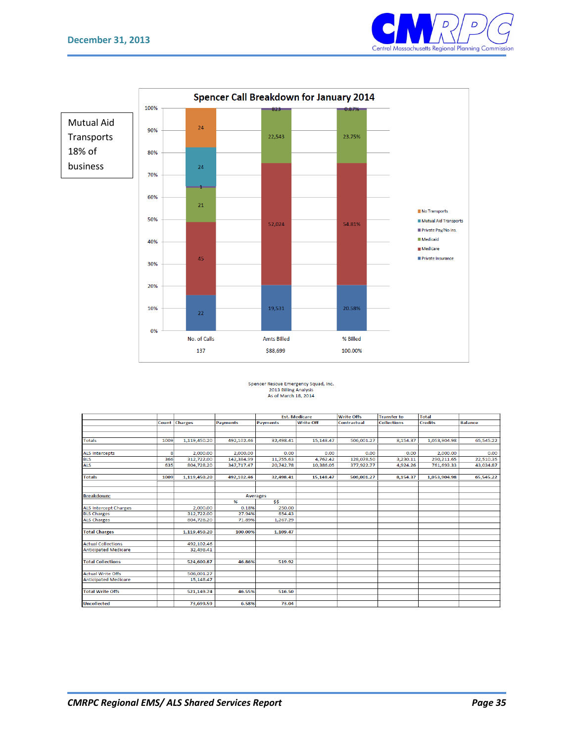Mutual Aid Transports 18% of business

## Spencer Call Breakdown for January 2014

| | No. of Calls | Amts Billed | % Billed |
|---|---|---|---|
| No Transports | 24 | | |
| Mutual Aid Transports | 24 | | |
| Private Pay/No Ins | 1 | 823 | 0.87% |
| Medicaid | 21 | 22,543 | 23.75% |
| Medicare | 45 | 52,024 | 54.81% |
| Private Insurance | 22 | 19,531 | 20.58% |
| **Total** | 137 | $88,699 | 100.00% |

Spencer Rescue Emergency Squad, Inc.
2013 Billing Analysis
As of March 18, 2014

| | Count | Charges | Payments | Est. Medicare Payments | Est. Medicare Write Off | Write Offs Contractual | Transfer to Collections | Total Credits | Balance |
|---|---|---|---|---|---|---|---|---|---|
| Totals | 1009 | 1,119,450.20 | 492,102.46 | 32,498.41 | 15,148.47 | 506,001.27 | 8,154.37 | 1,053,904.98 | 65,545.22 |
| ALS Intercepts | 8 | 2,000.00 | 2,000.00 | 0.00 | 0.00 | 0.00 | 0.00 | 2,000.00 | 0.00 |
| BLS | 366 | 312,722.00 | 142,384.99 | 11,755.63 | 4,762.42 | 128,078.50 | 3,230.11 | 290,211.65 | 22,510.35 |
| ALS | 635 | 804,728.20 | 347,717.47 | 20,742.78 | 10,386.05 | 377,922.77 | 4,924.26 | 761,693.33 | 43,034.87 |
| **Totals** | 1009 | 1,119,450.20 | 492,102.46 | 32,498.41 | 15,148.47 | 506,001.27 | 8,154.37 | 1,053,904.98 | 65,545.22 |

| Breakdown: | | Averages % | Averages $$ |
|---|---|---|---|
| ALS Intercept Charges | 2,000.00 | 0.18% | 250.00 |
| BLS Charges | 312,722.00 | 27.94% | 854.43 |
| ALS Charges | 804,728.20 | 71.89% | 1,267.29 |
| **Total Charges** | 1,119,450.20 | 100.00% | 1,109.47 |
| Actual Collections | 492,102.46 | | |
| Anticipated Medicare | 32,498.41 | | |
| **Total Collections** | 524,600.87 | 46.86% | 519.92 |
| Actual Write Offs | 506,001.27 | | |
| Anticipated Medicare | 15,148.47 | | |
| **Total Write Offs** | 521,149.74 | 46.55% | 516.50 |
| **Uncollected** | 73,699.59 | 6.58% | 73.04 |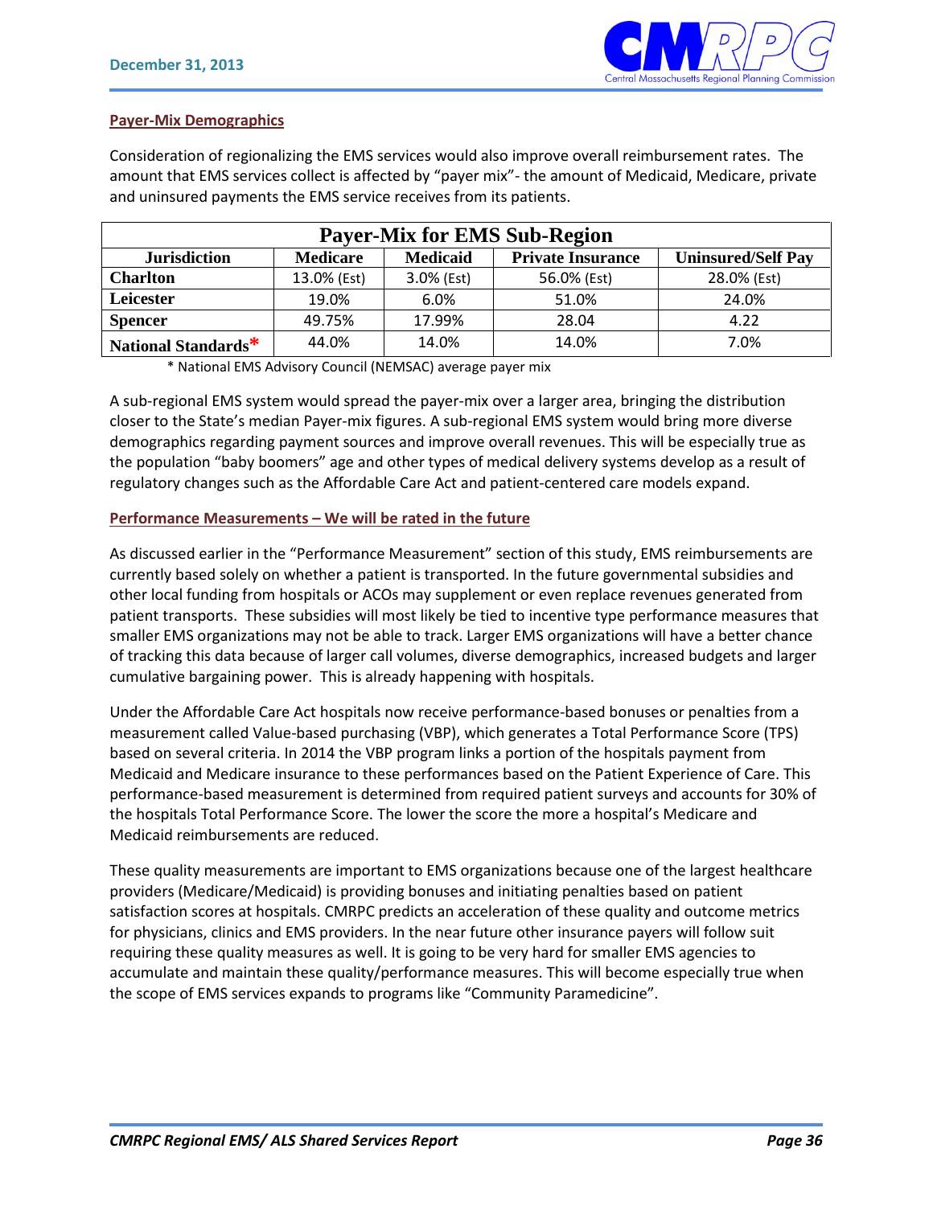## Payer-Mix Demographics

Consideration of regionalizing the EMS services would also improve overall reimbursement rates. The amount that EMS services collect is affected by “payer mix”- the amount of Medicaid, Medicare, private and uninsured payments the EMS service receives from its patients.

| Payer-Mix for EMS Sub-Region | | | | |
|---|---|---|---|---|
| **Jurisdiction** | **Medicare** | **Medicaid** | **Private Insurance** | **Uninsured/Self Pay** |
| **Charlton** | 13.0% (Est) | 3.0% (Est) | 56.0% (Est) | 28.0% (Est) |
| **Leicester** | 19.0% | 6.0% | 51.0% | 24.0% |
| **Spencer** | 49.75% | 17.99% | 28.04 | 4.22 |
| **National Standards*** | 44.0% | 14.0% | 14.0% | 7.0% |

* National EMS Advisory Council (NEMSAC) average payer mix

A sub-regional EMS system would spread the payer-mix over a larger area, bringing the distribution closer to the State’s median Payer-mix figures. A sub-regional EMS system would bring more diverse demographics regarding payment sources and improve overall revenues. This will be especially true as the population “baby boomers” age and other types of medical delivery systems develop as a result of regulatory changes such as the Affordable Care Act and patient-centered care models expand.

## Performance Measurements – We will be rated in the future

As discussed earlier in the “Performance Measurement” section of this study, EMS reimbursements are currently based solely on whether a patient is transported. In the future governmental subsidies and other local funding from hospitals or ACOs may supplement or even replace revenues generated from patient transports. These subsidies will most likely be tied to incentive type performance measures that smaller EMS organizations may not be able to track. Larger EMS organizations will have a better chance of tracking this data because of larger call volumes, diverse demographics, increased budgets and larger cumulative bargaining power. This is already happening with hospitals.

Under the Affordable Care Act hospitals now receive performance-based bonuses or penalties from a measurement called Value-based purchasing (VBP), which generates a Total Performance Score (TPS) based on several criteria. In 2014 the VBP program links a portion of the hospitals payment from Medicaid and Medicare insurance to these performances based on the Patient Experience of Care. This performance-based measurement is determined from required patient surveys and accounts for 30% of the hospitals Total Performance Score. The lower the score the more a hospital’s Medicare and Medicaid reimbursements are reduced.

These quality measurements are important to EMS organizations because one of the largest healthcare providers (Medicare/Medicaid) is providing bonuses and initiating penalties based on patient satisfaction scores at hospitals. CMRPC predicts an acceleration of these quality and outcome metrics for physicians, clinics and EMS providers. In the near future other insurance payers will follow suit requiring these quality measures as well. It is going to be very hard for smaller EMS agencies to accumulate and maintain these quality/performance measures. This will become especially true when the scope of EMS services expands to programs like “Community Paramedicine”.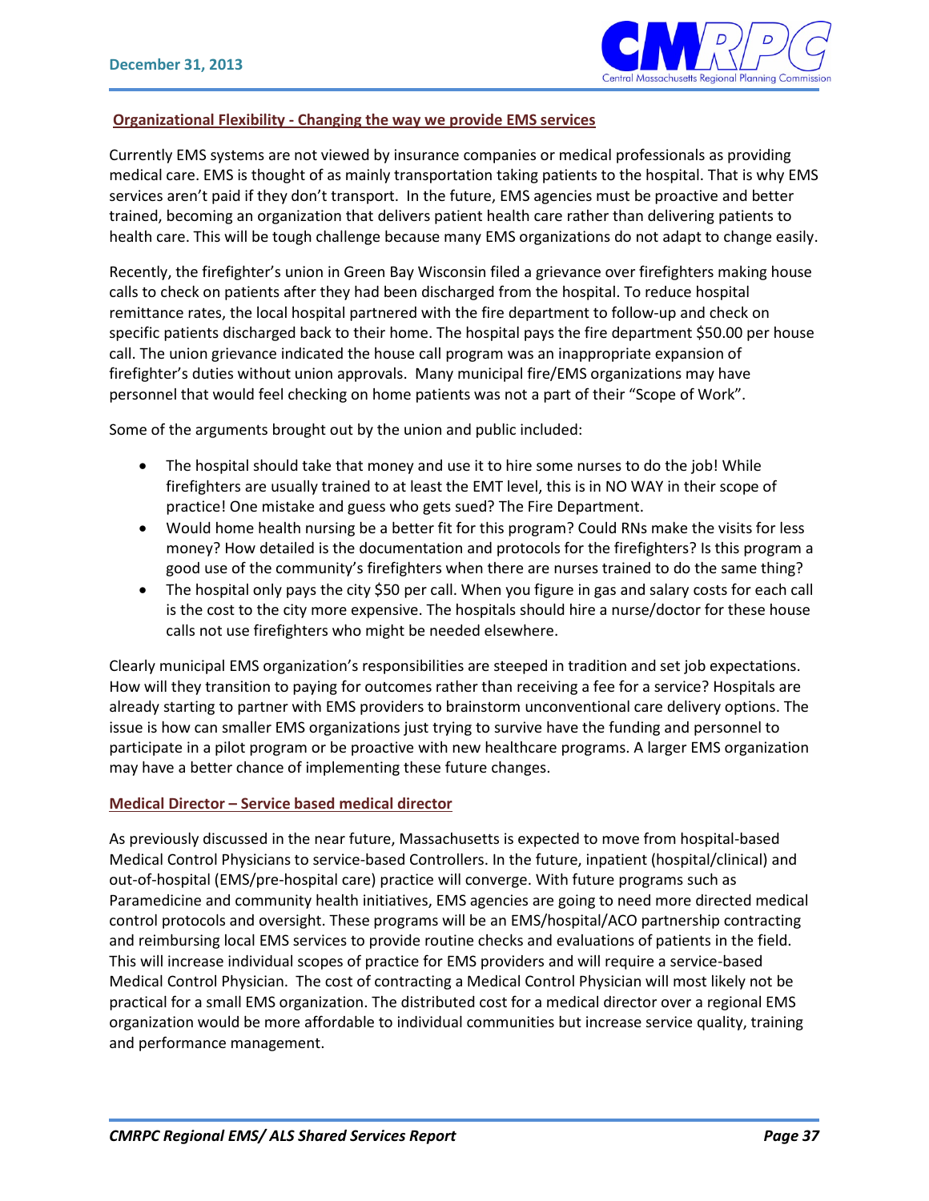**Organizational Flexibility - Changing the way we provide EMS services**

Currently EMS systems are not viewed by insurance companies or medical professionals as providing medical care. EMS is thought of as mainly transportation taking patients to the hospital. That is why EMS services aren't paid if they don't transport. In the future, EMS agencies must be proactive and better trained, becoming an organization that delivers patient health care rather than delivering patients to health care. This will be tough challenge because many EMS organizations do not adapt to change easily.

Recently, the firefighter's union in Green Bay Wisconsin filed a grievance over firefighters making house calls to check on patients after they had been discharged from the hospital. To reduce hospital remittance rates, the local hospital partnered with the fire department to follow-up and check on specific patients discharged back to their home. The hospital pays the fire department $50.00 per house call. The union grievance indicated the house call program was an inappropriate expansion of firefighter's duties without union approvals. Many municipal fire/EMS organizations may have personnel that would feel checking on home patients was not a part of their "Scope of Work".

Some of the arguments brought out by the union and public included:

- The hospital should take that money and use it to hire some nurses to do the job! While firefighters are usually trained to at least the EMT level, this is in NO WAY in their scope of practice! One mistake and guess who gets sued? The Fire Department.
- Would home health nursing be a better fit for this program? Could RNs make the visits for less money? How detailed is the documentation and protocols for the firefighters? Is this program a good use of the community's firefighters when there are nurses trained to do the same thing?
- The hospital only pays the city $50 per call. When you figure in gas and salary costs for each call is the cost to the city more expensive. The hospitals should hire a nurse/doctor for these house calls not use firefighters who might be needed elsewhere.

Clearly municipal EMS organization's responsibilities are steeped in tradition and set job expectations. How will they transition to paying for outcomes rather than receiving a fee for a service? Hospitals are already starting to partner with EMS providers to brainstorm unconventional care delivery options. The issue is how can smaller EMS organizations just trying to survive have the funding and personnel to participate in a pilot program or be proactive with new healthcare programs. A larger EMS organization may have a better chance of implementing these future changes.

**Medical Director – Service based medical director**

As previously discussed in the near future, Massachusetts is expected to move from hospital-based Medical Control Physicians to service-based Controllers. In the future, inpatient (hospital/clinical) and out-of-hospital (EMS/pre-hospital care) practice will converge. With future programs such as Paramedicine and community health initiatives, EMS agencies are going to need more directed medical control protocols and oversight. These programs will be an EMS/hospital/ACO partnership contracting and reimbursing local EMS services to provide routine checks and evaluations of patients in the field. This will increase individual scopes of practice for EMS providers and will require a service-based Medical Control Physician. The cost of contracting a Medical Control Physician will most likely not be practical for a small EMS organization. The distributed cost for a medical director over a regional EMS organization would be more affordable to individual communities but increase service quality, training and performance management.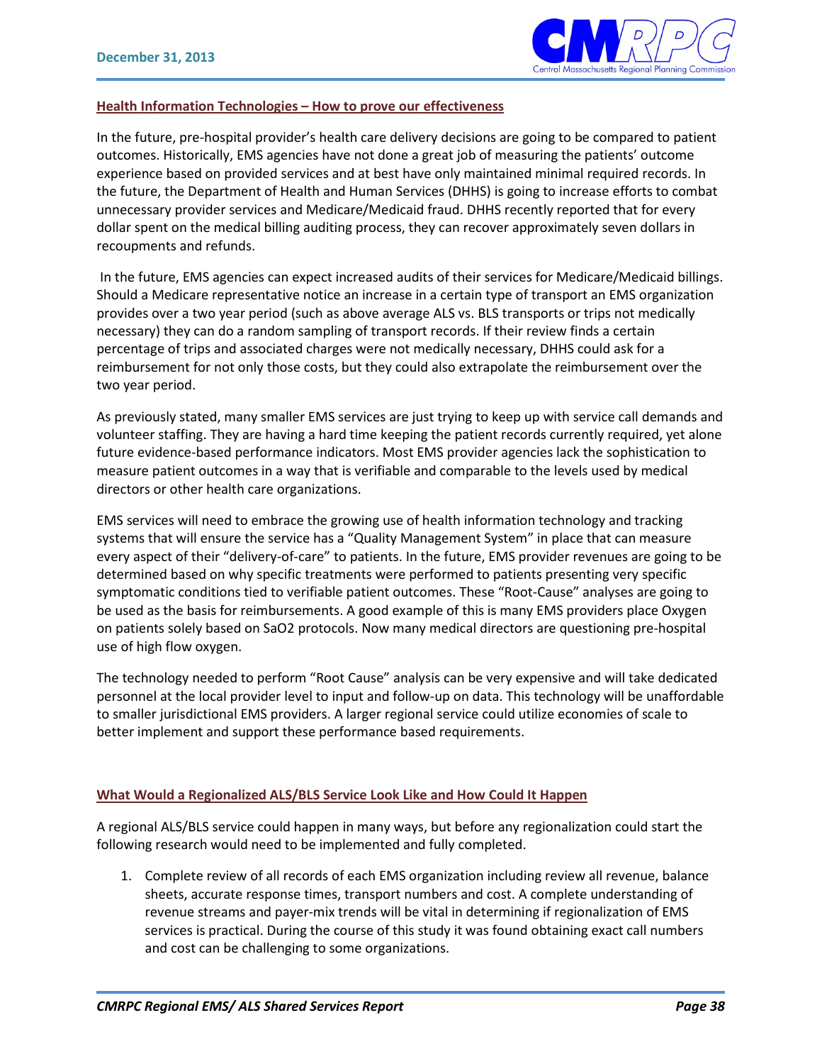## Health Information Technologies – How to prove our effectiveness

In the future, pre-hospital provider's health care delivery decisions are going to be compared to patient outcomes. Historically, EMS agencies have not done a great job of measuring the patients' outcome experience based on provided services and at best have only maintained minimal required records. In the future, the Department of Health and Human Services (DHHS) is going to increase efforts to combat unnecessary provider services and Medicare/Medicaid fraud. DHHS recently reported that for every dollar spent on the medical billing auditing process, they can recover approximately seven dollars in recoupments and refunds.

In the future, EMS agencies can expect increased audits of their services for Medicare/Medicaid billings. Should a Medicare representative notice an increase in a certain type of transport an EMS organization provides over a two year period (such as above average ALS vs. BLS transports or trips not medically necessary) they can do a random sampling of transport records. If their review finds a certain percentage of trips and associated charges were not medically necessary, DHHS could ask for a reimbursement for not only those costs, but they could also extrapolate the reimbursement over the two year period.

As previously stated, many smaller EMS services are just trying to keep up with service call demands and volunteer staffing. They are having a hard time keeping the patient records currently required, yet alone future evidence-based performance indicators. Most EMS provider agencies lack the sophistication to measure patient outcomes in a way that is verifiable and comparable to the levels used by medical directors or other health care organizations.

EMS services will need to embrace the growing use of health information technology and tracking systems that will ensure the service has a "Quality Management System" in place that can measure every aspect of their "delivery-of-care" to patients. In the future, EMS provider revenues are going to be determined based on why specific treatments were performed to patients presenting very specific symptomatic conditions tied to verifiable patient outcomes. These "Root-Cause" analyses are going to be used as the basis for reimbursements. A good example of this is many EMS providers place Oxygen on patients solely based on $SaO_2$ protocols. Now many medical directors are questioning pre-hospital use of high flow oxygen.

The technology needed to perform "Root Cause" analysis can be very expensive and will take dedicated personnel at the local provider level to input and follow-up on data. This technology will be unaffordable to smaller jurisdictional EMS providers. A larger regional service could utilize economies of scale to better implement and support these performance based requirements.

## What Would a Regionalized ALS/BLS Service Look Like and How Could It Happen

A regional ALS/BLS service could happen in many ways, but before any regionalization could start the following research would need to be implemented and fully completed.

1. Complete review of all records of each EMS organization including review all revenue, balance sheets, accurate response times, transport numbers and cost. A complete understanding of revenue streams and payer-mix trends will be vital in determining if regionalization of EMS services is practical. During the course of this study it was found obtaining exact call numbers and cost can be challenging to some organizations.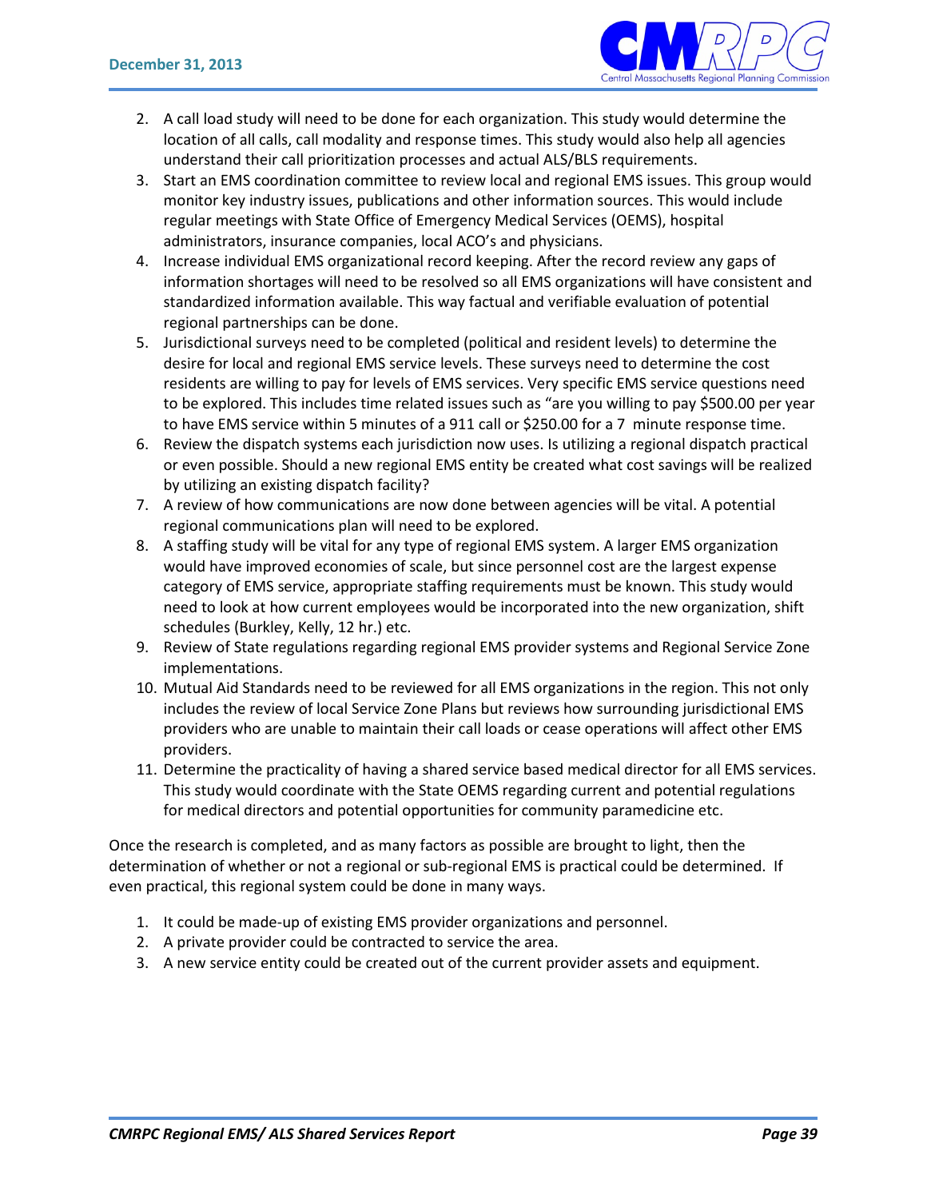2. A call load study will need to be done for each organization. This study would determine the location of all calls, call modality and response times. This study would also help all agencies understand their call prioritization processes and actual ALS/BLS requirements.
3. Start an EMS coordination committee to review local and regional EMS issues. This group would monitor key industry issues, publications and other information sources. This would include regular meetings with State Office of Emergency Medical Services (OEMS), hospital administrators, insurance companies, local ACO's and physicians.
4. Increase individual EMS organizational record keeping. After the record review any gaps of information shortages will need to be resolved so all EMS organizations will have consistent and standardized information available. This way factual and verifiable evaluation of potential regional partnerships can be done.
5. Jurisdictional surveys need to be completed (political and resident levels) to determine the desire for local and regional EMS service levels. These surveys need to determine the cost residents are willing to pay for levels of EMS services. Very specific EMS service questions need to be explored. This includes time related issues such as "are you willing to pay $500.00 per year to have EMS service within 5 minutes of a 911 call or $250.00 for a 7 minute response time.
6. Review the dispatch systems each jurisdiction now uses. Is utilizing a regional dispatch practical or even possible. Should a new regional EMS entity be created what cost savings will be realized by utilizing an existing dispatch facility?
7. A review of how communications are now done between agencies will be vital. A potential regional communications plan will need to be explored.
8. A staffing study will be vital for any type of regional EMS system. A larger EMS organization would have improved economies of scale, but since personnel cost are the largest expense category of EMS service, appropriate staffing requirements must be known. This study would need to look at how current employees would be incorporated into the new organization, shift schedules (Burkley, Kelly, 12 hr.) etc.
9. Review of State regulations regarding regional EMS provider systems and Regional Service Zone implementations.
10. Mutual Aid Standards need to be reviewed for all EMS organizations in the region. This not only includes the review of local Service Zone Plans but reviews how surrounding jurisdictional EMS providers who are unable to maintain their call loads or cease operations will affect other EMS providers.
11. Determine the practicality of having a shared service based medical director for all EMS services. This study would coordinate with the State OEMS regarding current and potential regulations for medical directors and potential opportunities for community paramedicine etc.

Once the research is completed, and as many factors as possible are brought to light, then the determination of whether or not a regional or sub-regional EMS is practical could be determined. If even practical, this regional system could be done in many ways.

1. It could be made-up of existing EMS provider organizations and personnel.
2. A private provider could be contracted to service the area.
3. A new service entity could be created out of the current provider assets and equipment.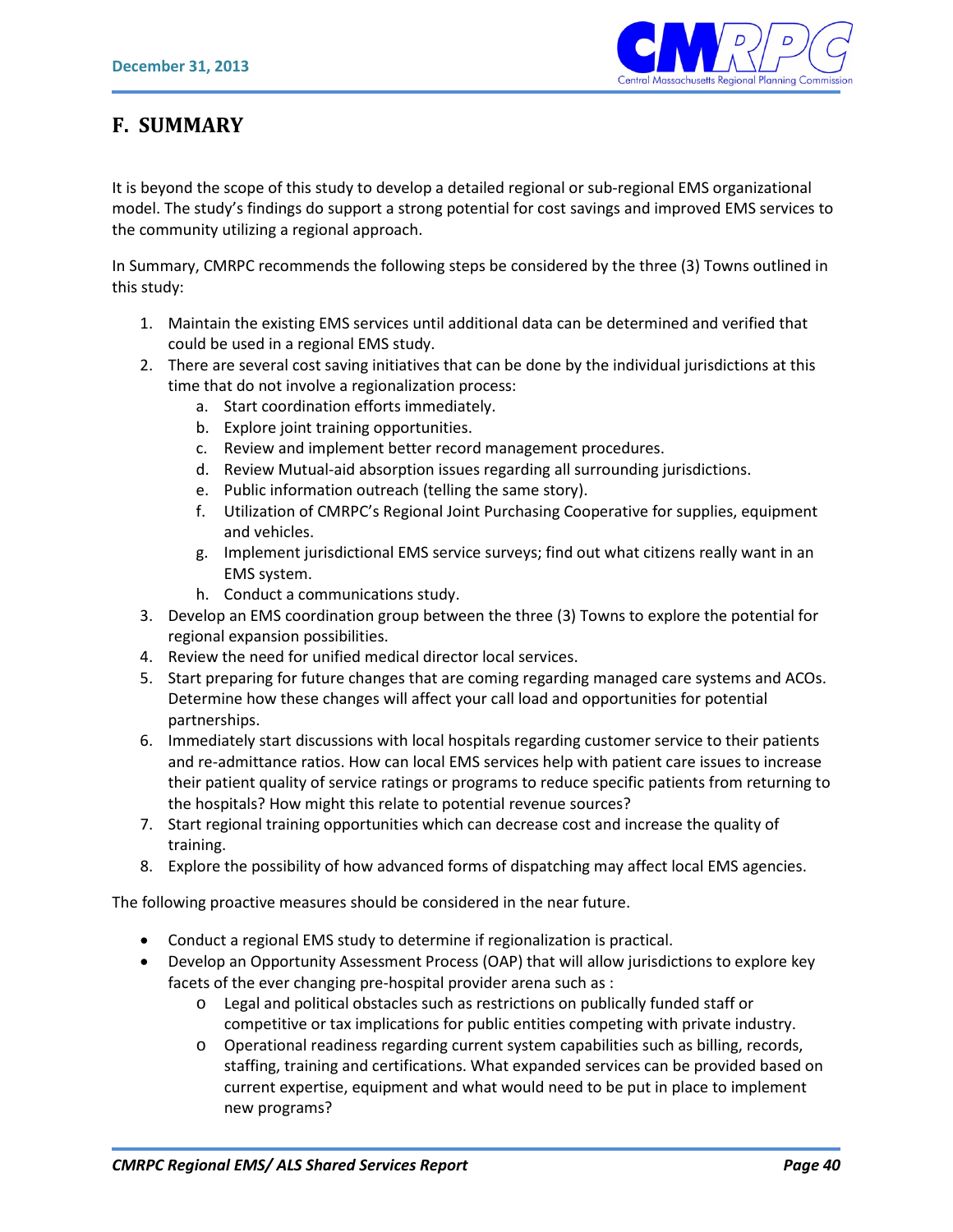## F. SUMMARY

It is beyond the scope of this study to develop a detailed regional or sub-regional EMS organizational model. The study's findings do support a strong potential for cost savings and improved EMS services to the community utilizing a regional approach.

In Summary, CMRPC recommends the following steps be considered by the three (3) Towns outlined in this study:

1. Maintain the existing EMS services until additional data can be determined and verified that could be used in a regional EMS study.
2. There are several cost saving initiatives that can be done by the individual jurisdictions at this time that do not involve a regionalization process:
    a. Start coordination efforts immediately.
    b. Explore joint training opportunities.
    c. Review and implement better record management procedures.
    d. Review Mutual-aid absorption issues regarding all surrounding jurisdictions.
    e. Public information outreach (telling the same story).
    f. Utilization of CMRPC's Regional Joint Purchasing Cooperative for supplies, equipment and vehicles.
    g. Implement jurisdictional EMS service surveys; find out what citizens really want in an EMS system.
    h. Conduct a communications study.
3. Develop an EMS coordination group between the three (3) Towns to explore the potential for regional expansion possibilities.
4. Review the need for unified medical director local services.
5. Start preparing for future changes that are coming regarding managed care systems and ACOs. Determine how these changes will affect your call load and opportunities for potential partnerships.
6. Immediately start discussions with local hospitals regarding customer service to their patients and re-admittance ratios. How can local EMS services help with patient care issues to increase their patient quality of service ratings or programs to reduce specific patients from returning to the hospitals? How might this relate to potential revenue sources?
7. Start regional training opportunities which can decrease cost and increase the quality of training.
8. Explore the possibility of how advanced forms of dispatching may affect local EMS agencies.

The following proactive measures should be considered in the near future.

- Conduct a regional EMS study to determine if regionalization is practical.
- Develop an Opportunity Assessment Process (OAP) that will allow jurisdictions to explore key facets of the ever changing pre-hospital provider arena such as :
    - Legal and political obstacles such as restrictions on publically funded staff or competitive or tax implications for public entities competing with private industry.
    - Operational readiness regarding current system capabilities such as billing, records, staffing, training and certifications. What expanded services can be provided based on current expertise, equipment and what would need to be put in place to implement new programs?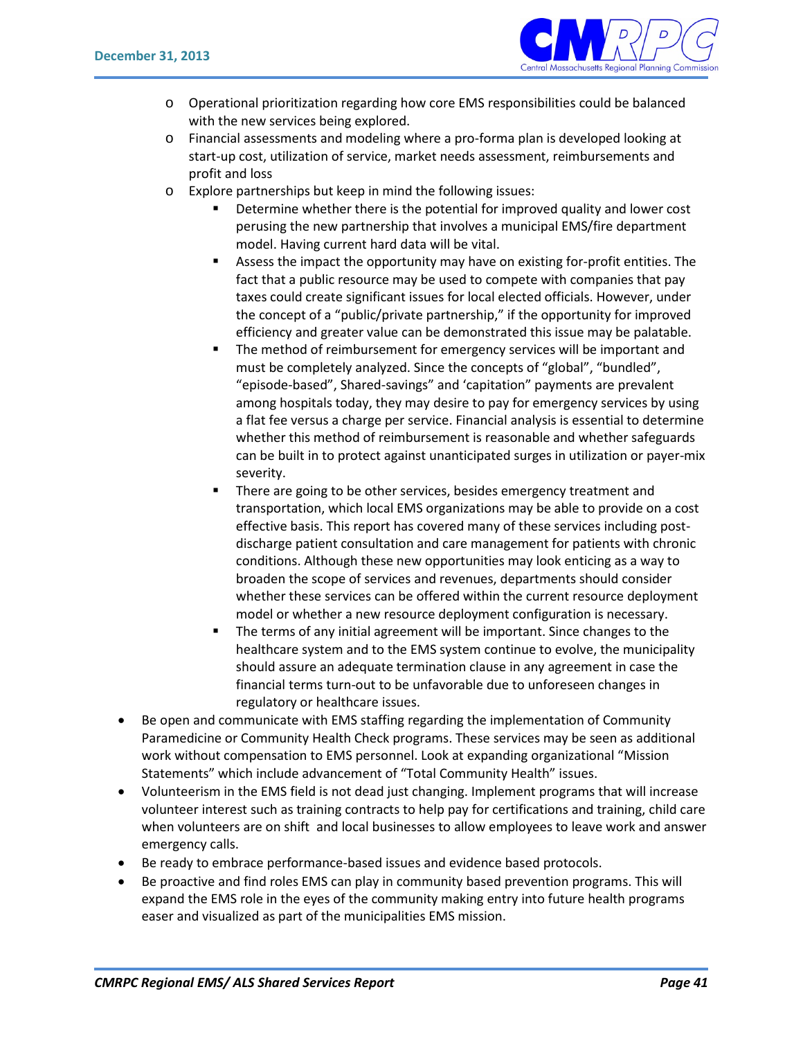- Operational prioritization regarding how core EMS responsibilities could be balanced with the new services being explored.
- Financial assessments and modeling where a pro-forma plan is developed looking at start-up cost, utilization of service, market needs assessment, reimbursements and profit and loss
- Explore partnerships but keep in mind the following issues:
  - Determine whether there is the potential for improved quality and lower cost perusing the new partnership that involves a municipal EMS/fire department model. Having current hard data will be vital.
  - Assess the impact the opportunity may have on existing for-profit entities. The fact that a public resource may be used to compete with companies that pay taxes could create significant issues for local elected officials. However, under the concept of a "public/private partnership," if the opportunity for improved efficiency and greater value can be demonstrated this issue may be palatable.
  - The method of reimbursement for emergency services will be important and must be completely analyzed. Since the concepts of "global", "bundled", "episode-based", Shared-savings" and 'capitation" payments are prevalent among hospitals today, they may desire to pay for emergency services by using a flat fee versus a charge per service. Financial analysis is essential to determine whether this method of reimbursement is reasonable and whether safeguards can be built in to protect against unanticipated surges in utilization or payer-mix severity.
  - There are going to be other services, besides emergency treatment and transportation, which local EMS organizations may be able to provide on a cost effective basis. This report has covered many of these services including post-discharge patient consultation and care management for patients with chronic conditions. Although these new opportunities may look enticing as a way to broaden the scope of services and revenues, departments should consider whether these services can be offered within the current resource deployment model or whether a new resource deployment configuration is necessary.
  - The terms of any initial agreement will be important. Since changes to the healthcare system and to the EMS system continue to evolve, the municipality should assure an adequate termination clause in any agreement in case the financial terms turn-out to be unfavorable due to unforeseen changes in regulatory or healthcare issues.

- Be open and communicate with EMS staffing regarding the implementation of Community Paramedicine or Community Health Check programs. These services may be seen as additional work without compensation to EMS personnel. Look at expanding organizational "Mission Statements" which include advancement of "Total Community Health" issues.
- Volunteerism in the EMS field is not dead just changing. Implement programs that will increase volunteer interest such as training contracts to help pay for certifications and training, child care when volunteers are on shift and local businesses to allow employees to leave work and answer emergency calls.
- Be ready to embrace performance-based issues and evidence based protocols.
- Be proactive and find roles EMS can play in community based prevention programs. This will expand the EMS role in the eyes of the community making entry into future health programs easer and visualized as part of the municipalities EMS mission.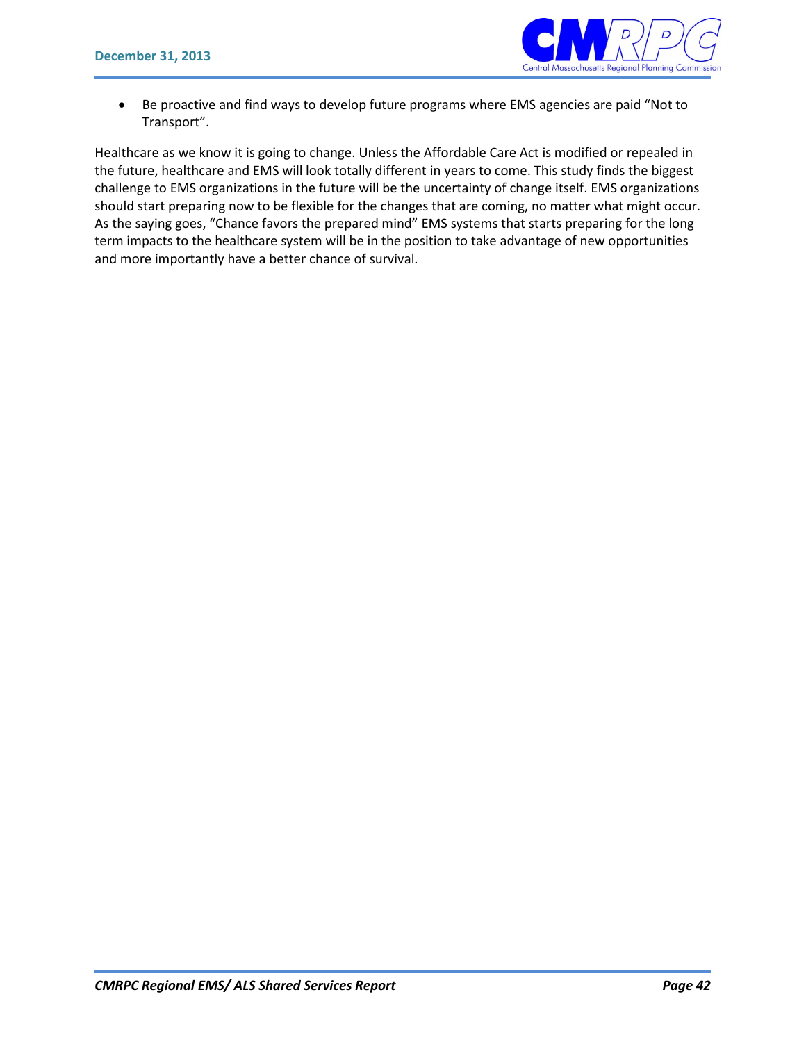- Be proactive and find ways to develop future programs where EMS agencies are paid "Not to Transport".

Healthcare as we know it is going to change. Unless the Affordable Care Act is modified or repealed in the future, healthcare and EMS will look totally different in years to come. This study finds the biggest challenge to EMS organizations in the future will be the uncertainty of change itself. EMS organizations should start preparing now to be flexible for the changes that are coming, no matter what might occur. As the saying goes, "Chance favors the prepared mind" EMS systems that starts preparing for the long term impacts to the healthcare system will be in the position to take advantage of new opportunities and more importantly have a better chance of survival.